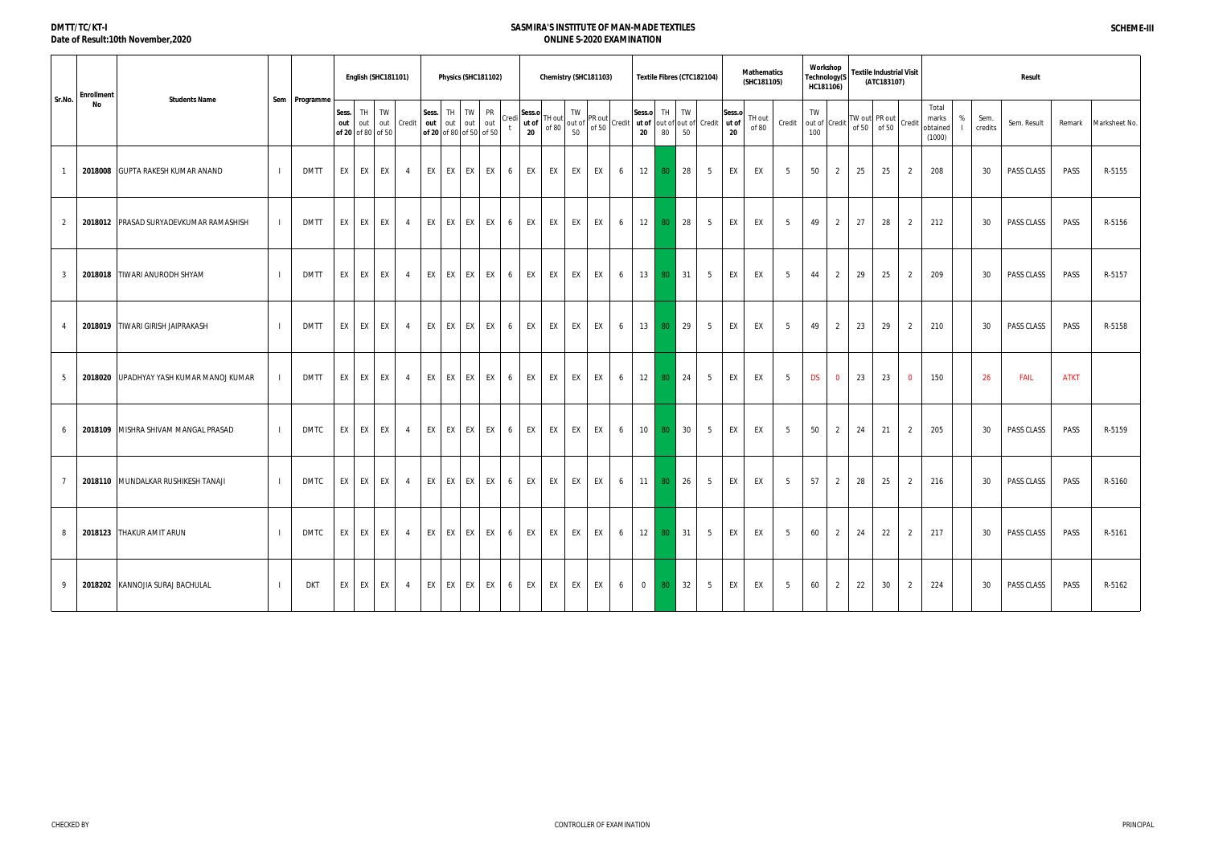DMTT/TC/KT-I
Date of Result:10th November,2020

# SASMIRA'S INSTITUTE OF MAN-MADE TEXTILES
## ONLINE S-2020 EXAMINATION

SCHEME-III

| Sr.No. | Enrollment No | Students Name | Sem | Programme | English (SHC181101) | | | | Physics (SHC181102) | | | | | Chemistry (SHC181103) | | | | | Textile Fibres (CTC182104) | | | | Mathematics (SHC181105) | | | Workshop Technology(SHC181106) | | Textile Industrial Visit (ATC183107) | | | Result | | | | | | |
|---|---|---|---|---|---|---|---|---|---|---|---|---|---|---|---|---|---|---|---|---|---|---|---|---|---|---|---|---|---|---|---|---|---|---|---|---|---|
| | | | | | Sess. out of 20 | TH out of 80 | TW out of 50 | Credit | Sess. out of 20 | TH out of 80 | TW out of 50 | PR out of 50 | Credit | Sess.out of 20 | TH out of 80 | TW out of 50 | PR out of 50 | Credit | Sess.out of 20 | TH out of 80 | TW out of 50 | Credit | Sess.out of 20 | TH out of 80 | Credit | TW out of 100 | Credit | TW out of 50 | PR out of 50 | Credit | Total marks obtained (1000) | %I | Sem. credits | Sem. Result | Remark | Marksheet No. |
| 1 | 2018008 | GUPTA RAKESH KUMAR ANAND | I | DMTT | EX | EX | EX | 4 | EX | EX | EX | EX | 6 | EX | EX | EX | EX | 6 | 12 | 80 | 28 | 5 | EX | EX | 5 | 50 | 2 | 25 | 25 | 2 | 208 | | 30 | PASS CLASS | PASS | R-5155 |
| 2 | 2018012 | PRASAD SURYADEVKUMAR RAMASHISH | I | DMTT | EX | EX | EX | 4 | EX | EX | EX | EX | 6 | EX | EX | EX | EX | 6 | 12 | 80 | 28 | 5 | EX | EX | 5 | 49 | 2 | 27 | 28 | 2 | 212 | | 30 | PASS CLASS | PASS | R-5156 |
| 3 | 2018018 | TIWARI ANURODH SHYAM | I | DMTT | EX | EX | EX | 4 | EX | EX | EX | EX | 6 | EX | EX | EX | EX | 6 | 13 | 80 | 31 | 5 | EX | EX | 5 | 44 | 2 | 29 | 25 | 2 | 209 | | 30 | PASS CLASS | PASS | R-5157 |
| 4 | 2018019 | TIWARI GIRISH JAIPRAKASH | I | DMTT | EX | EX | EX | 4 | EX | EX | EX | EX | 6 | EX | EX | EX | EX | 6 | 13 | 80 | 29 | 5 | EX | EX | 5 | 49 | 2 | 23 | 29 | 2 | 210 | | 30 | PASS CLASS | PASS | R-5158 |
| 5 | 2018020 | UPADHYAY YASH KUMAR MANOJ KUMAR | I | DMTT | EX | EX | EX | 4 | EX | EX | EX | EX | 6 | EX | EX | EX | EX | 6 | 12 | 80 | 24 | 5 | EX | EX | 5 | DS | 0 | 23 | 23 | 0 | 150 | | 26 | FAIL | ATKT | |
| 6 | 2018109 | MISHRA SHIVAM MANGAL PRASAD | I | DMTC | EX | EX | EX | 4 | EX | EX | EX | EX | 6 | EX | EX | EX | EX | 6 | 10 | 80 | 30 | 5 | EX | EX | 5 | 50 | 2 | 24 | 21 | 2 | 205 | | 30 | PASS CLASS | PASS | R-5159 |
| 7 | 2018110 | MUNDALKAR RUSHIKESH TANAJI | I | DMTC | EX | EX | EX | 4 | EX | EX | EX | EX | 6 | EX | EX | EX | EX | 6 | 11 | 80 | 26 | 5 | EX | EX | 5 | 57 | 2 | 28 | 25 | 2 | 216 | | 30 | PASS CLASS | PASS | R-5160 |
| 8 | 2018123 | THAKUR AMIT ARUN | I | DMTC | EX | EX | EX | 4 | EX | EX | EX | EX | 6 | EX | EX | EX | EX | 6 | 12 | 80 | 31 | 5 | EX | EX | 5 | 60 | 2 | 24 | 22 | 2 | 217 | | 30 | PASS CLASS | PASS | R-5161 |
| 9 | 2018202 | KANNOJIA SURAJ BACHULAL | I | DKT | EX | EX | EX | 4 | EX | EX | EX | EX | 6 | EX | EX | EX | EX | 6 | 0 | 80 | 32 | 5 | EX | EX | 5 | 60 | 2 | 22 | 30 | 2 | 224 | | 30 | PASS CLASS | PASS | R-5162 |

CHECKED BY | CONTROLLER OF EXAMINATION | PRINCIPAL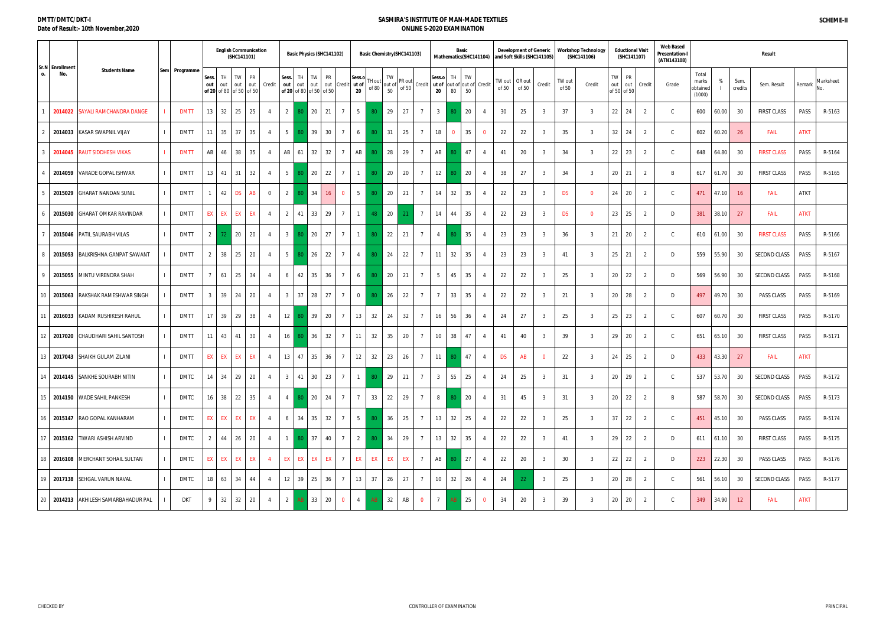DMTT/DMTC/DKT-I

Date of Result:- 10th November,2020

SASMIRA'S INSTITUTE OF MAN-MADE TEXTILES

ONLINE S-2020 EXAMINATION

SCHEME-II

| Sr.No. | Enrollment No. | Students Name | Sem | Programme | English Communication (SHC141101) | | | | | Basic Physics (SHC141102) | | | | | Basic Chemistry(SHC141103) | | | | | Basic Mathematics(SHC141104) | | | | Development of Generic and Soft Skills (SHC141105) | | | Workshop Technology (SHC141106) | | Eductional Visit (SHC141107) | | | Web Based Presentation-I (ATN143108) | Result | | | | | |
|---|---|---|---|---|---|---|---|---|---|---|---|---|---|---|---|---|---|---|---|---|---|---|---|---|---|---|---|---|---|---|---|---|---|---|---|---|---|---|
| | | | | | Sess. out of 20 | TH out of 80 | TW out of 50 | PR out of 50 | Credit | Sess. out of 20 | TH out of 80 | TW out of 50 | PR out of 50 | Credit | Sess.out of 20 | TH out of 80 | TW out of 50 | PR out of 50 | Credit | Sess.out of 20 | TH out of 80 | TW out of 50 | Credit | TW out of 50 | OR out of 50 | Credit | TW out of 50 | Credit | TW out of 50 | PR out of 50 | Credit | Grade | Total marks obtained (1000) | % | Sem. credits | Sem. Result | Remark | Marksheet No. |
| 1 | 2014022 | SAYALI RAMCHANDRA DANGE | I | DMTT | 13 | 32 | 25 | 25 | 4 | 2 | 80 | 20 | 21 | 7 | 5 | 80 | 29 | 27 | 7 | 3 | 80 | 20 | 4 | 30 | 25 | 3 | 37 | 3 | 22 | 24 | 2 | C | 600 | 60.00 | 30 | FIRST CLASS | PASS | R-5163 |
| 2 | 2014033 | KASAR SWAPNIL VIJAY | I | DMTT | 11 | 35 | 37 | 35 | 4 | 5 | 80 | 39 | 30 | 7 | 6 | 80 | 31 | 25 | 7 | 18 | 0 | 35 | 0 | 22 | 22 | 3 | 35 | 3 | 32 | 24 | 2 | C | 602 | 60.20 | 26 | FAIL | ATKT | |
| 3 | 2014045 | RAUT SIDDHESH VIKAS | I | DMTT | AB | 46 | 38 | 35 | 4 | AB | 61 | 32 | 32 | 7 | AB | 80 | 28 | 29 | 7 | AB | 80 | 47 | 4 | 41 | 20 | 3 | 34 | 3 | 22 | 23 | 2 | C | 648 | 64.80 | 30 | FIRST CLASS | PASS | R-5164 |
| 4 | 2014059 | VARADE GOPAL ISHWAR | I | DMTT | 13 | 41 | 31 | 32 | 4 | 5 | 80 | 20 | 22 | 7 | 1 | 80 | 20 | 20 | 7 | 12 | 80 | 20 | 4 | 38 | 27 | 3 | 34 | 3 | 20 | 21 | 2 | B | 617 | 61.70 | 30 | FIRST CLASS | PASS | R-5165 |
| 5 | 2015029 | GHARAT NANDAN SUNIL | I | DMTT | 1 | 42 | DS | AB | 0 | 2 | 80 | 34 | 16 | 0 | 5 | 80 | 20 | 21 | 7 | 14 | 32 | 35 | 4 | 22 | 23 | 3 | DS | 0 | 24 | 20 | 2 | C | 471 | 47.10 | 16 | FAIL | ATKT | |
| 6 | 2015030 | GHARAT OMKAR RAVINDAR | I | DMTT | EX | EX | EX | EX | 4 | 2 | 41 | 33 | 29 | 7 | 1 | 48 | 20 | 21 | 7 | 14 | 44 | 35 | 4 | 22 | 23 | 3 | DS | 0 | 23 | 25 | 2 | D | 381 | 38.10 | 27 | FAIL | ATKT | |
| 7 | 2015046 | PATIL SAURABH VILAS | I | DMTT | 2 | 72 | 20 | 20 | 4 | 3 | 80 | 20 | 27 | 7 | 1 | 80 | 22 | 21 | 7 | 4 | 80 | 35 | 4 | 23 | 23 | 3 | 36 | 3 | 21 | 20 | 2 | C | 610 | 61.00 | 30 | FIRST CLASS | PASS | R-5166 |
| 8 | 2015053 | BALKRISHNA GANPAT SAWANT | I | DMTT | 2 | 38 | 25 | 20 | 4 | 5 | 80 | 26 | 22 | 7 | 4 | 80 | 24 | 22 | 7 | 11 | 32 | 35 | 4 | 23 | 23 | 3 | 41 | 3 | 25 | 21 | 2 | D | 559 | 55.90 | 30 | SECOND CLASS | PASS | R-5167 |
| 9 | 2015055 | MINTU VIRENDRA SHAH | I | DMTT | 7 | 61 | 25 | 34 | 4 | 6 | 42 | 35 | 36 | 7 | 6 | 80 | 20 | 21 | 7 | 5 | 45 | 35 | 4 | 22 | 22 | 3 | 25 | 3 | 20 | 22 | 2 | D | 569 | 56.90 | 30 | SECOND CLASS | PASS | R-5168 |
| 10 | 2015063 | RAKSHAK RAMESHWAR SINGH | I | DMTT | 3 | 39 | 24 | 20 | 4 | 3 | 37 | 28 | 27 | 7 | 0 | 80 | 26 | 22 | 7 | 7 | 33 | 35 | 4 | 22 | 22 | 3 | 21 | 3 | 20 | 28 | 2 | D | 497 | 49.70 | 30 | PASS CLASS | PASS | R-5169 |
| 11 | 2016033 | KADAM RUSHIKESH RAHUL | I | DMTT | 17 | 39 | 29 | 38 | 4 | 12 | 80 | 39 | 20 | 7 | 13 | 32 | 24 | 32 | 7 | 16 | 56 | 36 | 4 | 24 | 27 | 3 | 25 | 3 | 25 | 23 | 2 | C | 607 | 60.70 | 30 | FIRST CLASS | PASS | R-5170 |
| 12 | 2017020 | CHAUDHARI SAHIL SANTOSH | I | DMTT | 11 | 43 | 41 | 30 | 4 | 16 | 80 | 36 | 32 | 7 | 11 | 32 | 35 | 20 | 7 | 10 | 38 | 47 | 4 | 41 | 40 | 3 | 39 | 3 | 29 | 20 | 2 | C | 651 | 65.10 | 30 | FIRST CLASS | PASS | R-5171 |
| 13 | 2017043 | SHAIKH GULAM ZILANI | I | DMTT | EX | EX | EX | EX | 4 | 13 | 47 | 35 | 36 | 7 | 12 | 32 | 23 | 26 | 7 | 11 | 80 | 47 | 4 | DS | AB | 0 | 22 | 3 | 24 | 25 | 2 | D | 433 | 43.30 | 27 | FAIL | ATKT | |
| 14 | 2014145 | SANKHE SOURABH NITIN | I | DMTC | 14 | 34 | 29 | 20 | 4 | 3 | 41 | 30 | 23 | 7 | 1 | 80 | 29 | 21 | 7 | 3 | 55 | 25 | 4 | 24 | 25 | 3 | 31 | 3 | 20 | 29 | 2 | C | 537 | 53.70 | 30 | SECOND CLASS | PASS | R-5172 |
| 15 | 2014150 | WADE SAHIL PANKESH | I | DMTC | 16 | 38 | 22 | 35 | 4 | 4 | 80 | 20 | 24 | 7 | 7 | 33 | 22 | 29 | 7 | 8 | 80 | 20 | 4 | 31 | 45 | 3 | 31 | 3 | 20 | 22 | 2 | B | 587 | 58.70 | 30 | SECOND CLASS | PASS | R-5173 |
| 16 | 2015147 | RAO GOPAL KANHARAM | I | DMTC | EX | EX | EX | EX | 4 | 6 | 34 | 35 | 32 | 7 | 5 | 80 | 36 | 25 | 7 | 13 | 32 | 25 | 4 | 22 | 22 | 3 | 25 | 3 | 37 | 22 | 2 | C | 451 | 45.10 | 30 | PASS CLASS | PASS | R-5174 |
| 17 | 2015162 | TIWARI ASHISH ARVIND | I | DMTC | 2 | 44 | 26 | 20 | 4 | 1 | 80 | 37 | 40 | 7 | 2 | 80 | 34 | 29 | 7 | 13 | 32 | 35 | 4 | 22 | 22 | 3 | 41 | 3 | 29 | 22 | 2 | D | 611 | 61.10 | 30 | FIRST CLASS | PASS | R-5175 |
| 18 | 2016108 | MERCHANT SOHAIL SULTAN | I | DMTC | EX | EX | EX | EX | 4 | EX | EX | EX | EX | 7 | EX | EX | EX | EX | 7 | AB | 80 | 27 | 4 | 22 | 20 | 3 | 30 | 3 | 22 | 22 | 2 | D | 223 | 22.30 | 30 | PASS CLASS | PASS | R-5176 |
| 19 | 2017138 | SEHGAL VARUN NAVAL | I | DMTC | 18 | 63 | 34 | 44 | 4 | 12 | 39 | 25 | 36 | 7 | 13 | 37 | 26 | 27 | 7 | 10 | 32 | 26 | 4 | 24 | 22 | 3 | 25 | 3 | 20 | 28 | 2 | C | 561 | 56.10 | 30 | SECOND CLASS | PASS | R-5177 |
| 20 | 2014213 | AKHILESH SAMARBAHADUR PAL | I | DKT | 9 | 32 | 32 | 20 | 4 | 2 | AB | 33 | 20 | 0 | 4 | AB | 32 | AB | 0 | 7 | AB | 25 | 0 | 34 | 20 | 3 | 39 | 3 | 20 | 20 | 2 | C | 349 | 34.90 | 12 | FAIL | ATKT | |

CHECKED BY

CONTROLLER OF EXAMINATION

PRINCIPAL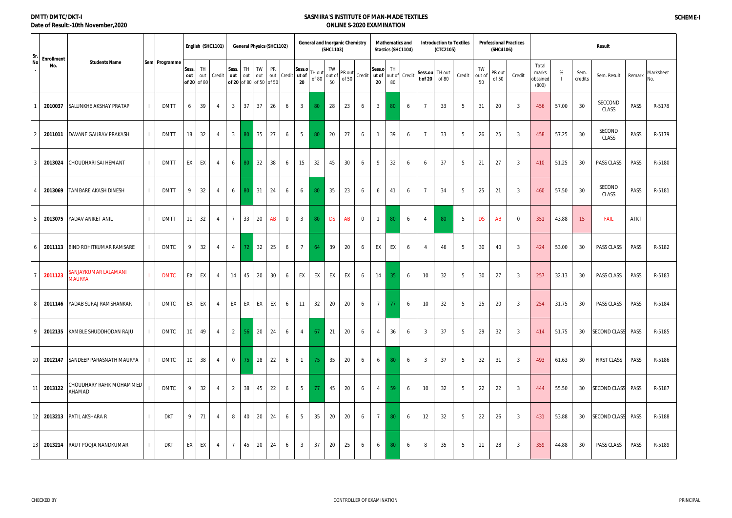DMTT/DMTC/DKT-I
Date of Result:-10th November,2020

# SASMIRA'S INSTITUTE OF MAN-MADE TEXTILES
## ONLINE S-2020 EXAMINATION

SCHEME-I

| Sr. No. | Enrollment No. | Students Name | Sem | Programme | English (SHC1101) | | | General Physics (SHC1102) | | | | | General and Inorganic Chemistry (SHC1103) | | | | | Mathematics and Stastics (SHC1104) | | | Introduction to Textiles (CTC2105) | | | Professional Practices (SHC4106) | | | Result | | | | | |
|---|---|---|---|---|---|---|---|---|---|---|---|---|---|---|---|---|---|---|---|---|---|---|---|---|---|---|---|---|---|---|---|---|
| | | | | | Sess. out of 20 | TH out of 80 | Credit | Sess. out of 20 | TH out of 80 | TW out of 50 | PR out of 50 | Credit | Sess.out of 20 | TH out of 80 | TW out of 50 | PR out of 50 | Credit | Sess.out of 20 | TH out of 80 | Credit | Sess.out of 20 | TH out of 80 | Credit | TW out of 50 | PR out of 50 | Credit | Total marks obtained (800) | % | Sem. credits | Sem. Result | Remark | Marksheet No. |
| 1 | 2010037 | SALUNKHE AKSHAY PRATAP | I | DMTT | 6 | 39 | 4 | 3 | 37 | 37 | 26 | 6 | 3 | 80 | 28 | 23 | 6 | 3 | 80 | 6 | 7 | 33 | 5 | 31 | 20 | 3 | 456 | 57.00 | 30 | SECCOND CLASS | PASS | R-5178 |
| 2 | 2011011 | DAVANE GAURAV PRAKASH | I | DMTT | 18 | 32 | 4 | 3 | 80 | 35 | 27 | 6 | 5 | 80 | 20 | 27 | 6 | 1 | 39 | 6 | 7 | 33 | 5 | 26 | 25 | 3 | 458 | 57.25 | 30 | SECOND CLASS | PASS | R-5179 |
| 3 | 2013024 | CHOUDHARI SAI HEMANT | I | DMTT | EX | EX | 4 | 6 | 80 | 32 | 38 | 6 | 15 | 32 | 45 | 30 | 6 | 9 | 32 | 6 | 6 | 37 | 5 | 21 | 27 | 3 | 410 | 51.25 | 30 | PASS CLASS | PASS | R-5180 |
| 4 | 2013069 | TAMBARE AKASH DINESH | I | DMTT | 9 | 32 | 4 | 6 | 80 | 31 | 24 | 6 | 6 | 80 | 35 | 23 | 6 | 6 | 41 | 6 | 7 | 34 | 5 | 25 | 21 | 3 | 460 | 57.50 | 30 | SECOND CLASS | PASS | R-5181 |
| 5 | 2013075 | YADAV ANIKET ANIL | I | DMTT | 11 | 32 | 4 | 7 | 33 | 20 | AB | 0 | 3 | 80 | DS | AB | 0 | 1 | 80 | 6 | 4 | 80 | 5 | DS | AB | 0 | 351 | 43.88 | 15 | FAIL | ATKT | |
| 6 | 2011113 | BIND ROHITKUMAR RAMSARE | I | DMTC | 9 | 32 | 4 | 4 | 72 | 32 | 25 | 6 | 7 | 64 | 39 | 20 | 6 | EX | EX | 6 | 4 | 46 | 5 | 30 | 40 | 3 | 424 | 53.00 | 30 | PASS CLASS | PASS | R-5182 |
| 7 | 2011123 | SANJAYKUMAR LALAMANI MAURYA | I | DMTC | EX | EX | 4 | 14 | 45 | 20 | 30 | 6 | EX | EX | EX | EX | 6 | 14 | 35 | 6 | 10 | 32 | 5 | 30 | 27 | 3 | 257 | 32.13 | 30 | PASS CLASS | PASS | R-5183 |
| 8 | 2011146 | YADAB SURAJ RAMSHANKAR | I | DMTC | EX | EX | 4 | EX | EX | EX | EX | 6 | 11 | 32 | 20 | 20 | 6 | 7 | 77 | 6 | 10 | 32 | 5 | 25 | 20 | 3 | 254 | 31.75 | 30 | PASS CLASS | PASS | R-5184 |
| 9 | 2012135 | KAMBLE SHUDDHODAN RAJU | I | DMTC | 10 | 49 | 4 | 2 | 56 | 20 | 24 | 6 | 4 | 67 | 21 | 20 | 6 | 4 | 36 | 6 | 3 | 37 | 5 | 29 | 32 | 3 | 414 | 51.75 | 30 | SECOND CLASS | PASS | R-5185 |
| 10 | 2012147 | SANDEEP PARASNATH MAURYA | I | DMTC | 10 | 38 | 4 | 0 | 75 | 28 | 22 | 6 | 1 | 75 | 35 | 20 | 6 | 6 | 80 | 6 | 3 | 37 | 5 | 32 | 31 | 3 | 493 | 61.63 | 30 | FIRST CLASS | PASS | R-5186 |
| 11 | 2013122 | CHOUDHARY RAFIK MOHAMMED AHAMAD | I | DMTC | 9 | 32 | 4 | 2 | 38 | 45 | 22 | 6 | 5 | 77 | 45 | 20 | 6 | 4 | 59 | 6 | 10 | 32 | 5 | 22 | 22 | 3 | 444 | 55.50 | 30 | SECOND CLASS | PASS | R-5187 |
| 12 | 2013213 | PATIL AKSHARA R | I | DKT | 9 | 71 | 4 | 8 | 40 | 20 | 24 | 6 | 5 | 35 | 20 | 20 | 6 | 7 | 80 | 6 | 12 | 32 | 5 | 22 | 26 | 3 | 431 | 53.88 | 30 | SECOND CLASS | PASS | R-5188 |
| 13 | 2013214 | RAUT POOJA NANDKUMAR | I | DKT | EX | EX | 4 | 7 | 45 | 20 | 24 | 6 | 3 | 37 | 20 | 25 | 6 | 6 | 80 | 6 | 8 | 35 | 5 | 21 | 28 | 3 | 359 | 44.88 | 30 | PASS CLASS | PASS | R-5189 |

CHECKED BY | CONTROLLER OF EXAMINATION | PRINCIPAL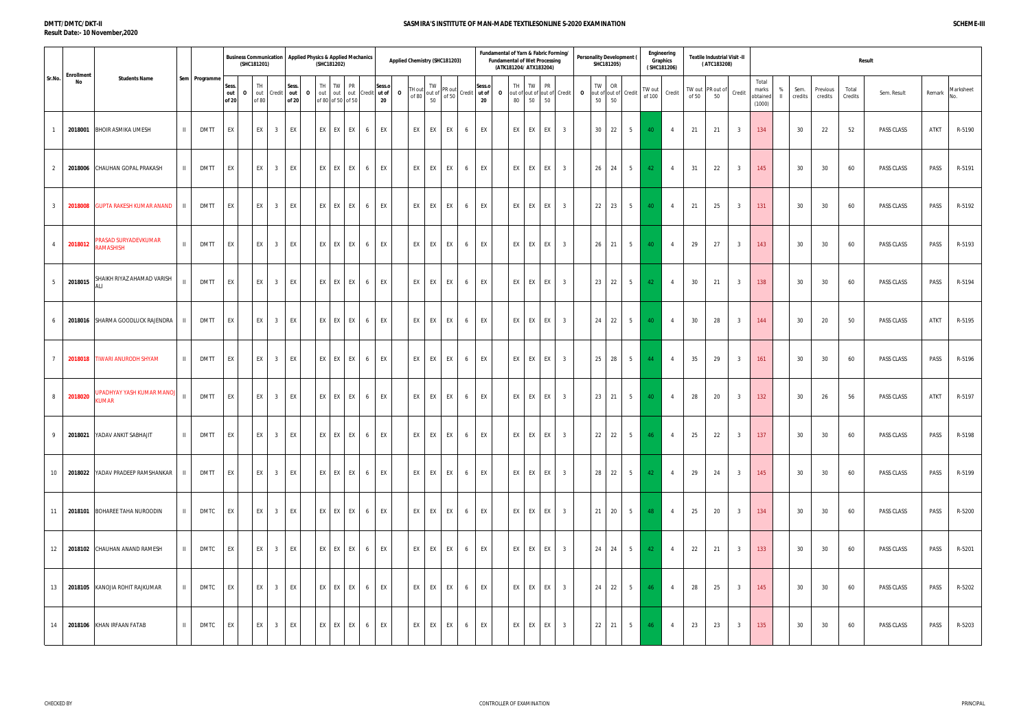DMTT/DMTC/DKT-II
Result Date:- 10 November,2020

# SASMIRA'S INSTITUTE OF MAN-MADE TEXTILESONLINE S-2020 EXAMINATION

SCHEME-III

| Sr.No. | Enrollment No | Students Name | Sem | Programme | Business Communication (SHC181201) | | | | Applied Physics & Applied Mechanics (SHC181202) | | | | | | Applied Chemistry (SHC181203) | | | | | | Fundamental of Yarn & Fabric Forming/ Fundamental of Wet Processing (ATK181204/ ATX183204) | | | | | | Personality Development ( SHC181205) | | | | Engineering Graphics ( SHC181206) | | Textile Industrial Visit -II ( ATC183208) | | | Result | | | | | | | |
|---|---|---|---|---|---|---|---|---|---|---|---|---|---|---|---|---|---|---|---|---|---|---|---|---|---|---|---|---|---|---|---|---|---|---|---|---|---|---|---|---|---|---|---|
| | | | | | Sess. out of 20 | O | TH out of 80 | Credit | Sess. out of 20 | O | TH out of 80 | TW out of 50 | PR out of 50 | Credit | Sess.out of 20 | O | TH out of 80 | TW out of 50 | PR out of 50 | Credit | Sess.out of 20 | O | TH out of 80 | TW out of 50 | PR out of 50 | Credit | O | TW out of 50 | OR out of 50 | Credit | TW out of 100 | Credit | TW out of 50 | PR out of 50 | Credit | Total marks obtained (1000) | % II | Sem. credits | Previous credits | Total Credits | Sem. Result | Remark | Marksheet No. |
| 1 | 2018001 | BHOIR ASMIKA UMESH | II | DMTT | EX | | EX | 3 | EX | | EX | EX | EX | 6 | EX | | EX | EX | EX | 6 | EX | | EX | EX | EX | 3 | | 30 | 22 | 5 | 40 | 4 | 21 | 21 | 3 | 134 | | 30 | 22 | 52 | PASS CLASS | ATKT | R-5190 |
| 2 | 2018006 | CHAUHAN GOPAL PRAKASH | II | DMTT | EX | | EX | 3 | EX | | EX | EX | EX | 6 | EX | | EX | EX | EX | 6 | EX | | EX | EX | EX | 3 | | 26 | 24 | 5 | 42 | 4 | 31 | 22 | 3 | 145 | | 30 | 30 | 60 | PASS CLASS | PASS | R-5191 |
| 3 | 2018008 | GUPTA RAKESH KUMAR ANAND | II | DMTT | EX | | EX | 3 | EX | | EX | EX | EX | 6 | EX | | EX | EX | EX | 6 | EX | | EX | EX | EX | 3 | | 22 | 23 | 5 | 40 | 4 | 21 | 25 | 3 | 131 | | 30 | 30 | 60 | PASS CLASS | PASS | R-5192 |
| 4 | 2018012 | PRASAD SURYADEVKUMAR RAMASHISH | II | DMTT | EX | | EX | 3 | EX | | EX | EX | EX | 6 | EX | | EX | EX | EX | 6 | EX | | EX | EX | EX | 3 | | 26 | 21 | 5 | 40 | 4 | 29 | 27 | 3 | 143 | | 30 | 30 | 60 | PASS CLASS | PASS | R-5193 |
| 5 | 2018015 | SHAIKH RIYAZ AHAMAD VARISH ALI | II | DMTT | EX | | EX | 3 | EX | | EX | EX | EX | 6 | EX | | EX | EX | EX | 6 | EX | | EX | EX | EX | 3 | | 23 | 22 | 5 | 42 | 4 | 30 | 21 | 3 | 138 | | 30 | 30 | 60 | PASS CLASS | PASS | R-5194 |
| 6 | 2018016 | SHARMA GOODLUCK RAJENDRA | II | DMTT | EX | | EX | 3 | EX | | EX | EX | EX | 6 | EX | | EX | EX | EX | 6 | EX | | EX | EX | EX | 3 | | 24 | 22 | 5 | 40 | 4 | 30 | 28 | 3 | 144 | | 30 | 20 | 50 | PASS CLASS | ATKT | R-5195 |
| 7 | 2018018 | TIWARI ANURODH SHYAM | II | DMTT | EX | | EX | 3 | EX | | EX | EX | EX | 6 | EX | | EX | EX | EX | 6 | EX | | EX | EX | EX | 3 | | 25 | 28 | 5 | 44 | 4 | 35 | 29 | 3 | 161 | | 30 | 30 | 60 | PASS CLASS | PASS | R-5196 |
| 8 | 2018020 | UPADHYAY YASH KUMAR MANOJ KUMAR | II | DMTT | EX | | EX | 3 | EX | | EX | EX | EX | 6 | EX | | EX | EX | EX | 6 | EX | | EX | EX | EX | 3 | | 23 | 21 | 5 | 40 | 4 | 28 | 20 | 3 | 132 | | 30 | 26 | 56 | PASS CLASS | ATKT | R-5197 |
| 9 | 2018021 | YADAV ANKIT SABHAJIT | II | DMTT | EX | | EX | 3 | EX | | EX | EX | EX | 6 | EX | | EX | EX | EX | 6 | EX | | EX | EX | EX | 3 | | 22 | 22 | 5 | 46 | 4 | 25 | 22 | 3 | 137 | | 30 | 30 | 60 | PASS CLASS | PASS | R-5198 |
| 10 | 2018022 | YADAV PRADEEP RAMSHANKAR | II | DMTT | EX | | EX | 3 | EX | | EX | EX | EX | 6 | EX | | EX | EX | EX | 6 | EX | | EX | EX | EX | 3 | | 28 | 22 | 5 | 42 | 4 | 29 | 24 | 3 | 145 | | 30 | 30 | 60 | PASS CLASS | PASS | R-5199 |
| 11 | 2018101 | BOHAREE TAHA NUROODIN | II | DMTC | EX | | EX | 3 | EX | | EX | EX | EX | 6 | EX | | EX | EX | EX | 6 | EX | | EX | EX | EX | 3 | | 21 | 20 | 5 | 48 | 4 | 25 | 20 | 3 | 134 | | 30 | 30 | 60 | PASS CLASS | PASS | R-5200 |
| 12 | 2018102 | CHAUHAN ANAND RAMESH | II | DMTC | EX | | EX | 3 | EX | | EX | EX | EX | 6 | EX | | EX | EX | EX | 6 | EX | | EX | EX | EX | 3 | | 24 | 24 | 5 | 42 | 4 | 22 | 21 | 3 | 133 | | 30 | 30 | 60 | PASS CLASS | PASS | R-5201 |
| 13 | 2018105 | KANOJIA ROHIT RAJKUMAR | II | DMTC | EX | | EX | 3 | EX | | EX | EX | EX | 6 | EX | | EX | EX | EX | 6 | EX | | EX | EX | EX | 3 | | 24 | 22 | 5 | 46 | 4 | 28 | 25 | 3 | 145 | | 30 | 30 | 60 | PASS CLASS | PASS | R-5202 |
| 14 | 2018106 | KHAN IRFAAN FATAB | II | DMTC | EX | | EX | 3 | EX | | EX | EX | EX | 6 | EX | | EX | EX | EX | 6 | EX | | EX | EX | EX | 3 | | 22 | 21 | 5 | 46 | 4 | 23 | 23 | 3 | 135 | | 30 | 30 | 60 | PASS CLASS | PASS | R-5203 |

CHECKED BY | CONTROLLER OF EXAMINATION | PRINCIPAL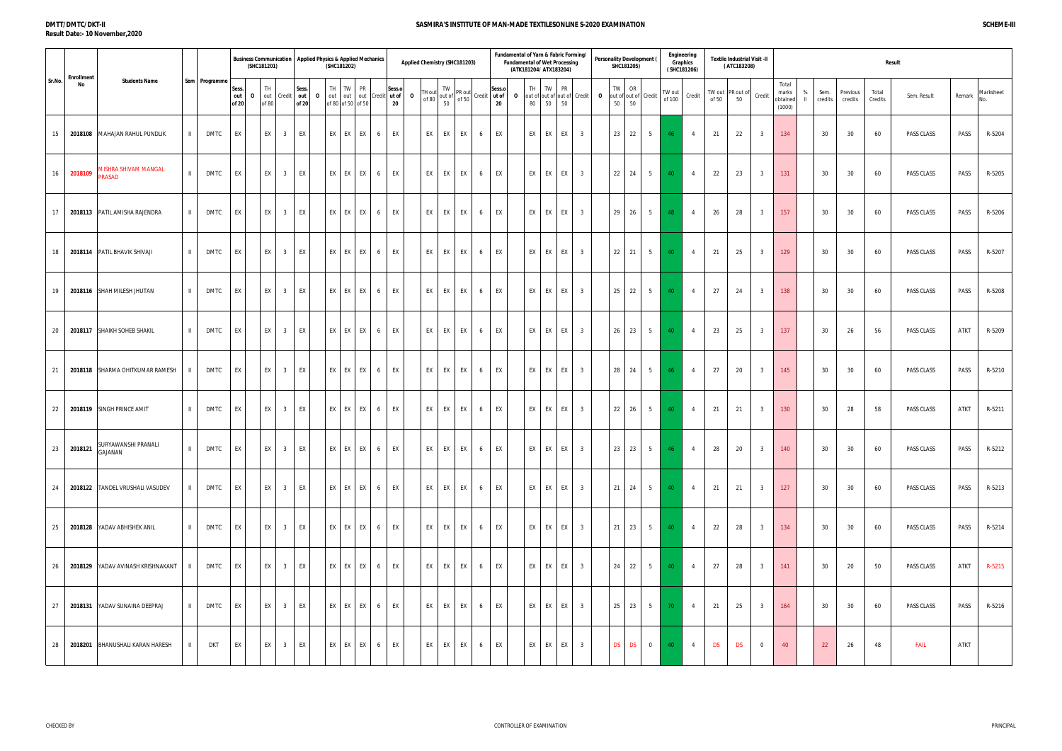DMTT/DMTC/DKT-II

Result Date:- 10 November,2020

# SASMIRA'S INSTITUTE OF MAN-MADE TEXTILESONLINE S-2020 EXAMINATION

SCHEME-III

| Sr.No. | Enrollment No | Students Name | Sem | Programme | Business Communication (SHC181201) | | | | Applied Physics & Applied Mechanics (SHC181202) | | | | | | Applied Chemistry (SHC181203) | | | | | | Fundamental of Yarn & Fabric Forming/ Fundamental of Wet Processing (ATK181204/ ATX183204) | | | | | | Personality Development ( SHC181205) | | | | Engineering Graphics ( SHC181206) | | Textile Industrial Visit -II ( ATC183208) | | | Result | | | | | | | | |
|---|---|---|---|---|---|---|---|---|---|---|---|---|---|---|---|---|---|---|---|---|---|---|---|---|---|---|---|---|---|---|---|---|---|---|---|---|---|---|---|---|---|---|---|
| | | | | | Sess. out of 20 | O | TH out of 80 | Credit | Sess. out of 20 | O | TH out of 80 | TW out of 50 | PR out of 50 | Credit | Sess.out of 20 | O | TH out of 80 | TW out of 50 | PR out of 50 | Credit | Sess.out of 20 | O | TH out of 80 | TW out of 50 | PR out of 50 | Credit | O | TW out of 50 | OR out of 50 | Credit | TW out of 100 | Credit | TW out of 50 | PR out of 50 | Credit | Total marks obtained (1000) | % II | Sem. credits | Previous credits | Total Credits | Sem. Result | Remark | Marksheet No. |
| 15 | 2018108 | MAHAJAN RAHUL PUNDLIK | II | DMTC | EX | | EX | 3 | EX | | EX | EX | EX | 6 | EX | | EX | EX | EX | 6 | EX | | EX | EX | EX | 3 | | 23 | 22 | 5 | 46 | 4 | 21 | 22 | 3 | 134 | | 30 | 30 | 60 | PASS CLASS | PASS | R-5204 |
| 16 | 2018109 | MISHRA SHIVAM MANGAL PRASAD | II | DMTC | EX | | EX | 3 | EX | | EX | EX | EX | 6 | EX | | EX | EX | EX | 6 | EX | | EX | EX | EX | 3 | | 22 | 24 | 5 | 40 | 4 | 22 | 23 | 3 | 131 | | 30 | 30 | 60 | PASS CLASS | PASS | R-5205 |
| 17 | 2018113 | PATIL AMISHA RAJENDRA | II | DMTC | EX | | EX | 3 | EX | | EX | EX | EX | 6 | EX | | EX | EX | EX | 6 | EX | | EX | EX | EX | 3 | | 29 | 26 | 5 | 48 | 4 | 26 | 28 | 3 | 157 | | 30 | 30 | 60 | PASS CLASS | PASS | R-5206 |
| 18 | 2018114 | PATIL BHAVIK SHIVAJI | II | DMTC | EX | | EX | 3 | EX | | EX | EX | EX | 6 | EX | | EX | EX | EX | 6 | EX | | EX | EX | EX | 3 | | 22 | 21 | 5 | 40 | 4 | 21 | 25 | 3 | 129 | | 30 | 30 | 60 | PASS CLASS | PASS | R-5207 |
| 19 | 2018116 | SHAH MILESH JHUTAN | II | DMTC | EX | | EX | 3 | EX | | EX | EX | EX | 6 | EX | | EX | EX | EX | 6 | EX | | EX | EX | EX | 3 | | 25 | 22 | 5 | 40 | 4 | 27 | 24 | 3 | 138 | | 30 | 30 | 60 | PASS CLASS | PASS | R-5208 |
| 20 | 2018117 | SHAIKH SOHEB SHAKIL | II | DMTC | EX | | EX | 3 | EX | | EX | EX | EX | 6 | EX | | EX | EX | EX | 6 | EX | | EX | EX | EX | 3 | | 26 | 23 | 5 | 40 | 4 | 23 | 25 | 3 | 137 | | 30 | 26 | 56 | PASS CLASS | ATKT | R-5209 |
| 21 | 2018118 | SHARMA OHITKUMAR RAMESH | II | DMTC | EX | | EX | 3 | EX | | EX | EX | EX | 6 | EX | | EX | EX | EX | 6 | EX | | EX | EX | EX | 3 | | 28 | 24 | 5 | 46 | 4 | 27 | 20 | 3 | 145 | | 30 | 30 | 60 | PASS CLASS | PASS | R-5210 |
| 22 | 2018119 | SINGH PRINCE AMIT | II | DMTC | EX | | EX | 3 | EX | | EX | EX | EX | 6 | EX | | EX | EX | EX | 6 | EX | | EX | EX | EX | 3 | | 22 | 26 | 5 | 40 | 4 | 21 | 21 | 3 | 130 | | 30 | 28 | 58 | PASS CLASS | ATKT | R-5211 |
| 23 | 2018121 | SURYAWANSHI PRANALI GAJANAN | II | DMTC | EX | | EX | 3 | EX | | EX | EX | EX | 6 | EX | | EX | EX | EX | 6 | EX | | EX | EX | EX | 3 | | 23 | 23 | 5 | 46 | 4 | 28 | 20 | 3 | 140 | | 30 | 30 | 60 | PASS CLASS | PASS | R-5212 |
| 24 | 2018122 | TANDEL VRUSHALI VASUDEV | II | DMTC | EX | | EX | 3 | EX | | EX | EX | EX | 6 | EX | | EX | EX | EX | 6 | EX | | EX | EX | EX | 3 | | 21 | 24 | 5 | 40 | 4 | 21 | 21 | 3 | 127 | | 30 | 30 | 60 | PASS CLASS | PASS | R-5213 |
| 25 | 2018128 | YADAV ABHISHEK ANIL | II | DMTC | EX | | EX | 3 | EX | | EX | EX | EX | 6 | EX | | EX | EX | EX | 6 | EX | | EX | EX | EX | 3 | | 21 | 23 | 5 | 40 | 4 | 22 | 28 | 3 | 134 | | 30 | 30 | 60 | PASS CLASS | PASS | R-5214 |
| 26 | 2018129 | YADAV AVINASH KRISHNAKANT | II | DMTC | EX | | EX | 3 | EX | | EX | EX | EX | 6 | EX | | EX | EX | EX | 6 | EX | | EX | EX | EX | 3 | | 24 | 22 | 5 | 40 | 4 | 27 | 28 | 3 | 141 | | 30 | 20 | 50 | PASS CLASS | ATKT | R-5215 |
| 27 | 2018131 | YADAV SUNAINA DEEPRAJ | II | DMTC | EX | | EX | 3 | EX | | EX | EX | EX | 6 | EX | | EX | EX | EX | 6 | EX | | EX | EX | EX | 3 | | 25 | 23 | 5 | 70 | 4 | 21 | 25 | 3 | 164 | | 30 | 30 | 60 | PASS CLASS | PASS | R-5216 |
| 28 | 2018201 | BHANUSHALI KARAN HARESH | II | DKT | EX | | EX | 3 | EX | | EX | EX | EX | 6 | EX | | EX | EX | EX | 6 | EX | | EX | EX | EX | 3 | | DS | DS | 0 | 40 | 4 | DS | DS | 0 | 40 | | 22 | 26 | 48 | FAIL | ATKT | |

CHECKED BY

CONTROLLER OF EXAMINATION

PRINCIPAL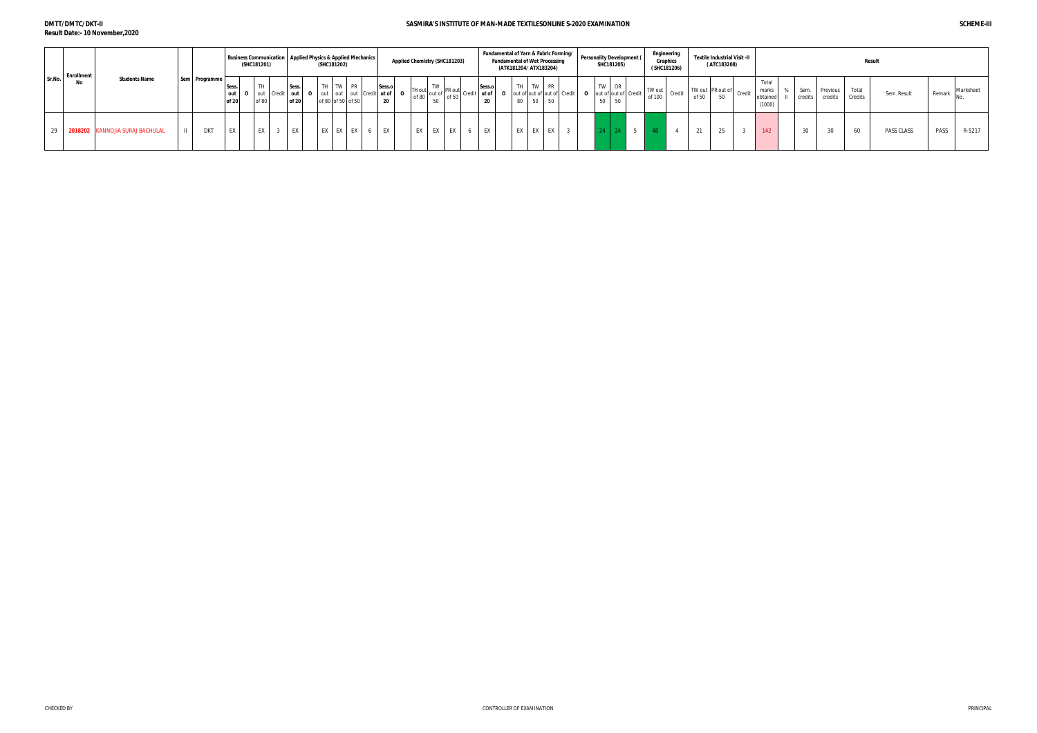DMTT/DMTC/DKT-II

Result Date:- 10 November,2020

SASMIRA'S INSTITUTE OF MAN-MADE TEXTILESONLINE S-2020 EXAMINATION

SCHEME-III

| Sr.No. | Enrollment No | Students Name | Sem | Programme | Business Communication (SHC181201) | | | | Applied Physics & Applied Mechanics (SHC181202) | | | | | | Applied Chemistry (SHC181203) | | | | | | Fundamental of Yarn & Fabric Forming/ Fundamental of Wet Processing (ATK181204/ ATK183204) | | | | | | Personality Development ( SHC181205) | | | | Engineering Graphics ( SHC181206) | | Textile Industrial Visit -II ( ATC183208) | | | Result | | | | | | | | |
|---|---|---|---|---|---|---|---|---|---|---|---|---|---|---|---|---|---|---|---|---|---|---|---|---|---|---|---|---|---|---|---|---|---|---|---|---|---|---|---|---|---|---|---|---|
| | | | | | Sess. out of 20 | O | TH out of 80 | Credit | Sess. out of 20 | O | TH out of 80 | TW out of 50 | PR out of 50 | Credit | Sess.out of 20 | O | TH out of 80 | TW out of 50 | PR out of 50 | Credit | Sess.out of 20 | O | TH out of 80 | TW out of 50 | PR out of 50 | Credit | O | TW out of 50 | OR out of 50 | Credit | TW out of 100 | Credit | TW out of 50 | PR out of 50 | Credit | Total marks obtained (1000) | % II | Sem. credits | Previous credits | Total Credits | Sem. Result | Remark | Marksheet No. |
| 29 | 2018202 | KANNOJIA SURAJ BACHULAL | II | DKT | EX | | EX | 3 | EX | | EX | EX | EX | 6 | EX | | EX | EX | EX | 6 | EX | | EX | EX | EX | 3 | | 24 | 24 | 5 | 48 | 4 | 21 | 25 | 3 | 142 | | 30 | 30 | 60 | PASS CLASS | PASS | R-5217 |

CHECKED BY

CONTROLLER OF EXAMINATION

PRINCIPAL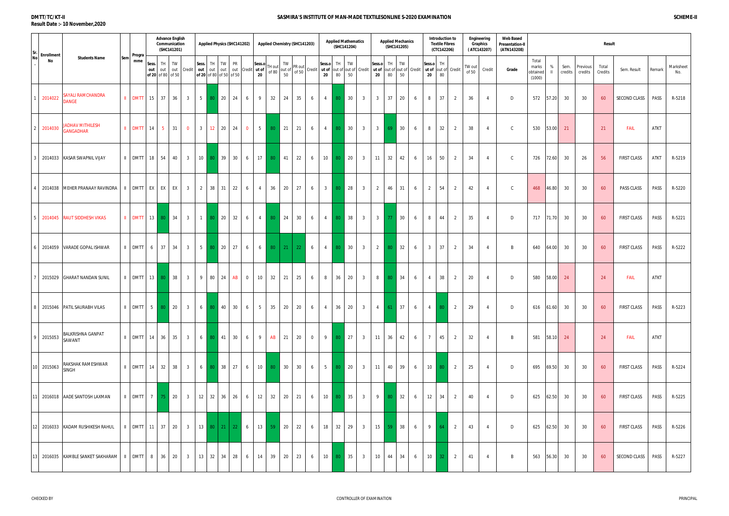DMTT/TC/KT-II

Result Date :- 10 November,2020

SASMIRA'S INSTITUTE OF MAN-MADE TEXTILESONLINE S-2020 EXAMINATION

SCHEME-II

| Sr. No. | Enrollment No | Students Name | Sem | Programme | Advance English Communication (SHC141201) | | | | Applied Physics (SHC141202) | | | | | Applied Chemistry (SHC141203) | | | | | Applied Mathematics (SHC141204) | | | | Applied Mechanics (SHC141205) | | | | Introduction to Textile Fibres (CTC142206) | | | Engineering Graphics (ATC143207) | | Web Based Presentation-II (ATN143208) | Result | | | | | | | | |
|---|---|---|---|---|---|---|---|---|---|---|---|---|---|---|---|---|---|---|---|---|---|---|---|---|---|---|---|---|---|---|---|---|---|---|---|---|---|---|---|---|
| | | | | | Sess. out of 20 | TH out of 80 | TW out of 50 | Credit | Sess. out of 20 | TH out of 80 | TW out of 50 | PR out of 50 | Credit | Sess.out of 20 | TH out of 80 | TW out of 50 | PR out of 50 | Credit | Sess.out of 20 | TH out of 80 | TW out of 50 | Credit | Sess.out of 20 | TH out of 80 | TW out of 50 | Credit | Sess.out of 20 | TH out of 80 | Credit | TW out of 50 | Credit | Grade | Total marks obtained (1000) | % II | Sem. credits | Previous credits | Total Credits | Sem. Result | Remark | Marksheet No. |
| 1 | 2014022 | SAYALI RAMCHANDRA DANGE | II | DMTT | 15 | 37 | 36 | 3 | 5 | 80 | 20 | 24 | 6 | 9 | 32 | 24 | 35 | 6 | 4 | 80 | 30 | 3 | 3 | 37 | 20 | 6 | 8 | 37 | 2 | 36 | 4 | D | 572 | 57.20 | 30 | 30 | 60 | SECOND CLASS | PASS | R-5218 |
| 2 | 2014030 | JADHAV MITHILESH GANGADHAR | II | DMTT | 14 | 5 | 31 | 0 | 3 | 12 | 20 | 24 | 0 | 5 | 80 | 21 | 21 | 6 | 4 | 80 | 30 | 3 | 3 | 69 | 30 | 6 | 8 | 32 | 2 | 38 | 4 | C | 530 | 53.00 | 21 | | 21 | FAIL | ATKT | |
| 3 | 2014033 | KASAR SWAPNIL VIJAY | II | DMTT | 18 | 54 | 40 | 3 | 10 | 80 | 39 | 30 | 6 | 17 | 80 | 41 | 22 | 6 | 10 | 80 | 20 | 3 | 11 | 32 | 42 | 6 | 16 | 50 | 2 | 34 | 4 | C | 726 | 72.60 | 30 | 26 | 56 | FIRST CLASS | ATKT | R-5219 |
| 4 | 2014038 | MEHER PRANAAY RAVINDRA | II | DMTT | EX | EX | EX | 3 | 2 | 38 | 31 | 22 | 6 | 4 | 36 | 20 | 27 | 6 | 3 | 80 | 28 | 3 | 2 | 46 | 31 | 6 | 2 | 54 | 2 | 42 | 4 | C | 468 | 46.80 | 30 | 30 | 60 | PASS CLASS | PASS | R-5220 |
| 5 | 2014045 | RAUT SIDDHESH VIKAS | II | DMTT | 13 | 80 | 34 | 3 | 1 | 80 | 20 | 32 | 6 | 4 | 80 | 24 | 30 | 6 | 4 | 80 | 38 | 3 | 3 | 77 | 30 | 6 | 8 | 44 | 2 | 35 | 4 | D | 717 | 71.70 | 30 | 30 | 60 | FIRST CLASS | PASS | R-5221 |
| 6 | 2014059 | VARADE GOPAL ISHWAR | II | DMTT | 6 | 37 | 34 | 3 | 5 | 80 | 20 | 27 | 6 | 6 | 80 | 21 | 22 | 6 | 4 | 80 | 30 | 3 | 2 | 80 | 32 | 6 | 3 | 37 | 2 | 34 | 4 | B | 640 | 64.00 | 30 | 30 | 60 | FIRST CLASS | PASS | R-5222 |
| 7 | 2015029 | GHARAT NANDAN SUNIL | II | DMTT | 13 | 80 | 38 | 3 | 9 | 80 | 24 | AB | 0 | 10 | 32 | 21 | 25 | 6 | 8 | 36 | 20 | 3 | 8 | 80 | 34 | 6 | 4 | 38 | 2 | 20 | 4 | D | 580 | 58.00 | 24 | | 24 | FAIL | ATKT | |
| 8 | 2015046 | PATIL SAURABH VILAS | II | DMTT | 5 | 80 | 20 | 3 | 6 | 80 | 40 | 30 | 6 | 5 | 35 | 20 | 20 | 6 | 4 | 36 | 20 | 3 | 4 | 61 | 37 | 6 | 4 | 80 | 2 | 29 | 4 | D | 616 | 61.60 | 30 | 30 | 60 | FIRST CLASS | PASS | R-5223 |
| 9 | 2015053 | BALKRISHNA GANPAT SAWANT | II | DMTT | 14 | 36 | 35 | 3 | 6 | 80 | 41 | 30 | 6 | 9 | AB | 21 | 20 | 0 | 9 | 80 | 27 | 3 | 11 | 36 | 42 | 6 | 7 | 45 | 2 | 32 | 4 | B | 581 | 58.10 | 24 | | 24 | FAIL | ATKT | |
| 10 | 2015063 | RAKSHAK RAMESHWAR SINGH | II | DMTT | 14 | 32 | 38 | 3 | 6 | 80 | 38 | 27 | 6 | 10 | 80 | 30 | 30 | 6 | 5 | 80 | 20 | 3 | 11 | 40 | 39 | 6 | 10 | 80 | 2 | 25 | 4 | D | 695 | 69.50 | 30 | 30 | 60 | FIRST CLASS | PASS | R-5224 |
| 11 | 2016018 | AADE SANTOSH LAXMAN | II | DMTT | 7 | 75 | 20 | 3 | 12 | 32 | 36 | 26 | 6 | 12 | 32 | 20 | 21 | 6 | 10 | 80 | 35 | 3 | 9 | 80 | 32 | 6 | 12 | 34 | 2 | 40 | 4 | D | 625 | 62.50 | 30 | 30 | 60 | FIRST CLASS | PASS | R-5225 |
| 12 | 2016033 | KADAM RUSHIKESH RAHUL | II | DMTT | 11 | 37 | 20 | 3 | 13 | 80 | 21 | 22 | 6 | 13 | 59 | 20 | 22 | 6 | 18 | 32 | 29 | 3 | 15 | 59 | 38 | 6 | 9 | 64 | 2 | 43 | 4 | D | 625 | 62.50 | 30 | 30 | 60 | FIRST CLASS | PASS | R-5226 |
| 13 | 2016035 | KAMBLE SANKET SAKHARAM | II | DMTT | 8 | 36 | 20 | 3 | 13 | 32 | 34 | 28 | 6 | 14 | 39 | 20 | 23 | 6 | 10 | 80 | 35 | 3 | 10 | 44 | 34 | 6 | 10 | 32 | 2 | 41 | 4 | B | 563 | 56.30 | 30 | 30 | 60 | SECOND CLASS | PASS | R-5227 |

CHECKED BY

CONTROLLER OF EXAMINATION

PRINCIPAL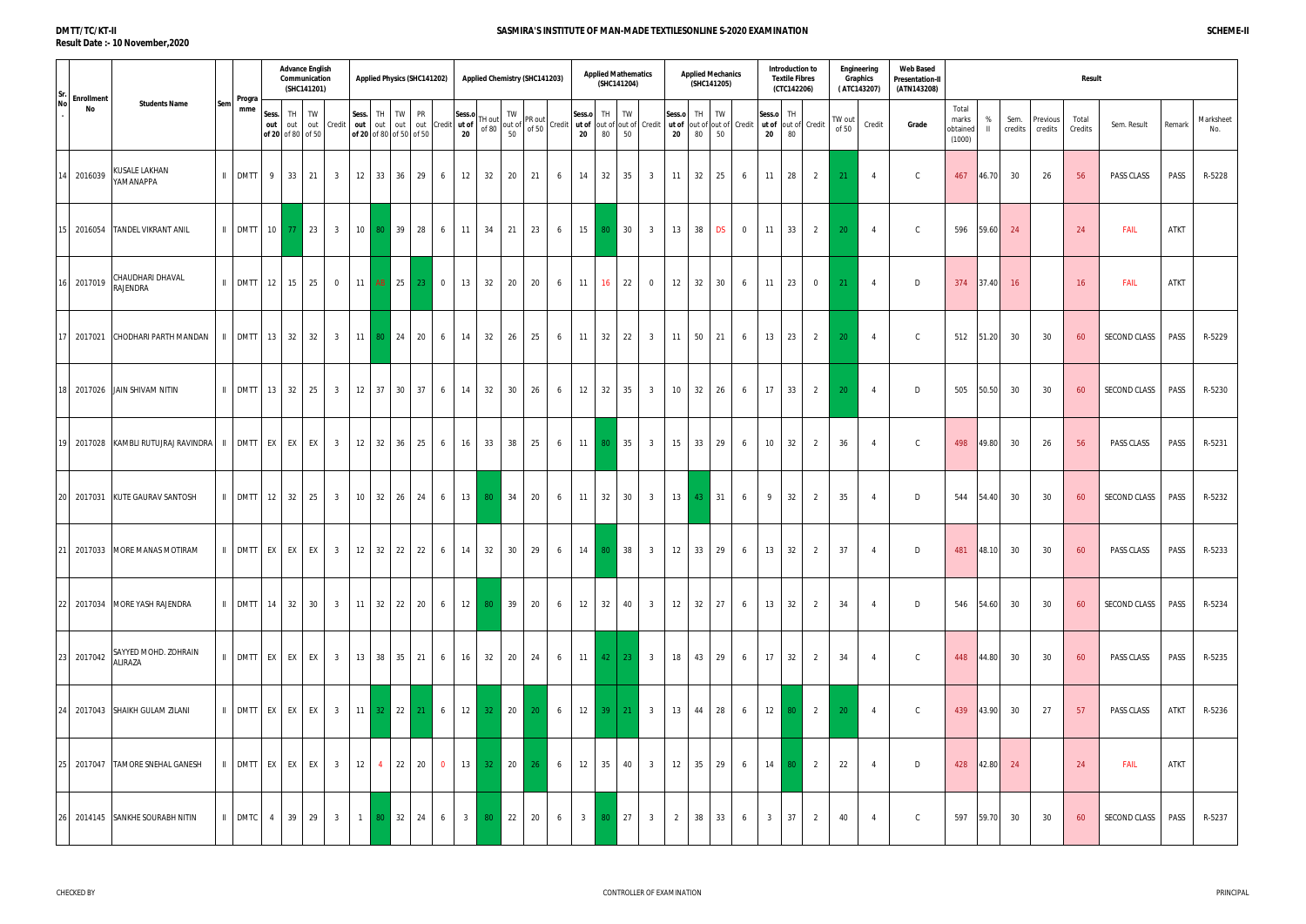**DMTT/TC/KT-II**

**Result Date :- 10 November,2020**

## SASMIRA'S INSTITUTE OF MAN-MADE TEXTILESONLINE S-2020 EXAMINATION

**SCHEME-II**

| Sr. No. | Enrollment No | Students Name | Sem | Programme | Advance English Communication (SHC141201) | | | | Applied Physics (SHC141202) | | | | | Applied Chemistry (SHC141203) | | | | | Applied Mathematics (SHC141204) | | | | Applied Mechanics (SHC141205) | | | | Introduction to Textile Fibres (CTC142206) | | | Engineering Graphics (ATC143207) | | Web Based Presentation-II (ATN143208) | Result | | | | | | | | |
|---|---|---|---|---|---|---|---|---|---|---|---|---|---|---|---|---|---|---|---|---|---|---|---|---|---|---|---|---|---|---|---|---|---|---|---|---|---|---|---|---|
| | | | | | Sess. out of 20 | TH out of 80 | TW out of 50 | Credit | Sess. out of 20 | TH out of 80 | TW out of 50 | PR out of 50 | Credit | Sess.out of 20 | TH out of 80 | TW out of 50 | PR out of 50 | Credit | Sess.out of 20 | TH out of 80 | TW out of 50 | Credit | Sess.out of 20 | TH out of 80 | TW out of 50 | Credit | Sess.out of 20 | TH out of 80 | Credit | TW out of 50 | Credit | Grade | Total marks obtained (1000) | % II | Sem. credits | Previous credits | Total Credits | Sem. Result | Remark | Marksheet No. |
| 14 | 2016039 | KUSALE LAKHAN YAMANAPPA | II | DMTT | 9 | 33 | 21 | 3 | 12 | 33 | 36 | 29 | 6 | 12 | 32 | 20 | 21 | 6 | 14 | 32 | 35 | 3 | 11 | 32 | 25 | 6 | 11 | 28 | 2 | 21 | 4 | C | 467 | 46.70 | 30 | 26 | 56 | PASS CLASS | PASS | R-5228 |
| 15 | 2016054 | TANDEL VIKRANT ANIL | II | DMTT | 10 | 77 | 23 | 3 | 10 | 80 | 39 | 28 | 6 | 11 | 34 | 21 | 23 | 6 | 15 | 80 | 30 | 3 | 13 | 38 | DS | 0 | 11 | 33 | 2 | 20 | 4 | C | 596 | 59.60 | 24 | | 24 | FAIL | ATKT | |
| 16 | 2017019 | CHAUDHARI DHAVAL RAJENDRA | II | DMTT | 12 | 15 | 25 | 0 | 11 | AB | 25 | 23 | 0 | 13 | 32 | 20 | 20 | 6 | 11 | 16 | 22 | 0 | 12 | 32 | 30 | 6 | 11 | 23 | 0 | 21 | 4 | D | 374 | 37.40 | 16 | | 16 | FAIL | ATKT | |
| 17 | 2017021 | CHODHARI PARTH MANDAN | II | DMTT | 13 | 32 | 32 | 3 | 11 | 80 | 24 | 20 | 6 | 14 | 32 | 26 | 25 | 6 | 11 | 32 | 22 | 3 | 11 | 50 | 21 | 6 | 13 | 23 | 2 | 20 | 4 | C | 512 | 51.20 | 30 | 30 | 60 | SECOND CLASS | PASS | R-5229 |
| 18 | 2017026 | JAIN SHIVAM NITIN | II | DMTT | 13 | 32 | 25 | 3 | 12 | 37 | 30 | 37 | 6 | 14 | 32 | 30 | 26 | 6 | 12 | 32 | 35 | 3 | 10 | 32 | 26 | 6 | 17 | 33 | 2 | 20 | 4 | D | 505 | 50.50 | 30 | 30 | 60 | SECOND CLASS | PASS | R-5230 |
| 19 | 2017028 | KAMBLI RUTUJRAJ RAVINDRA | II | DMTT | EX | EX | EX | 3 | 12 | 32 | 36 | 25 | 6 | 16 | 33 | 38 | 25 | 6 | 11 | 80 | 35 | 3 | 15 | 33 | 29 | 6 | 10 | 32 | 2 | 36 | 4 | C | 498 | 49.80 | 30 | 26 | 56 | PASS CLASS | PASS | R-5231 |
| 20 | 2017031 | KUTE GAURAV SANTOSH | II | DMTT | 12 | 32 | 25 | 3 | 10 | 32 | 26 | 24 | 6 | 13 | 80 | 34 | 20 | 6 | 11 | 32 | 30 | 3 | 13 | 43 | 31 | 6 | 9 | 32 | 2 | 35 | 4 | D | 544 | 54.40 | 30 | 30 | 60 | SECOND CLASS | PASS | R-5232 |
| 21 | 2017033 | MORE MANAS MOTIRAM | II | DMTT | EX | EX | EX | 3 | 12 | 32 | 22 | 22 | 6 | 14 | 32 | 30 | 29 | 6 | 14 | 80 | 38 | 3 | 12 | 33 | 29 | 6 | 13 | 32 | 2 | 37 | 4 | D | 481 | 48.10 | 30 | 30 | 60 | PASS CLASS | PASS | R-5233 |
| 22 | 2017034 | MORE YASH RAJENDRA | II | DMTT | 14 | 32 | 30 | 3 | 11 | 32 | 22 | 20 | 6 | 12 | 80 | 39 | 20 | 6 | 12 | 32 | 40 | 3 | 12 | 32 | 27 | 6 | 13 | 32 | 2 | 34 | 4 | D | 546 | 54.60 | 30 | 30 | 60 | SECOND CLASS | PASS | R-5234 |
| 23 | 2017042 | SAYYED MOHD. ZOHRAIN ALIRAZA | II | DMTT | EX | EX | EX | 3 | 13 | 38 | 35 | 21 | 6 | 16 | 32 | 20 | 24 | 6 | 11 | 42 | 23 | 3 | 18 | 43 | 29 | 6 | 17 | 32 | 2 | 34 | 4 | C | 448 | 44.80 | 30 | 30 | 60 | PASS CLASS | PASS | R-5235 |
| 24 | 2017043 | SHAIKH GULAM ZILANI | II | DMTT | EX | EX | EX | 3 | 11 | 32 | 22 | 21 | 6 | 12 | 32 | 20 | 20 | 6 | 12 | 39 | 21 | 3 | 13 | 44 | 28 | 6 | 12 | 80 | 2 | 20 | 4 | C | 439 | 43.90 | 30 | 27 | 57 | PASS CLASS | ATKT | R-5236 |
| 25 | 2017047 | TAMORE SNEHAL GANESH | II | DMTT | EX | EX | EX | 3 | 12 | 4 | 22 | 20 | 0 | 13 | 32 | 20 | 26 | 6 | 12 | 35 | 40 | 3 | 12 | 35 | 29 | 6 | 14 | 80 | 2 | 22 | 4 | D | 428 | 42.80 | 24 | | 24 | FAIL | ATKT | |
| 26 | 2014145 | SANKHE SOURABH NITIN | II | DMTC | 4 | 39 | 29 | 3 | 1 | 80 | 32 | 24 | 6 | 3 | 80 | 22 | 20 | 6 | 3 | 80 | 27 | 3 | 2 | 38 | 33 | 6 | 3 | 37 | 2 | 40 | 4 | C | 597 | 59.70 | 30 | 30 | 60 | SECOND CLASS | PASS | R-5237 |

CHECKED BY | CONTROLLER OF EXAMINATION | PRINCIPAL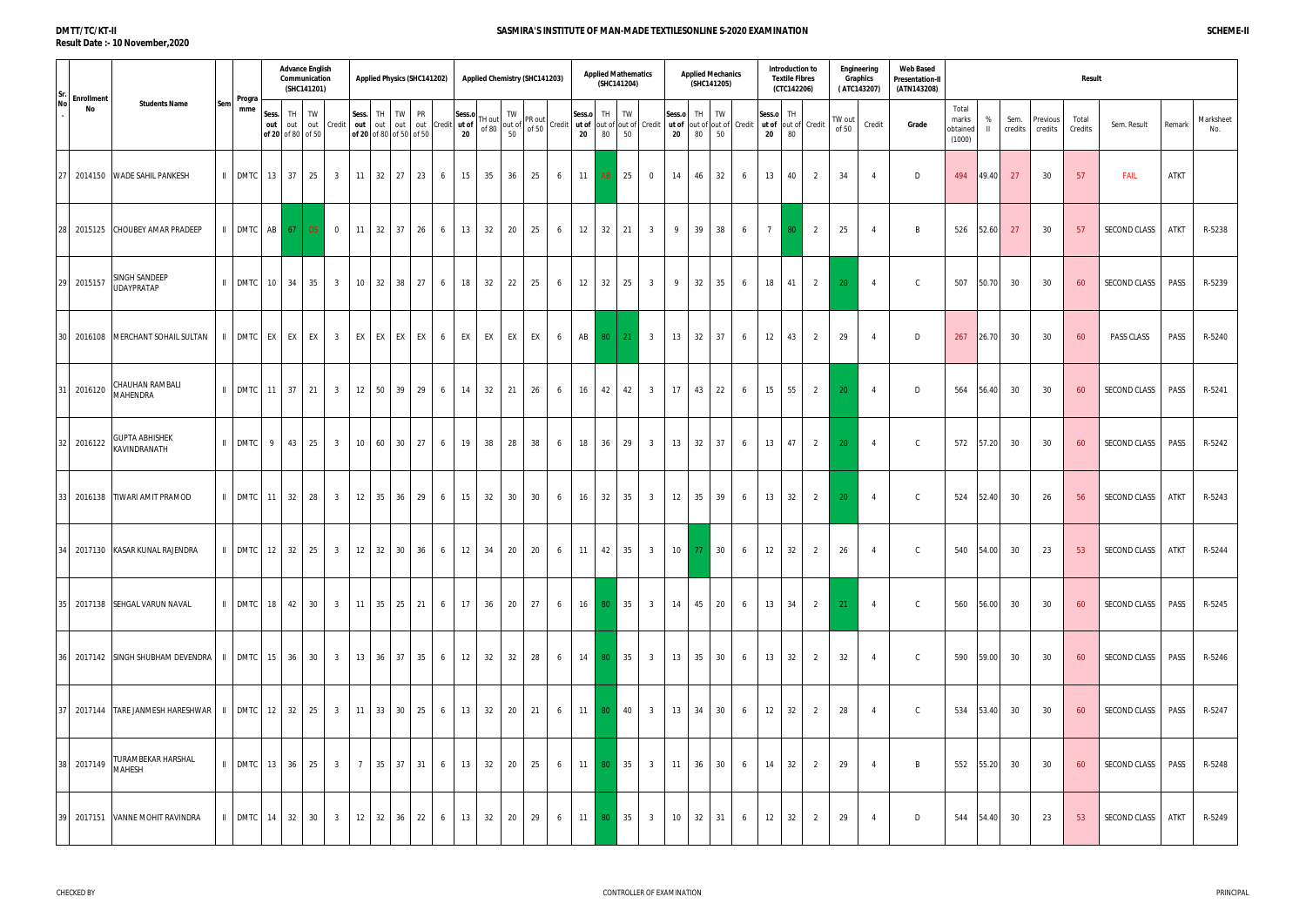DMTT/TC/KT-II

Result Date :- 10 November,2020

SASMIRA'S INSTITUTE OF MAN-MADE TEXTILESONLINE S-2020 EXAMINATION

SCHEME-II

| Sr. No. | Enrollment No | Students Name | Sem | Programme | Advance English Communication (SHC141201) | | | | Applied Physics (SHC141202) | | | | | Applied Chemistry (SHC141203) | | | | | Applied Mathematics (SHC141204) | | | | Applied Mechanics (SHC141205) | | | | Introduction to Textile Fibres (CTC142206) | | | Engineering Graphics (ATC143207) | | Web Based Presentation-II (ATN143208) | Result | | | | | | | | |
|---|---|---|---|---|---|---|---|---|---|---|---|---|---|---|---|---|---|---|---|---|---|---|---|---|---|---|---|---|---|---|---|---|---|---|---|---|---|---|---|---|
| | | | | | Sess. out of 20 | TH out of 80 | TW out of 50 | Credit | Sess. out of 20 | TH out of 80 | TW out of 50 | PR out of 50 | Credit | Sess.out of 20 | TH out of 80 | TW out of 50 | PR out of 50 | Credit | Sess.out of 20 | TH out of 80 | TW out of 50 | Credit | Sess.out of 20 | TH out of 80 | TW out of 50 | Credit | Sess.out of 20 | TH out of 80 | Credit | TW out of 50 | Credit | Grade | Total marks obtained (1000) | % II | Sem. credits | Previous credits | Total Credits | Sem. Result | Remark | Marksheet No. |
| 27 | 2014150 | WADE SAHIL PANKESH | II | DMTC | 13 | 37 | 25 | 3 | 11 | 32 | 27 | 23 | 6 | 15 | 35 | 36 | 25 | 6 | 11 | AB | 25 | 0 | 14 | 46 | 32 | 6 | 13 | 40 | 2 | 34 | 4 | D | 494 | 49.40 | 27 | 30 | 57 | FAIL | ATKT | |
| 28 | 2015125 | CHOUBEY AMAR PRADEEP | II | DMTC | AB | 67 | DS | 0 | 11 | 32 | 37 | 26 | 6 | 13 | 32 | 20 | 25 | 6 | 12 | 32 | 21 | 3 | 9 | 39 | 38 | 6 | 7 | 80 | 2 | 25 | 4 | B | 526 | 52.60 | 27 | 30 | 57 | SECOND CLASS | ATKT | R-5238 |
| 29 | 2015157 | SINGH SANDEEP UDAYPRATAP | II | DMTC | 10 | 34 | 35 | 3 | 10 | 32 | 38 | 27 | 6 | 18 | 32 | 22 | 25 | 6 | 12 | 32 | 25 | 3 | 9 | 32 | 35 | 6 | 18 | 41 | 2 | 20 | 4 | C | 507 | 50.70 | 30 | 30 | 60 | SECOND CLASS | PASS | R-5239 |
| 30 | 2016108 | MERCHANT SOHAIL SULTAN | II | DMTC | EX | EX | EX | 3 | EX | EX | EX | EX | 6 | EX | EX | EX | EX | 6 | AB | 80 | 21 | 3 | 13 | 32 | 37 | 6 | 12 | 43 | 2 | 29 | 4 | D | 267 | 26.70 | 30 | 30 | 60 | PASS CLASS | PASS | R-5240 |
| 31 | 2016120 | CHAUHAN RAMBALI MAHENDRA | II | DMTC | 11 | 37 | 21 | 3 | 12 | 50 | 39 | 29 | 6 | 14 | 32 | 21 | 26 | 6 | 16 | 42 | 42 | 3 | 17 | 43 | 22 | 6 | 15 | 55 | 2 | 20 | 4 | D | 564 | 56.40 | 30 | 30 | 60 | SECOND CLASS | PASS | R-5241 |
| 32 | 2016122 | GUPTA ABHISHEK KAVINDRANATH | II | DMTC | 9 | 43 | 25 | 3 | 10 | 60 | 30 | 27 | 6 | 19 | 38 | 28 | 38 | 6 | 18 | 36 | 29 | 3 | 13 | 32 | 37 | 6 | 13 | 47 | 2 | 20 | 4 | C | 572 | 57.20 | 30 | 30 | 60 | SECOND CLASS | PASS | R-5242 |
| 33 | 2016138 | TIWARI AMIT PRAMOD | II | DMTC | 11 | 32 | 28 | 3 | 12 | 35 | 36 | 29 | 6 | 15 | 32 | 30 | 30 | 6 | 16 | 32 | 35 | 3 | 12 | 35 | 39 | 6 | 13 | 32 | 2 | 20 | 4 | C | 524 | 52.40 | 30 | 26 | 56 | SECOND CLASS | ATKT | R-5243 |
| 34 | 2017130 | KASAR KUNAL RAJENDRA | II | DMTC | 12 | 32 | 25 | 3 | 12 | 32 | 30 | 36 | 6 | 12 | 34 | 20 | 20 | 6 | 11 | 42 | 35 | 3 | 10 | 77 | 30 | 6 | 12 | 32 | 2 | 26 | 4 | C | 540 | 54.00 | 30 | 23 | 53 | SECOND CLASS | ATKT | R-5244 |
| 35 | 2017138 | SEHGAL VARUN NAVAL | II | DMTC | 18 | 42 | 30 | 3 | 11 | 35 | 25 | 21 | 6 | 17 | 36 | 20 | 27 | 6 | 16 | 80 | 35 | 3 | 14 | 45 | 20 | 6 | 13 | 34 | 2 | 21 | 4 | C | 560 | 56.00 | 30 | 30 | 60 | SECOND CLASS | PASS | R-5245 |
| 36 | 2017142 | SINGH SHUBHAM DEVENDRA | II | DMTC | 15 | 36 | 30 | 3 | 13 | 36 | 37 | 35 | 6 | 12 | 32 | 32 | 28 | 6 | 14 | 80 | 35 | 3 | 13 | 35 | 30 | 6 | 13 | 32 | 2 | 32 | 4 | C | 590 | 59.00 | 30 | 30 | 60 | SECOND CLASS | PASS | R-5246 |
| 37 | 2017144 | TARE JANMESH HARESHWAR | II | DMTC | 12 | 32 | 25 | 3 | 11 | 33 | 30 | 25 | 6 | 13 | 32 | 20 | 21 | 6 | 11 | 80 | 40 | 3 | 13 | 34 | 30 | 6 | 12 | 32 | 2 | 28 | 4 | C | 534 | 53.40 | 30 | 30 | 60 | SECOND CLASS | PASS | R-5247 |
| 38 | 2017149 | TURAMBEKAR HARSHAL MAHESH | II | DMTC | 13 | 36 | 25 | 3 | 7 | 35 | 37 | 31 | 6 | 13 | 32 | 20 | 25 | 6 | 11 | 80 | 35 | 3 | 11 | 36 | 30 | 6 | 14 | 32 | 2 | 29 | 4 | B | 552 | 55.20 | 30 | 30 | 60 | SECOND CLASS | PASS | R-5248 |
| 39 | 2017151 | VANNE MOHIT RAVINDRA | II | DMTC | 14 | 32 | 30 | 3 | 12 | 32 | 36 | 22 | 6 | 13 | 32 | 20 | 29 | 6 | 11 | 80 | 35 | 3 | 10 | 32 | 31 | 6 | 12 | 32 | 2 | 29 | 4 | D | 544 | 54.40 | 30 | 23 | 53 | SECOND CLASS | ATKT | R-5249 |

CHECKED BY　　　　CONTROLLER OF EXAMINATION　　　　PRINCIPAL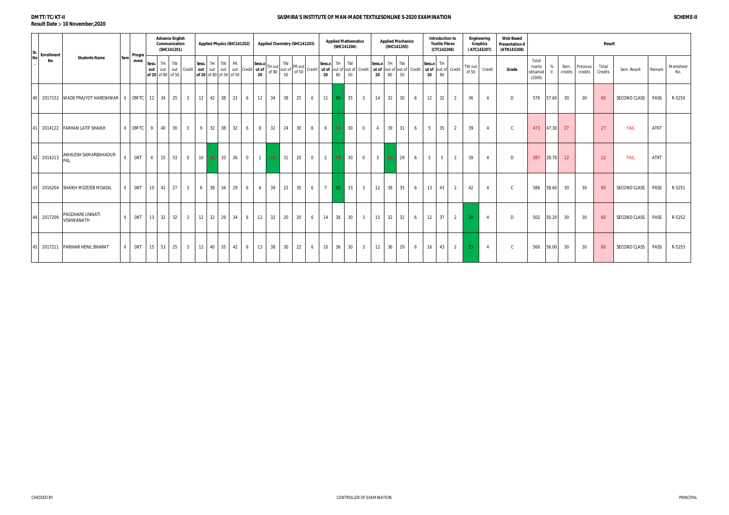DMTT/TC/KT-II

Result Date :- 10 November,2020

SASMIRA'S INSTITUTE OF MAN-MADE TEXTILESONLINE S-2020 EXAMINATION

SCHEME-II

| Sr. No. | Enrollment No | Students Name | Sem | Programme | Advance English Communication (SHC141201) | | | | Applied Physics (SHC141202) | | | | | Applied Chemistry (SHC141203) | | | | | Applied Mathematics (SHC141204) | | | | Applied Mechanics (SHC141205) | | | | Introduction to Textile Fibres (CTC142206) | | | Engineering Graphics (ATC143207) | | Web Based Presentation-II (ATN143208) | Result | | | | | | | |
|---|---|---|---|---|---|---|---|---|---|---|---|---|---|---|---|---|---|---|---|---|---|---|---|---|---|---|---|---|---|---|---|---|---|---|---|---|---|---|---|---|
| | | | | | Sess. out of 20 | TH out of 80 | TW out of 50 | Credit | Sess. out of 20 | TH out of 80 | TW out of 50 | PR out of 50 | Credit | Sess.out of 20 | TH out of 80 | TW out of 50 | PR out of 50 | Credit | Sess.out of 20 | TH out of 80 | TW out of 50 | Credit | Sess.out of 20 | TH out of 80 | TW out of 50 | Credit | Sess.out of 20 | TH out of 80 | Credit | TW out of 50 | Credit | Grade | Total marks obtained (1000) | % II | Sem. credits | Previous credits | Total Credits | Sem. Result | Remark | Marksheet No. |
| 40 | 2017152 | WADE PRAJYOT HARESHWAR | II | DMTC | 12 | 34 | 25 | 3 | 12 | 42 | 38 | 22 | 6 | 12 | 34 | 38 | 25 | 6 | 11 | 80 | 35 | 3 | 14 | 32 | 30 | 6 | 12 | 32 | 2 | 36 | 4 | D | 576 | 57.60 | 30 | 30 | 60 | SECOND CLASS | PASS | R-5250 |
| 41 | 2014122 | FARHAN LATIF SHAIKH | II | DMTC | 9 | 40 | 30 | 3 | 9 | 32 | 38 | 32 | 6 | 8 | 32 | 24 | 30 | 6 | 6 | AB | 30 | 0 | 4 | 39 | 31 | 6 | 5 | 35 | 2 | 39 | 4 | C | 473 | 47.30 | 27 | | 27 | FAIL | ATKT | |
| 42 | 2014213 | AKHILESH SAMARBAHADUR PAL | II | DKT | 4 | 15 | 33 | 0 | 10 | AB | 33 | 26 | 0 | 2 | AB | 31 | 20 | 0 | 2 | AB | 30 | 0 | 3 | AB | 29 | 6 | 5 | 5 | 2 | 39 | 4 | D | 287 | 28.70 | 12 | | 12 | FAIL | ATKT | |
| 43 | 2016204 | SHAIKH MDZOEB MDADIL | II | DKT | 10 | 42 | 27 | 3 | 6 | 38 | 34 | 29 | 6 | 6 | 39 | 22 | 30 | 6 | 7 | 80 | 33 | 3 | 12 | 38 | 35 | 6 | 13 | 43 | 2 | 42 | 4 | C | 586 | 58.60 | 30 | 30 | 60 | SECOND CLASS | PASS | R-5251 |
| 44 | 2017209 | PAGDHARE UNNATI VISHWANATH | II | DKT | 13 | 32 | 32 | 3 | 12 | 32 | 29 | 34 | 6 | 12 | 32 | 20 | 20 | 6 | 14 | 38 | 30 | 3 | 15 | 32 | 32 | 6 | 12 | 37 | 2 | 24 | 4 | D | 502 | 50.20 | 30 | 30 | 60 | SECOND CLASS | PASS | R-5252 |
| 45 | 2017211 | PARIHAR HENIL BHARAT | II | DKT | 15 | 53 | 25 | 3 | 12 | 40 | 35 | 42 | 6 | 13 | 38 | 30 | 22 | 6 | 10 | 36 | 30 | 3 | 12 | 36 | 29 | 6 | 16 | 43 | 2 | 23 | 4 | C | 560 | 56.00 | 30 | 30 | 60 | SECOND CLASS | PASS | R-5253 |

CHECKED BY | CONTROLLER OF EXAMINATION | PRINCIPAL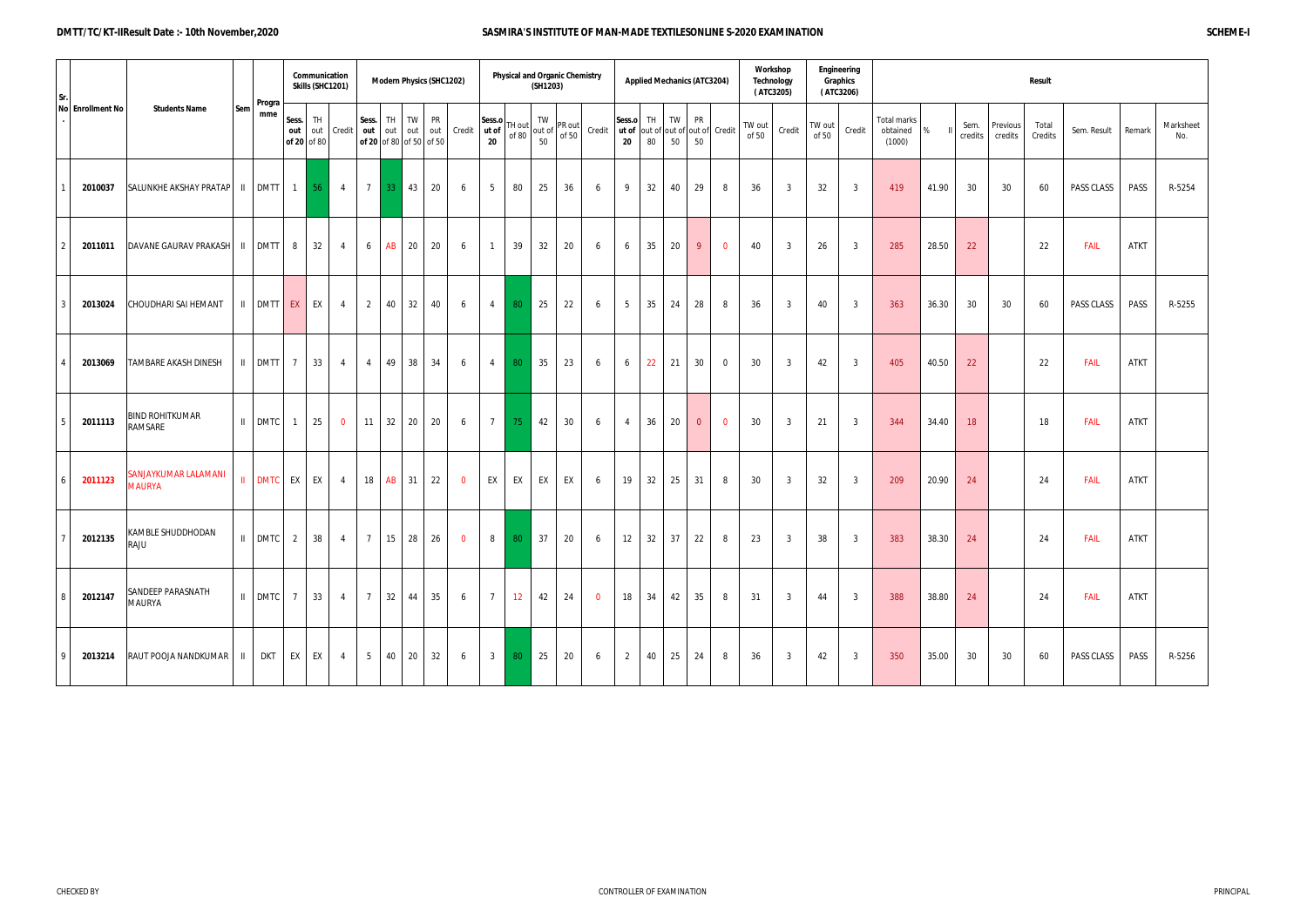**DMTT/TC/KT-IIResult Date :- 10th November,2020** **SASMIRA'S INSTITUTE OF MAN-MADE TEXTILESONLINE S-2020 EXAMINATION** **SCHEME-I**

| Sr. No. | Enrollment No | Students Name | Sem | Programme | Communication Skills (SHC1201) | | | Modern Physics (SHC1202) | | | | | Physical and Organic Chemistry (SH1203) | | | | | Applied Mechanics (ATC3204) | | | | | Workshop Technology (ATC3205) | | Engineering Graphics (ATC3206) | | Result | | | | | | | | |
|---|---|---|---|---|---|---|---|---|---|---|---|---|---|---|---|---|---|---|---|---|---|---|---|---|---|---|---|---|---|---|---|---|---|---|
| | | | | | Sess. out of 20 | TH out of 80 | Credit | Sess. out of 20 | TH out of 80 | TW out of 50 | PR out of 50 | Credit | Sess.out of 20 | TH out of 80 | TW out of 50 | PR out of 50 | Credit | Sess.out of 20 | TH out of 80 | TW out of 50 | PR out of 50 | Credit | TW out of 50 | Credit | TW out of 50 | Credit | Total marks obtained (1000) | % II | Sem. credits | Previous credits | Total Credits | Sem. Result | Remark | Marksheet No. |
| 1 | 2010037 | SALUNKHE AKSHAY PRATAP | II | DMTT | 1 | 56 | 4 | 7 | 33 | 43 | 20 | 6 | 5 | 80 | 25 | 36 | 6 | 9 | 32 | 40 | 29 | 8 | 36 | 3 | 32 | 3 | 419 | 41.90 | 30 | 30 | 60 | PASS CLASS | PASS | R-5254 |
| 2 | 2011011 | DAVANE GAURAV PRAKASH | II | DMTT | 8 | 32 | 4 | 6 | AB | 20 | 20 | 6 | 1 | 39 | 32 | 20 | 6 | 6 | 35 | 20 | 9 | 0 | 40 | 3 | 26 | 3 | 285 | 28.50 | 22 | | 22 | FAIL | ATKT | |
| 3 | 2013024 | CHOUDHARI SAI HEMANT | II | DMTT | EX | EX | 4 | 2 | 40 | 32 | 40 | 6 | 4 | 80 | 25 | 22 | 6 | 5 | 35 | 24 | 28 | 8 | 36 | 3 | 40 | 3 | 363 | 36.30 | 30 | 30 | 60 | PASS CLASS | PASS | R-5255 |
| 4 | 2013069 | TAMBARE AKASH DINESH | II | DMTT | 7 | 33 | 4 | 4 | 49 | 38 | 34 | 6 | 4 | 80 | 35 | 23 | 6 | 6 | 22 | 21 | 30 | 0 | 30 | 3 | 42 | 3 | 405 | 40.50 | 22 | | 22 | FAIL | ATKT | |
| 5 | 2011113 | BIND ROHITKUMAR RAMSARE | II | DMTC | 1 | 25 | 0 | 11 | 32 | 20 | 20 | 6 | 7 | 75 | 42 | 30 | 6 | 4 | 36 | 20 | 0 | 0 | 30 | 3 | 21 | 3 | 344 | 34.40 | 18 | | 18 | FAIL | ATKT | |
| 6 | 2011123 | SANJAYKUMAR LALAMANI MAURYA | II | DMTC | EX | EX | 4 | 18 | AB | 31 | 22 | 0 | EX | EX | EX | EX | 6 | 19 | 32 | 25 | 31 | 8 | 30 | 3 | 32 | 3 | 209 | 20.90 | 24 | | 24 | FAIL | ATKT | |
| 7 | 2012135 | KAMBLE SHUDDHODAN RAJU | II | DMTC | 2 | 38 | 4 | 7 | 15 | 28 | 26 | 0 | 8 | 80 | 37 | 20 | 6 | 12 | 32 | 37 | 22 | 8 | 23 | 3 | 38 | 3 | 383 | 38.30 | 24 | | 24 | FAIL | ATKT | |
| 8 | 2012147 | SANDEEP PARASNATH MAURYA | II | DMTC | 7 | 33 | 4 | 7 | 32 | 44 | 35 | 6 | 7 | 12 | 42 | 24 | 0 | 18 | 34 | 42 | 35 | 8 | 31 | 3 | 44 | 3 | 388 | 38.80 | 24 | | 24 | FAIL | ATKT | |
| 9 | 2013214 | RAUT POOJA NANDKUMAR | II | DKT | EX | EX | 4 | 5 | 40 | 20 | 32 | 6 | 3 | 80 | 25 | 20 | 6 | 2 | 40 | 25 | 24 | 8 | 36 | 3 | 42 | 3 | 350 | 35.00 | 30 | 30 | 60 | PASS CLASS | PASS | R-5256 |

CHECKED BY CONTROLLER OF EXAMINATION PRINCIPAL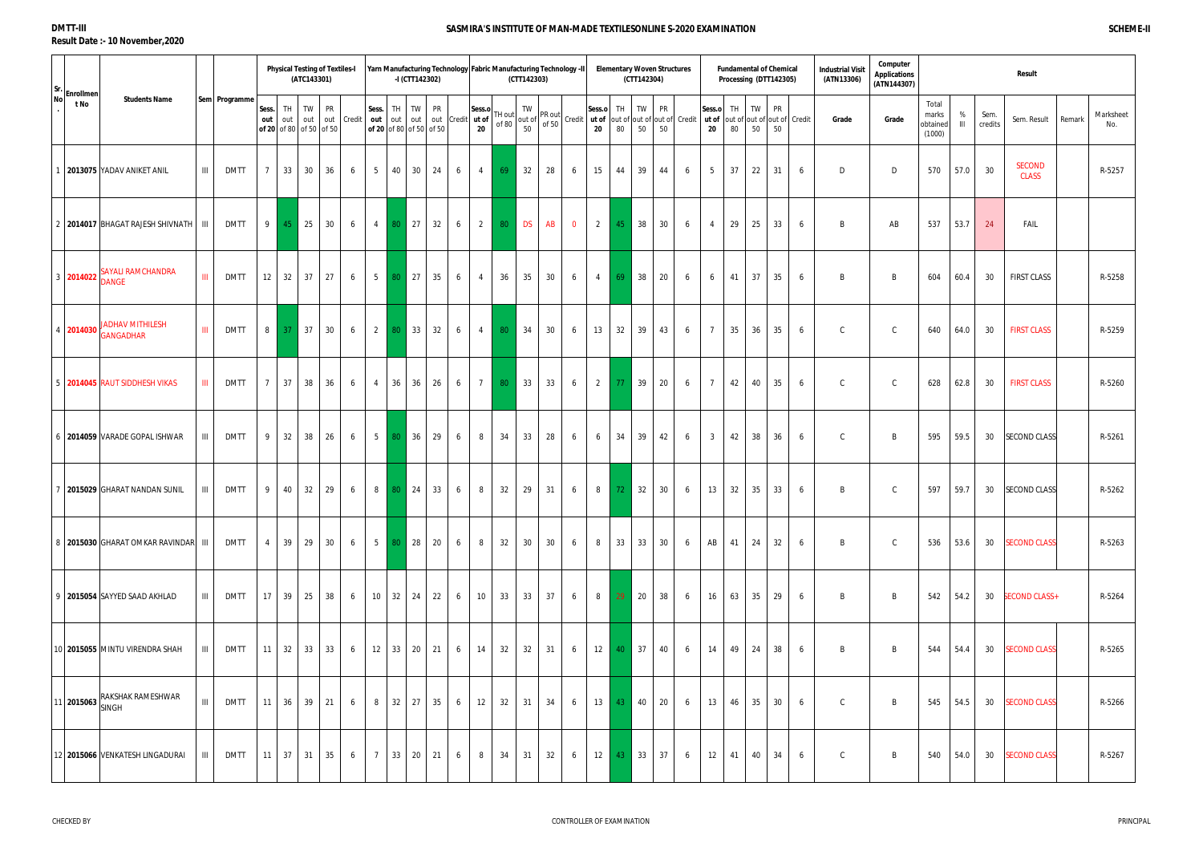DMTT-III

Result Date :- 10 November,2020

## SASMIRA'S INSTITUTE OF MAN-MADE TEXTILESONLINE S-2020 EXAMINATION

SCHEME-II

| Sr. No. | Enrollment No | Students Name | Sem | Programme | Physical Testing of Textiles-I (ATC143301) | | | | | Yarn Manufacturing Technology -I (CTT142302) | | | | | Fabric Manufacturing Technology -II (CTT142303) | | | | | Elementary Woven Structures (CTT142304) | | | | | Fundamental of Chemical Processing (DTT142305) | | | | | Industrial Visit (ATN13306) | Computer Applications (ATN144307) | Result | | | | | |
|---|---|---|---|---|---|---|---|---|---|---|---|---|---|---|---|---|---|---|---|---|---|---|---|---|---|---|---|---|---|---|---|---|---|---|---|---|---|
| | | | | | Sess. out of 20 | TH out of 80 | TW out of 50 | PR out of 50 | Credit | Sess. out of 20 | TH out of 80 | TW out of 50 | PR out of 50 | Credit | Sess.out of 20 | TH out of 80 | TW out of 50 | PR out of 50 | Credit | Sess.out of 20 | TH out of 80 | TW out of 50 | PR out of 50 | Credit | Sess.out of 20 | TH out of 80 | TW out of 50 | PR out of 50 | Credit | Grade | Grade | Total marks obtained (1000) | % III | Sem. credits | Sem. Result | Remark | Marksheet No. |
| 1 | 2013075 | YADAV ANIKET ANIL | III | DMTT | 7 | 33 | 30 | 36 | 6 | 5 | 40 | 30 | 24 | 6 | 4 | 69 | 32 | 28 | 6 | 15 | 44 | 39 | 44 | 6 | 5 | 37 | 22 | 31 | 6 | D | D | 570 | 57.0 | 30 | SECOND CLASS | | R-5257 |
| 2 | 2014017 | BHAGAT RAJESH SHIVNATH | III | DMTT | 9 | 45 | 25 | 30 | 6 | 4 | 80 | 27 | 32 | 6 | 2 | 80 | DS | AB | 0 | 2 | 45 | 38 | 30 | 6 | 4 | 29 | 25 | 33 | 6 | B | AB | 537 | 53.7 | 24 | FAIL | | |
| 3 | 2014022 | SAYALI RAMCHANDRA DANGE | III | DMTT | 12 | 32 | 37 | 27 | 6 | 5 | 80 | 27 | 35 | 6 | 4 | 36 | 35 | 30 | 6 | 4 | 69 | 38 | 20 | 6 | 6 | 41 | 37 | 35 | 6 | B | B | 604 | 60.4 | 30 | FIRST CLASS | | R-5258 |
| 4 | 2014030 | JADHAV MITHILESH GANGADHAR | III | DMTT | 8 | 37 | 37 | 30 | 6 | 2 | 80 | 33 | 32 | 6 | 4 | 80 | 34 | 30 | 6 | 13 | 32 | 39 | 43 | 6 | 7 | 35 | 36 | 35 | 6 | C | C | 640 | 64.0 | 30 | FIRST CLASS | | R-5259 |
| 5 | 2014045 | RAUT SIDDHESH VIKAS | III | DMTT | 7 | 37 | 38 | 36 | 6 | 4 | 36 | 36 | 26 | 6 | 7 | 80 | 33 | 33 | 6 | 2 | 77 | 39 | 20 | 6 | 7 | 42 | 40 | 35 | 6 | C | C | 628 | 62.8 | 30 | FIRST CLASS | | R-5260 |
| 6 | 2014059 | VARADE GOPAL ISHWAR | III | DMTT | 9 | 32 | 38 | 26 | 6 | 5 | 80 | 36 | 29 | 6 | 8 | 34 | 33 | 28 | 6 | 6 | 34 | 39 | 42 | 6 | 3 | 42 | 38 | 36 | 6 | C | B | 595 | 59.5 | 30 | SECOND CLASS | | R-5261 |
| 7 | 2015029 | GHARAT NANDAN SUNIL | III | DMTT | 9 | 40 | 32 | 29 | 6 | 8 | 80 | 24 | 33 | 6 | 8 | 32 | 29 | 31 | 6 | 8 | 72 | 32 | 30 | 6 | 13 | 32 | 35 | 33 | 6 | B | C | 597 | 59.7 | 30 | SECOND CLASS | | R-5262 |
| 8 | 2015030 | GHARAT OMKAR RAVINDAR | III | DMTT | 4 | 39 | 29 | 30 | 6 | 5 | 80 | 28 | 20 | 6 | 8 | 32 | 30 | 30 | 6 | 8 | 33 | 33 | 30 | 6 | AB | 41 | 24 | 32 | 6 | B | C | 536 | 53.6 | 30 | SECOND CLASS | | R-5263 |
| 9 | 2015054 | SAYYED SAAD AKHLAD | III | DMTT | 17 | 39 | 25 | 38 | 6 | 10 | 32 | 24 | 22 | 6 | 10 | 33 | 33 | 37 | 6 | 8 | 29 | 20 | 38 | 6 | 16 | 63 | 35 | 29 | 6 | B | B | 542 | 54.2 | 30 | SECOND CLASS+ | | R-5264 |
| 10 | 2015055 | MINTU VIRENDRA SHAH | III | DMTT | 11 | 32 | 33 | 33 | 6 | 12 | 33 | 20 | 21 | 6 | 14 | 32 | 32 | 31 | 6 | 12 | 40 | 37 | 40 | 6 | 14 | 49 | 24 | 38 | 6 | B | B | 544 | 54.4 | 30 | SECOND CLASS | | R-5265 |
| 11 | 2015063 | RAKSHAK RAMESHWAR SINGH | III | DMTT | 11 | 36 | 39 | 21 | 6 | 8 | 32 | 27 | 35 | 6 | 12 | 32 | 31 | 34 | 6 | 13 | 43 | 40 | 20 | 6 | 13 | 46 | 35 | 30 | 6 | C | B | 545 | 54.5 | 30 | SECOND CLASS | | R-5266 |
| 12 | 2015066 | VENKATESH LINGADURAI | III | DMTT | 11 | 37 | 31 | 35 | 6 | 7 | 33 | 20 | 21 | 6 | 8 | 34 | 31 | 32 | 6 | 12 | 43 | 33 | 37 | 6 | 12 | 41 | 40 | 34 | 6 | C | B | 540 | 54.0 | 30 | SECOND CLASS | | R-5267 |

CHECKED BY CONTROLLER OF EXAMINATION PRINCIPAL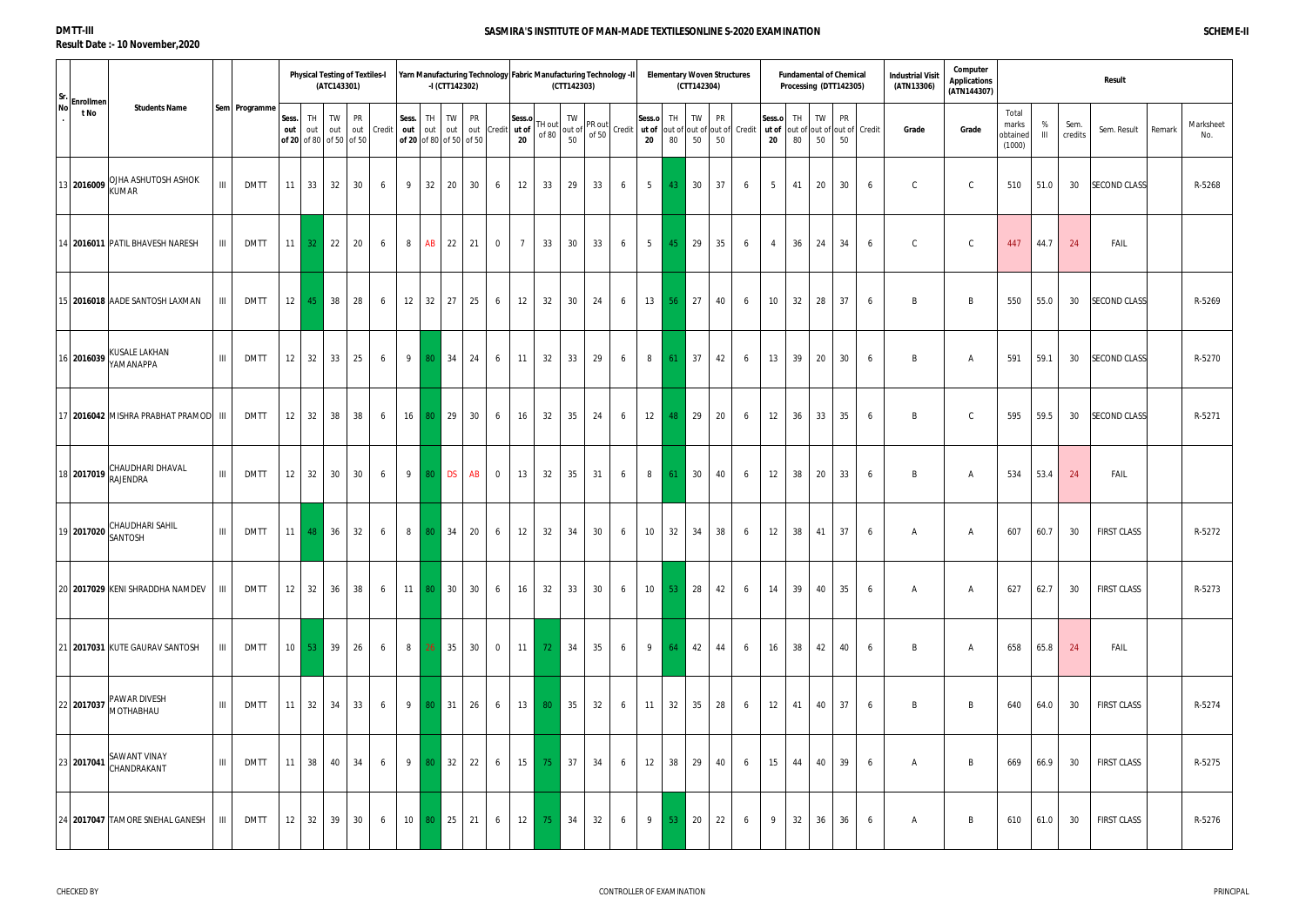**DMTT-III**

**Result Date :- 10 November,2020**

**SASMIRA'S INSTITUTE OF MAN-MADE TEXTILESONLINE S-2020 EXAMINATION**

**SCHEME-II**

| Sr. No. | Enrollment No | Students Name | Sem | Programme | Physical Testing of Textiles-I (ATC143301) | | | | | Yarn Manufacturing Technology-I (CTT142302) | | | | | Fabric Manufacturing Technology -II (CTT142303) | | | | | Elementary Woven Structures (CTT142304) | | | | | Fundamental of Chemical Processing (DTT142305) | | | | | Industrial Visit (ATN13306) | Computer Applications (ATN144307) | Result | | | | | |
|---|---|---|---|---|---|---|---|---|---|---|---|---|---|---|---|---|---|---|---|---|---|---|---|---|---|---|---|---|---|---|---|---|---|---|---|---|---|
| | | | | | Sess. out of 20 | TH out of 80 | TW out of 50 | PR out of 50 | Credit | Sess. out of 20 | TH out of 80 | TW out of 50 | PR out of 50 | Credit | Sess.out of 20 | TH out of 80 | TW out of 50 | PR out of 50 | Credit | Sess.out of 20 | TH out of 80 | TW out of 50 | PR out of 50 | Credit | Sess.out of 20 | TH out of 80 | TW out of 50 | PR out of 50 | Credit | Grade | Grade | Total marks obtained (1000) | % III | Sem. credits | Sem. Result | Remark | Marksheet No. |
| 13 | 2016009 | OJHA ASHUTOSH ASHOK KUMAR | III | DMTT | 11 | 33 | 32 | 30 | 6 | 9 | 32 | 20 | 30 | 6 | 12 | 33 | 29 | 33 | 6 | 5 | 43 | 30 | 37 | 6 | 5 | 41 | 20 | 30 | 6 | C | C | 510 | 51.0 | 30 | SECOND CLASS | | R-5268 |
| 14 | 2016011 | PATIL BHAVESH NARESH | III | DMTT | 11 | 32 | 22 | 20 | 6 | 8 | AB | 22 | 21 | 0 | 7 | 33 | 30 | 33 | 6 | 5 | 45 | 29 | 35 | 6 | 4 | 36 | 24 | 34 | 6 | C | C | 447 | 44.7 | 24 | FAIL | | |
| 15 | 2016018 | AADE SANTOSH LAXMAN | III | DMTT | 12 | 45 | 38 | 28 | 6 | 12 | 32 | 27 | 25 | 6 | 12 | 32 | 30 | 24 | 6 | 13 | 56 | 27 | 40 | 6 | 10 | 32 | 28 | 37 | 6 | B | B | 550 | 55.0 | 30 | SECOND CLASS | | R-5269 |
| 16 | 2016039 | KUSALE LAKHAN YAMANAPPA | III | DMTT | 12 | 32 | 33 | 25 | 6 | 9 | 80 | 34 | 24 | 6 | 11 | 32 | 33 | 29 | 6 | 8 | 61 | 37 | 42 | 6 | 13 | 39 | 20 | 30 | 6 | B | A | 591 | 59.1 | 30 | SECOND CLASS | | R-5270 |
| 17 | 2016042 | MISHRA PRABHAT PRAMOD | III | DMTT | 12 | 32 | 38 | 38 | 6 | 16 | 80 | 29 | 30 | 6 | 16 | 32 | 35 | 24 | 6 | 12 | 48 | 29 | 20 | 6 | 12 | 36 | 33 | 35 | 6 | B | C | 595 | 59.5 | 30 | SECOND CLASS | | R-5271 |
| 18 | 2017019 | CHAUDHARI DHAVAL RAJENDRA | III | DMTT | 12 | 32 | 30 | 30 | 6 | 9 | 80 | DS | AB | 0 | 13 | 32 | 35 | 31 | 6 | 8 | 61 | 30 | 40 | 6 | 12 | 38 | 20 | 33 | 6 | B | A | 534 | 53.4 | 24 | FAIL | | |
| 19 | 2017020 | CHAUDHARI SAHIL SANTOSH | III | DMTT | 11 | 48 | 36 | 32 | 6 | 8 | 80 | 34 | 20 | 6 | 12 | 32 | 34 | 30 | 6 | 10 | 32 | 34 | 38 | 6 | 12 | 38 | 41 | 37 | 6 | A | A | 607 | 60.7 | 30 | FIRST CLASS | | R-5272 |
| 20 | 2017029 | KENI SHRADDHA NAMDEV | III | DMTT | 12 | 32 | 36 | 38 | 6 | 11 | 80 | 30 | 30 | 6 | 16 | 32 | 33 | 30 | 6 | 10 | 53 | 28 | 42 | 6 | 14 | 39 | 40 | 35 | 6 | A | A | 627 | 62.7 | 30 | FIRST CLASS | | R-5273 |
| 21 | 2017031 | KUTE GAURAV SANTOSH | III | DMTT | 10 | 53 | 39 | 26 | 6 | 8 | 26 | 35 | 30 | 0 | 11 | 72 | 34 | 35 | 6 | 9 | 64 | 42 | 44 | 6 | 16 | 38 | 42 | 40 | 6 | B | A | 658 | 65.8 | 24 | FAIL | | |
| 22 | 2017037 | PAWAR DIVESH MOTHABHAU | III | DMTT | 11 | 32 | 34 | 33 | 6 | 9 | 80 | 31 | 26 | 6 | 13 | 80 | 35 | 32 | 6 | 11 | 32 | 35 | 28 | 6 | 12 | 41 | 40 | 37 | 6 | B | B | 640 | 64.0 | 30 | FIRST CLASS | | R-5274 |
| 23 | 2017041 | SAWANT VINAY CHANDRAKANT | III | DMTT | 11 | 38 | 40 | 34 | 6 | 9 | 80 | 32 | 22 | 6 | 15 | 75 | 37 | 34 | 6 | 12 | 38 | 29 | 40 | 6 | 15 | 44 | 40 | 39 | 6 | A | B | 669 | 66.9 | 30 | FIRST CLASS | | R-5275 |
| 24 | 2017047 | TAMORE SNEHAL GANESH | III | DMTT | 12 | 32 | 39 | 30 | 6 | 10 | 80 | 25 | 21 | 6 | 12 | 75 | 34 | 32 | 6 | 9 | 53 | 20 | 22 | 6 | 9 | 32 | 36 | 36 | 6 | A | B | 610 | 61.0 | 30 | FIRST CLASS | | R-5276 |

CHECKED BY | CONTROLLER OF EXAMINATION | PRINCIPAL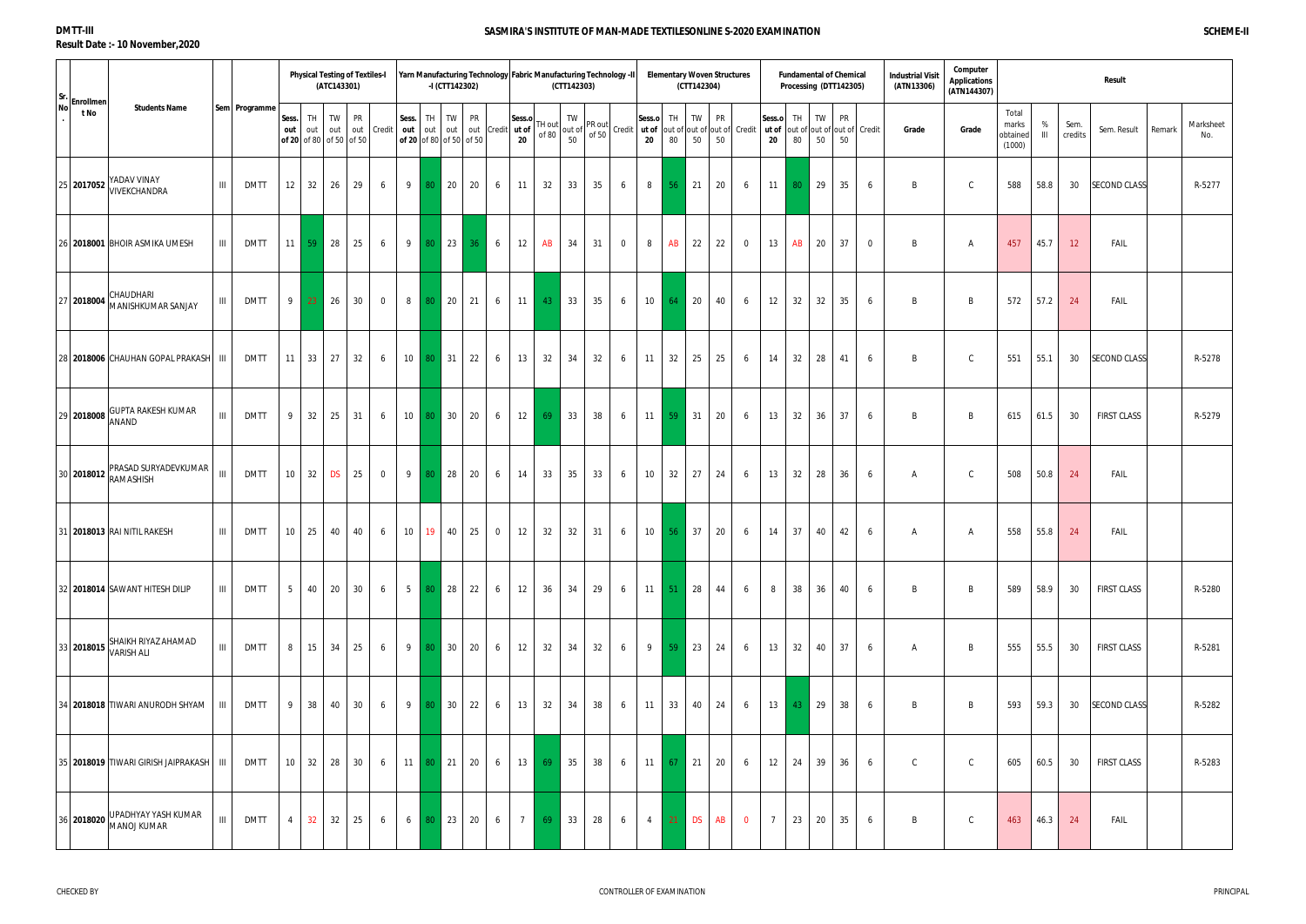**DMTT-III**

**Result Date :- 10 November,2020**

## SASMIRA'S INSTITUTE OF MAN-MADE TEXTILESONLINE S-2020 EXAMINATION

**SCHEME-II**

| Sr. No. | Enrollment No | Students Name | Sem | Programme | Physical Testing of Textiles-I (ATC143301) | | | | | Yarn Manufacturing Technology -I (CTT142302) | | | | | Fabric Manufacturing Technology -II (CTT142303) | | | | | Elementary Woven Structures (CTT142304) | | | | | Fundamental of Chemical Processing (DTT142305) | | | | | Industrial Visit (ATN13306) | Computer Applications (ATN144307) | Result | | | | | |
|---|---|---|---|---|---|---|---|---|---|---|---|---|---|---|---|---|---|---|---|---|---|---|---|---|---|---|---|---|---|---|---|---|---|---|---|---|---|
| | | | | | Sess. out of 20 | TH out of 80 | TW out of 50 | PR out of 50 | Credit | Sess. out of 20 | TH out of 80 | TW out of 50 | PR out of 50 | Credit | Sess.out of 20 | TH out of 80 | TW out of 50 | PR out of 50 | Credit | Sess.out of 20 | TH out of 80 | TW out of 50 | PR out of 50 | Credit | Sess.out of 20 | TH out of 80 | TW out of 50 | PR out of 50 | Credit | Grade | Grade | Total marks obtained (1000) | % III | Sem. credits | Sem. Result | Remark | Marksheet No. |
| 25 | 2017052 | YADAV VINAY VIVEKCHANDRA | III | DMTT | 12 | 32 | 26 | 29 | 6 | 9 | 80 | 20 | 20 | 6 | 11 | 32 | 33 | 35 | 6 | 8 | 56 | 21 | 20 | 6 | 11 | 80 | 29 | 35 | 6 | B | C | 588 | 58.8 | 30 | SECOND CLASS | | R-5277 |
| 26 | 2018001 | BHOIR ASMIKA UMESH | III | DMTT | 11 | 59 | 28 | 25 | 6 | 9 | 80 | 23 | 36 | 6 | 12 | AB | 34 | 31 | 0 | 8 | AB | 22 | 22 | 0 | 13 | AB | 20 | 37 | 0 | B | A | 457 | 45.7 | 12 | FAIL | | |
| 27 | 2018004 | CHAUDHARI MANISHKUMAR SANJAY | III | DMTT | 9 | 23 | 26 | 30 | 0 | 8 | 80 | 20 | 21 | 6 | 11 | 43 | 33 | 35 | 6 | 10 | 64 | 20 | 40 | 6 | 12 | 32 | 32 | 35 | 6 | B | B | 572 | 57.2 | 24 | FAIL | | |
| 28 | 2018006 | CHAUHAN GOPAL PRAKASH | III | DMTT | 11 | 33 | 27 | 32 | 6 | 10 | 80 | 31 | 22 | 6 | 13 | 32 | 34 | 32 | 6 | 11 | 32 | 25 | 25 | 6 | 14 | 32 | 28 | 41 | 6 | B | C | 551 | 55.1 | 30 | SECOND CLASS | | R-5278 |
| 29 | 2018008 | GUPTA RAKESH KUMAR ANAND | III | DMTT | 9 | 32 | 25 | 31 | 6 | 10 | 80 | 30 | 20 | 6 | 12 | 69 | 33 | 38 | 6 | 11 | 59 | 31 | 20 | 6 | 13 | 32 | 36 | 37 | 6 | B | B | 615 | 61.5 | 30 | FIRST CLASS | | R-5279 |
| 30 | 2018012 | PRASAD SURYADEVKUMAR RAMASHISH | III | DMTT | 10 | 32 | DS | 25 | 0 | 9 | 80 | 28 | 20 | 6 | 14 | 33 | 35 | 33 | 6 | 10 | 32 | 27 | 24 | 6 | 13 | 32 | 28 | 36 | 6 | A | C | 508 | 50.8 | 24 | FAIL | | |
| 31 | 2018013 | RAI NITIL RAKESH | III | DMTT | 10 | 25 | 40 | 40 | 6 | 10 | 19 | 40 | 25 | 0 | 12 | 32 | 32 | 31 | 6 | 10 | 56 | 37 | 20 | 6 | 14 | 37 | 40 | 42 | 6 | A | A | 558 | 55.8 | 24 | FAIL | | |
| 32 | 2018014 | SAWANT HITESH DILIP | III | DMTT | 5 | 40 | 20 | 30 | 6 | 5 | 80 | 28 | 22 | 6 | 12 | 36 | 34 | 29 | 6 | 11 | 51 | 28 | 44 | 6 | 8 | 38 | 36 | 40 | 6 | B | B | 589 | 58.9 | 30 | FIRST CLASS | | R-5280 |
| 33 | 2018015 | SHAIKH RIYAZ AHAMAD VARISH ALI | III | DMTT | 8 | 15 | 34 | 25 | 6 | 9 | 80 | 30 | 20 | 6 | 12 | 32 | 34 | 32 | 6 | 9 | 59 | 23 | 24 | 6 | 13 | 32 | 40 | 37 | 6 | A | B | 555 | 55.5 | 30 | FIRST CLASS | | R-5281 |
| 34 | 2018018 | TIWARI ANURODH SHYAM | III | DMTT | 9 | 38 | 40 | 30 | 6 | 9 | 80 | 30 | 22 | 6 | 13 | 32 | 34 | 38 | 6 | 11 | 33 | 40 | 24 | 6 | 13 | 43 | 29 | 38 | 6 | B | B | 593 | 59.3 | 30 | SECOND CLASS | | R-5282 |
| 35 | 2018019 | TIWARI GIRISH JAIPRAKASH | III | DMTT | 10 | 32 | 28 | 30 | 6 | 11 | 80 | 21 | 20 | 6 | 13 | 69 | 35 | 38 | 6 | 11 | 67 | 21 | 20 | 6 | 12 | 24 | 39 | 36 | 6 | C | C | 605 | 60.5 | 30 | FIRST CLASS | | R-5283 |
| 36 | 2018020 | UPADHYAY YASH KUMAR MANOJ KUMAR | III | DMTT | 4 | 32 | 32 | 25 | 6 | 6 | 80 | 23 | 20 | 6 | 7 | 69 | 33 | 28 | 6 | 4 | 21 | DS | AB | 0 | 7 | 23 | 20 | 35 | 6 | B | C | 463 | 46.3 | 24 | FAIL | | |

CHECKED BY | CONTROLLER OF EXAMINATION | PRINCIPAL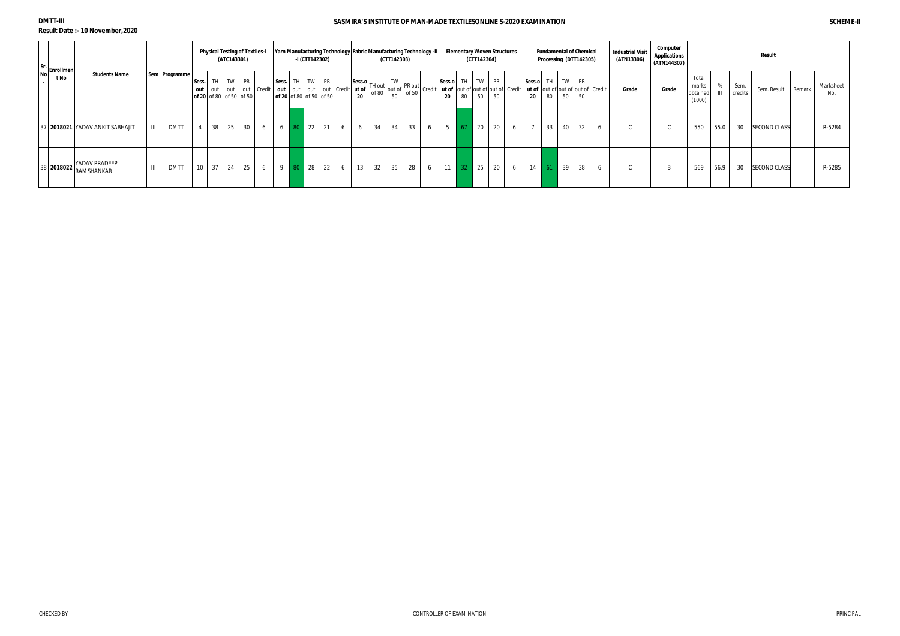**DMTT-III**

**Result Date :- 10 November,2020**

**SASMIRA'S INSTITUTE OF MAN-MADE TEXTILESONLINE S-2020 EXAMINATION**

**SCHEME-II**

| Sr. No. | Enrollment No | Students Name | Sem | Programme | Physical Testing of Textiles-I (ATC143301) | | | | | Yarn Manufacturing Technology -I (CTT142302) | | | | | Fabric Manufacturing Technology -II (CTT142303) | | | | | Elementary Woven Structures (CTT142304) | | | | | Fundamental of Chemical Processing (DTT142305) | | | | | Industrial Visit (ATN13306) | Computer Applications (ATN144307) | Result | | | | | |
|---|---|---|---|---|---|---|---|---|---|---|---|---|---|---|---|---|---|---|---|---|---|---|---|---|---|---|---|---|---|---|---|---|---|---|---|---|---|
| | | | | | Sess. out of 20 | TH out of 80 | TW out of 50 | PR out of 50 | Credit | Sess. out of 20 | TH out of 80 | TW out of 50 | PR out of 50 | Credit | Sess.out of 20 | TH out of 80 | TW out of 50 | PR out of 50 | Credit | Sess.out of 20 | TH out of 80 | TW out of 50 | PR out of 50 | Credit | Sess.out of 20 | TH out of 80 | TW out of 50 | PR out of 50 | Credit | Grade | Grade | Total marks obtained (1000) | % III | Sem. credits | Sem. Result | Remark | Marksheet No. |
| 37 | **2018021** | YADAV ANKIT SABHAJIT | III | DMTT | 4 | 38 | 25 | 30 | 6 | 6 | 80 | 22 | 21 | 6 | 6 | 34 | 34 | 33 | 6 | 5 | 67 | 20 | 20 | 6 | 7 | 33 | 40 | 32 | 6 | C | C | 550 | 55.0 | 30 | SECOND CLASS | | R-5284 |
| 38 | **2018022** | YADAV PRADEEP RAMSHANKAR | III | DMTT | 10 | 37 | 24 | 25 | 6 | 9 | 80 | 28 | 22 | 6 | 13 | 32 | 35 | 28 | 6 | 11 | 32 | 25 | 20 | 6 | 14 | 61 | 39 | 38 | 6 | C | B | 569 | 56.9 | 30 | SECOND CLASS | | R-5285 |

CHECKED BY | CONTROLLER OF EXAMINATION | PRINCIPAL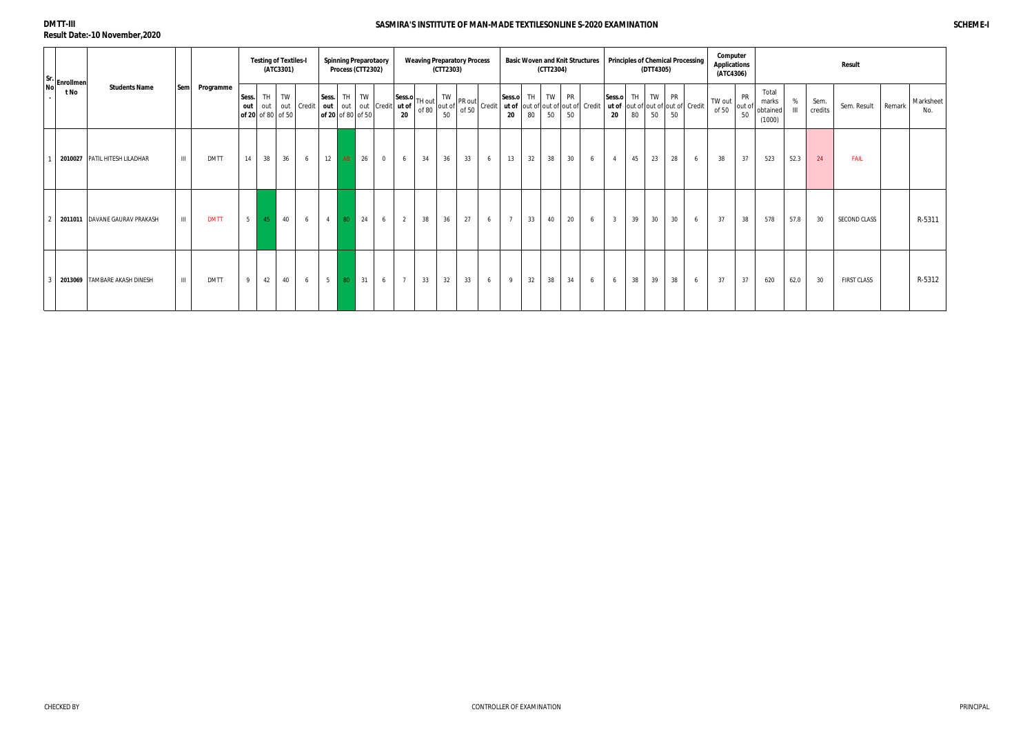DMTT-III
Result Date:-10 November,2020

SASMIRA'S INSTITUTE OF MAN-MADE TEXTILESONLINE S-2020 EXAMINATION

SCHEME-I

| Sr. No. | Enrollment No | Students Name | Sem | Programme | Testing of Textiles-I (ATC3301) | | | | Spinning Preparatoary Process (CTT2302) | | | | Weaving Preparatory Process (CTT2303) | | | | | Basic Woven and Knit Structures (CTT2304) | | | | | Principles of Chemical Processing (DTT4305) | | | | | Computer Applications (ATC4306) | | Result | | | | | | |
|---|---|---|---|---|---|---|---|---|---|---|---|---|---|---|---|---|---|---|---|---|---|---|---|---|---|---|---|---|---|---|---|---|---|---|---|---|
| | | | | | Sess. out of 20 | TH out of 80 | TW out of 50 | Credit | Sess. out of 20 | TH out of 80 | TW out of 50 | Credit | Sess.out of 20 | TH out of 80 | TW out of 50 | PR out of 50 | Credit | Sess.out of 20 | TH out of 80 | TW out of 50 | PR out of 50 | Credit | Sess.out of 20 | TH out of 80 | TW out of 50 | PR out of 50 | Credit | TW out of 50 | PR out of 50 | Total marks obtained (1000) | % III | Sem. credits | Sem. Result | Remark | Marksheet No. |
| 1 | 2010027 | PATIL HITESH LILADHAR | III | DMTT | 14 | 38 | 36 | 6 | 12 | AB | 26 | 0 | 6 | 34 | 36 | 33 | 6 | 13 | 32 | 38 | 30 | 6 | 4 | 45 | 23 | 28 | 6 | 38 | 37 | 523 | 52.3 | 24 | FAIL | | |
| 2 | 2011011 | DAVANE GAURAV PRAKASH | III | DMTT | 5 | 45 | 40 | 6 | 4 | 80 | 24 | 6 | 2 | 38 | 36 | 27 | 6 | 7 | 33 | 40 | 20 | 6 | 3 | 39 | 30 | 30 | 6 | 37 | 38 | 578 | 57.8 | 30 | SECOND CLASS | | R-5311 |
| 3 | 2013069 | TAMBARE AKASH DINESH | III | DMTT | 9 | 42 | 40 | 6 | 5 | 80 | 31 | 6 | 7 | 33 | 32 | 33 | 6 | 9 | 32 | 38 | 34 | 6 | 6 | 38 | 39 | 38 | 6 | 37 | 37 | 620 | 62.0 | 30 | FIRST CLASS | | R-5312 |

CHECKED BY

CONTROLLER OF EXAMINATION

PRINCIPAL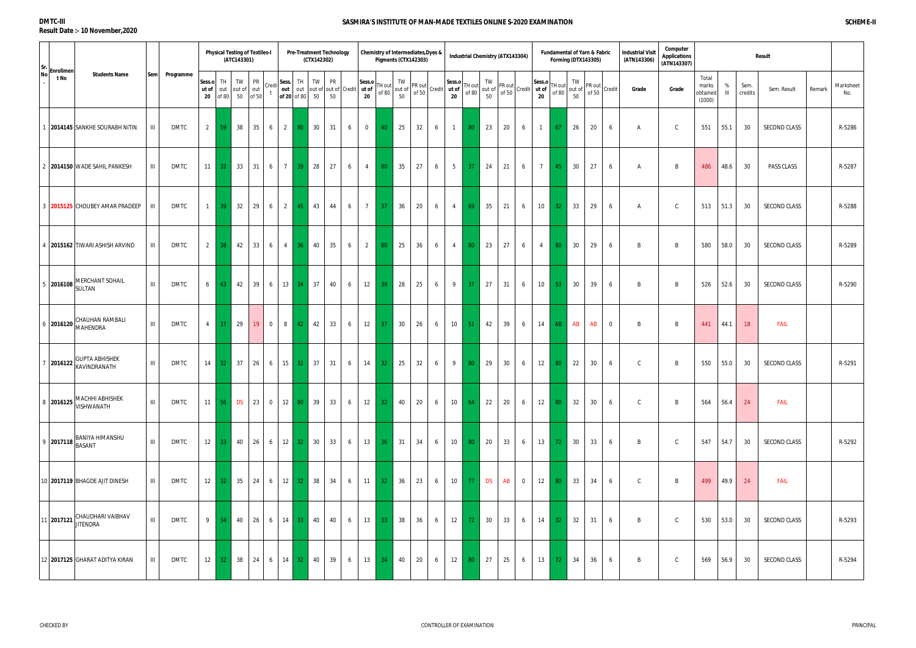DMTC-III

Result Date :- 10 November,2020

# SASMIRA'S INSTITUTE OF MAN-MADE TEXTILES ONLINE S-2020 EXAMINATION

SCHEME-II

| Sr. No. | Enrollment No | Students Name | Sem | Programme | Physical Testing of Textiles-I (ATC143301) | | | | | Pre-Treatment Technology (CTX142302) | | | | | Chemistry of Intermediates,Dyes & Pigments (CTX142303) | | | | | Industrial Chemistry (ATX143304) | | | | | Fundamental of Yarn & Fabric Forming (DTX143305) | | | | | Industrial Visit (ATN143306) | Computer Applications (ATN143307) | Result | | | | | |
|---|---|---|---|---|---|---|---|---|---|---|---|---|---|---|---|---|---|---|---|---|---|---|---|---|---|---|---|---|---|---|---|---|---|---|---|---|---|
| | | | | | Sess.out of 20 | TH out of 80 | TW out of 50 | PR out of 50 | Credit | Sess. out of 20 | TH out of 80 | TW out of 50 | PR out of 50 | Credit | Sess.out of 20 | TH out of 80 | TW out of 50 | PR out of 50 | Credit | Sess.out of 20 | TH out of 80 | TW out of 50 | PR out of 50 | Credit | Sess.out of 20 | TH out of 80 | TW out of 50 | PR out of 50 | Credit | Grade | Grade | Total marks obtained (1000) | % III | Sem. credits | Sem. Result | Remark | Marksheet No. |
| 1 | 2014145 | SANKHE SOURABH NITIN | III | DMTC | 2 | 59 | 38 | 35 | 6 | 2 | 80 | 30 | 31 | 6 | 0 | 40 | 25 | 32 | 6 | 1 | 80 | 23 | 20 | 6 | 1 | 67 | 26 | 20 | 6 | A | C | 551 | 55.1 | 30 | SECOND CLASS | | R-5286 |
| 2 | 2014150 | WADE SAHIL PANKESH | III | DMTC | 11 | 32 | 33 | 31 | 6 | 7 | 39 | 28 | 27 | 6 | 4 | 80 | 35 | 27 | 6 | 5 | 37 | 24 | 21 | 6 | 7 | 45 | 30 | 27 | 6 | A | B | 486 | 48.6 | 30 | PASS CLASS | | R-5287 |
| 3 | 2015125 | CHOUBEY AMAR PRADEEP | III | DMTC | 1 | 39 | 32 | 29 | 6 | 2 | 45 | 43 | 44 | 6 | 7 | 37 | 36 | 20 | 6 | 4 | 69 | 35 | 21 | 6 | 10 | 32 | 33 | 29 | 6 | A | C | 513 | 51.3 | 30 | SECOND CLASS | | R-5288 |
| 4 | 2015162 | TIWARI ASHISH ARVIND | III | DMTC | 2 | 38 | 42 | 33 | 6 | 4 | 36 | 40 | 35 | 6 | 2 | 80 | 25 | 36 | 6 | 4 | 80 | 23 | 27 | 6 | 4 | 80 | 30 | 29 | 6 | B | B | 580 | 58.0 | 30 | SECOND CLASS | | R-5289 |
| 5 | 2016108 | MERCHANT SOHAIL SULTAN | III | DMTC | 6 | 43 | 42 | 39 | 6 | 13 | 34 | 37 | 40 | 6 | 12 | 39 | 28 | 25 | 6 | 9 | 37 | 27 | 31 | 6 | 10 | 53 | 30 | 39 | 6 | B | B | 526 | 52.6 | 30 | SECOND CLASS | | R-5290 |
| 6 | 2016120 | CHAUHAN RAMBALI MAHENDRA | III | DMTC | 4 | 37 | 29 | 19 | 0 | 8 | 42 | 42 | 33 | 6 | 12 | 37 | 30 | 26 | 6 | 10 | 51 | 42 | 39 | 6 | 14 | AB | AB | AB | 0 | B | B | 441 | 44.1 | 18 | FAIL | | |
| 7 | 2016122 | GUPTA ABHISHEK KAVINDRANATH | III | DMTC | 14 | 32 | 37 | 26 | 6 | 15 | 32 | 37 | 31 | 6 | 14 | 32 | 25 | 32 | 6 | 9 | 80 | 29 | 30 | 6 | 12 | 80 | 22 | 30 | 6 | C | B | 550 | 55.0 | 30 | SECOND CLASS | | R-5291 |
| 8 | 2016125 | MACHHI ABHISHEK VISHWANATH | III | DMTC | 11 | 56 | DS | 23 | 0 | 12 | 80 | 39 | 33 | 6 | 12 | 32 | 40 | 20 | 6 | 10 | 64 | 22 | 20 | 6 | 12 | 80 | 32 | 30 | 6 | C | B | 564 | 56.4 | 24 | FAIL | | |
| 9 | 2017118 | BANIYA HIMANSHU BASANT | III | DMTC | 12 | 33 | 40 | 26 | 6 | 12 | 32 | 30 | 33 | 6 | 13 | 36 | 31 | 34 | 6 | 10 | 80 | 20 | 33 | 6 | 13 | 72 | 30 | 33 | 6 | B | C | 547 | 54.7 | 30 | SECOND CLASS | | R-5292 |
| 10 | 2017119 | BHAGDE AJIT DINESH | III | DMTC | 12 | 32 | 35 | 24 | 6 | 12 | 32 | 38 | 34 | 6 | 11 | 32 | 36 | 23 | 6 | 10 | 77 | DS | AB | 0 | 12 | 80 | 33 | 34 | 6 | C | B | 499 | 49.9 | 24 | FAIL | | |
| 11 | 2017121 | CHAUDHARI VAIBHAV JITENDRA | III | DMTC | 9 | 34 | 40 | 26 | 6 | 14 | 33 | 40 | 40 | 6 | 13 | 33 | 38 | 36 | 6 | 12 | 72 | 30 | 33 | 6 | 14 | 32 | 32 | 31 | 6 | B | C | 530 | 53.0 | 30 | SECOND CLASS | | R-5293 |
| 12 | 2017125 | GHARAT ADITYA KIRAN | III | DMTC | 12 | 32 | 38 | 24 | 6 | 14 | 32 | 40 | 39 | 6 | 13 | 34 | 40 | 20 | 6 | 12 | 80 | 27 | 25 | 6 | 13 | 72 | 34 | 36 | 6 | B | C | 569 | 56.9 | 30 | SECOND CLASS | | R-5294 |

CHECKED BY  CONTROLLER OF EXAMINATION  PRINCIPAL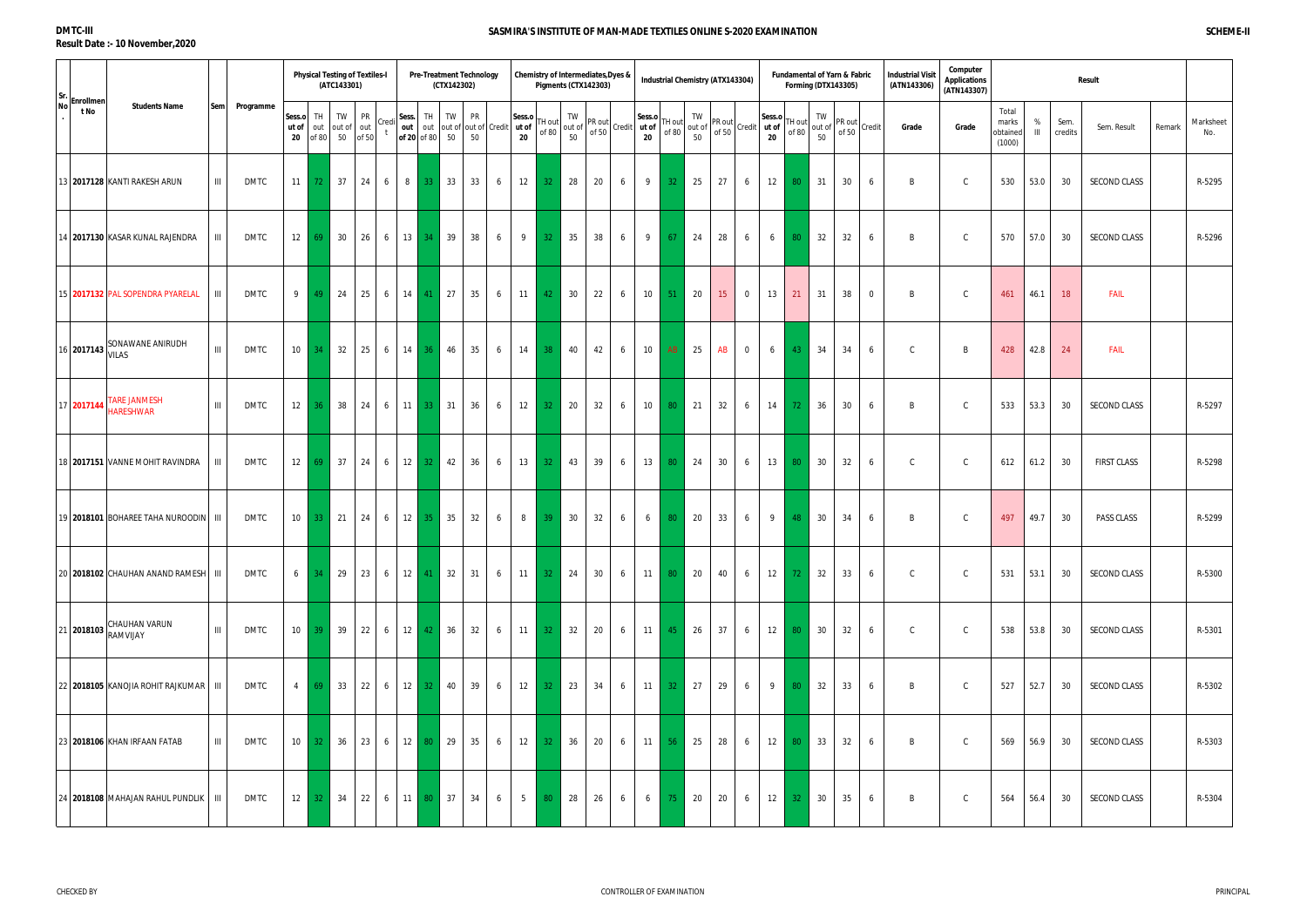DMTC-III
Result Date :- 10 November,2020

# SASMIRA'S INSTITUTE OF MAN-MADE TEXTILES ONLINE S-2020 EXAMINATION

SCHEME-II

| Sr. No. | Enrollment No | Students Name | Sem | Programme | Physical Testing of Textiles-I (ATC143301) | | | | | Pre-Treatment Technology (CTX142302) | | | | | Chemistry of Intermediates,Dyes & Pigments (CTX142303) | | | | | Industrial Chemistry (ATX143304) | | | | | Fundamental of Yarn & Fabric Forming (DTX143305) | | | | | Industrial Visit (ATN143306) | Computer Applications (ATN143307) | Result | | | | | |
|---|---|---|---|---|---|---|---|---|---|---|---|---|---|---|---|---|---|---|---|---|---|---|---|---|---|---|---|---|---|---|---|---|---|---|---|---|---|
| | | | | | Sess.out of 20 | TH out of 80 | TW out of 50 | PR out of 50 | Credit | Sess. out of 20 | TH out of 80 | TW out of 50 | PR out of 50 | Credit | Sess.out of 20 | TH out of 80 | TW out of 50 | PR out of 50 | Credit | Sess.out of 20 | TH out of 80 | TW out of 50 | PR out of 50 | Credit | Sess.out of 20 | TH out of 80 | TW out of 50 | PR out of 50 | Credit | Grade | Grade | Total marks obtained (1000) | % III | Sem. credits | Sem. Result | Remark | Marksheet No. |
| 13 | 2017128 | KANTI RAKESH ARUN | III | DMTC | 11 | 72 | 37 | 24 | 6 | 8 | 33 | 33 | 33 | 6 | 12 | 32 | 28 | 20 | 6 | 9 | 32 | 25 | 27 | 6 | 12 | 80 | 31 | 30 | 6 | B | C | 530 | 53.0 | 30 | SECOND CLASS | | R-5295 |
| 14 | 2017130 | KASAR KUNAL RAJENDRA | III | DMTC | 12 | 69 | 30 | 26 | 6 | 13 | 34 | 39 | 38 | 6 | 9 | 32 | 35 | 38 | 6 | 9 | 67 | 24 | 28 | 6 | 6 | 80 | 32 | 32 | 6 | B | C | 570 | 57.0 | 30 | SECOND CLASS | | R-5296 |
| 15 | 2017132 | PAL SOPENDRA PYARELAL | III | DMTC | 9 | 49 | 24 | 25 | 6 | 14 | 41 | 27 | 35 | 6 | 11 | 42 | 30 | 22 | 6 | 10 | 51 | 20 | 15 | 0 | 13 | 21 | 31 | 38 | 0 | B | C | 461 | 46.1 | 18 | FAIL | | |
| 16 | 2017143 | SONAWANE ANIRUDH VILAS | III | DMTC | 10 | 34 | 32 | 25 | 6 | 14 | 36 | 46 | 35 | 6 | 14 | 38 | 40 | 42 | 6 | 10 | AB | 25 | AB | 0 | 6 | 43 | 34 | 34 | 6 | C | B | 428 | 42.8 | 24 | FAIL | | |
| 17 | 2017144 | TARE JANMESH HARESHWAR | III | DMTC | 12 | 36 | 38 | 24 | 6 | 11 | 33 | 31 | 36 | 6 | 12 | 32 | 20 | 32 | 6 | 10 | 80 | 21 | 32 | 6 | 14 | 72 | 36 | 30 | 6 | B | C | 533 | 53.3 | 30 | SECOND CLASS | | R-5297 |
| 18 | 2017151 | VANNE MOHIT RAVINDRA | III | DMTC | 12 | 69 | 37 | 24 | 6 | 12 | 32 | 42 | 36 | 6 | 13 | 32 | 43 | 39 | 6 | 13 | 80 | 24 | 30 | 6 | 13 | 80 | 30 | 32 | 6 | C | C | 612 | 61.2 | 30 | FIRST CLASS | | R-5298 |
| 19 | 2018101 | BOHAREE TAHA NUROODIN | III | DMTC | 10 | 33 | 21 | 24 | 6 | 12 | 35 | 35 | 32 | 6 | 8 | 39 | 30 | 32 | 6 | 6 | 80 | 20 | 33 | 6 | 9 | 48 | 30 | 34 | 6 | B | C | 497 | 49.7 | 30 | PASS CLASS | | R-5299 |
| 20 | 2018102 | CHAUHAN ANAND RAMESH | III | DMTC | 6 | 34 | 29 | 23 | 6 | 12 | 41 | 32 | 31 | 6 | 11 | 32 | 24 | 30 | 6 | 11 | 80 | 20 | 40 | 6 | 12 | 72 | 32 | 33 | 6 | C | C | 531 | 53.1 | 30 | SECOND CLASS | | R-5300 |
| 21 | 2018103 | CHAUHAN VARUN RAMVIJAY | III | DMTC | 10 | 39 | 39 | 22 | 6 | 12 | 42 | 36 | 32 | 6 | 11 | 32 | 32 | 20 | 6 | 11 | 45 | 26 | 37 | 6 | 12 | 80 | 30 | 32 | 6 | C | C | 538 | 53.8 | 30 | SECOND CLASS | | R-5301 |
| 22 | 2018105 | KANOJIA ROHIT RAJKUMAR | III | DMTC | 4 | 69 | 33 | 22 | 6 | 12 | 32 | 40 | 39 | 6 | 12 | 32 | 23 | 34 | 6 | 11 | 32 | 27 | 29 | 6 | 9 | 80 | 32 | 33 | 6 | B | C | 527 | 52.7 | 30 | SECOND CLASS | | R-5302 |
| 23 | 2018106 | KHAN IRFAAN FATAB | III | DMTC | 10 | 32 | 36 | 23 | 6 | 12 | 80 | 29 | 35 | 6 | 12 | 32 | 36 | 20 | 6 | 11 | 56 | 25 | 28 | 6 | 12 | 80 | 33 | 32 | 6 | B | C | 569 | 56.9 | 30 | SECOND CLASS | | R-5303 |
| 24 | 2018108 | MAHAJAN RAHUL PUNDLIK | III | DMTC | 12 | 32 | 34 | 22 | 6 | 11 | 80 | 37 | 34 | 6 | 5 | 80 | 28 | 26 | 6 | 6 | 75 | 20 | 20 | 6 | 12 | 32 | 30 | 35 | 6 | B | C | 564 | 56.4 | 30 | SECOND CLASS | | R-5304 |

CHECKED BY | CONTROLLER OF EXAMINATION | PRINCIPAL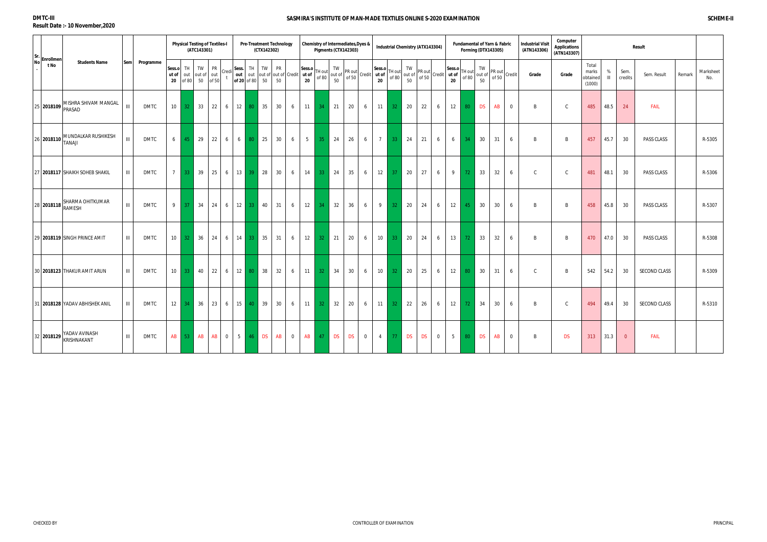DMTC-III

Result Date :- 10 November,2020

# SASMIRA'S INSTITUTE OF MAN-MADE TEXTILES ONLINE S-2020 EXAMINATION

SCHEME-II

| Sr. No. | Enrollment No | Students Name | Sem | Programme | Physical Testing of Textiles-I (ATC143301) | | | | | Pre-Treatment Technology (CTX142302) | | | | | Chemistry of Intermediates,Dyes & Pigments (CTX142303) | | | | | Industrial Chemistry (ATX143304) | | | | | Fundamental of Yarn & Fabric Forming (DTX143305) | | | | | Industrial Visit (ATN143306) | Computer Applications (ATN143307) | Result | | | | | |
|---|---|---|---|---|---|---|---|---|---|---|---|---|---|---|---|---|---|---|---|---|---|---|---|---|---|---|---|---|---|---|---|---|---|---|---|---|---|
| | | | | | Sess.out of 20 | TH out of 80 | TW out of 50 | PR out of 50 | Credit | Sess. out of 20 | TH out of 80 | TW out of 50 | PR out of 50 | Credit | Sess.out of 20 | TH out of 80 | TW out of 50 | PR out of 50 | Credit | Sess.out of 20 | TH out of 80 | TW out of 50 | PR out of 50 | Credit | Sess.out of 20 | TH out of 80 | TW out of 50 | PR out of 50 | Credit | Grade | Grade | Total marks obtained (1000) | % III | Sem. credits | Sem. Result | Remark | Marksheet No. |
| 25 | **2018109** | MISHRA SHIVAM MANGAL PRASAD | III | DMTC | 10 | 32 | 33 | 22 | 6 | 12 | 80 | 35 | 30 | 6 | 11 | 34 | 21 | 20 | 6 | 11 | 32 | 20 | 22 | 6 | 12 | 80 | DS | AB | 0 | B | C | 485 | 48.5 | 24 | FAIL | | |
| 26 | **2018110** | MUNDALKAR RUSHIKESH TANAJI | III | DMTC | 6 | 45 | 29 | 22 | 6 | 6 | 80 | 25 | 30 | 6 | 5 | 35 | 24 | 26 | 6 | 7 | 33 | 24 | 21 | 6 | 6 | 34 | 30 | 31 | 6 | B | B | 457 | 45.7 | 30 | PASS CLASS | | R-5305 |
| 27 | **2018117** | SHAIKH SOHEB SHAKIL | III | DMTC | 7 | 33 | 39 | 25 | 6 | 13 | 39 | 28 | 30 | 6 | 14 | 33 | 24 | 35 | 6 | 12 | 37 | 20 | 27 | 6 | 9 | 72 | 33 | 32 | 6 | C | C | 481 | 48.1 | 30 | PASS CLASS | | R-5306 |
| 28 | **2018118** | SHARMA OHITKUMAR RAMESH | III | DMTC | 9 | 37 | 34 | 24 | 6 | 12 | 33 | 40 | 31 | 6 | 12 | 34 | 32 | 36 | 6 | 9 | 32 | 20 | 24 | 6 | 12 | 45 | 30 | 30 | 6 | B | B | 458 | 45.8 | 30 | PASS CLASS | | R-5307 |
| 29 | **2018119** | SINGH PRINCE AMIT | III | DMTC | 10 | 32 | 36 | 24 | 6 | 14 | 33 | 35 | 31 | 6 | 12 | 32 | 21 | 20 | 6 | 10 | 33 | 20 | 24 | 6 | 13 | 72 | 33 | 32 | 6 | B | B | 470 | 47.0 | 30 | PASS CLASS | | R-5308 |
| 30 | **2018123** | THAKUR AMIT ARUN | III | DMTC | 10 | 33 | 40 | 22 | 6 | 12 | 80 | 38 | 32 | 6 | 11 | 32 | 34 | 30 | 6 | 10 | 32 | 20 | 25 | 6 | 12 | 80 | 30 | 31 | 6 | C | B | 542 | 54.2 | 30 | SECOND CLASS | | R-5309 |
| 31 | **2018128** | YADAV ABHISHEK ANIL | III | DMTC | 12 | 34 | 36 | 23 | 6 | 15 | 40 | 39 | 30 | 6 | 11 | 32 | 32 | 20 | 6 | 11 | 32 | 22 | 26 | 6 | 12 | 72 | 34 | 30 | 6 | B | C | 494 | 49.4 | 30 | SECOND CLASS | | R-5310 |
| 32 | **2018129** | YADAV AVINASH KRISHNAKANT | III | DMTC | AB | 53 | AB | AB | 0 | 5 | 46 | DS | AB | 0 | AB | 47 | DS | DS | 0 | 4 | 77 | DS | DS | 0 | 5 | 80 | DS | AB | 0 | B | DS | 313 | 31.3 | 0 | FAIL | | |

CHECKED BY | CONTROLLER OF EXAMINATION | PRINCIPAL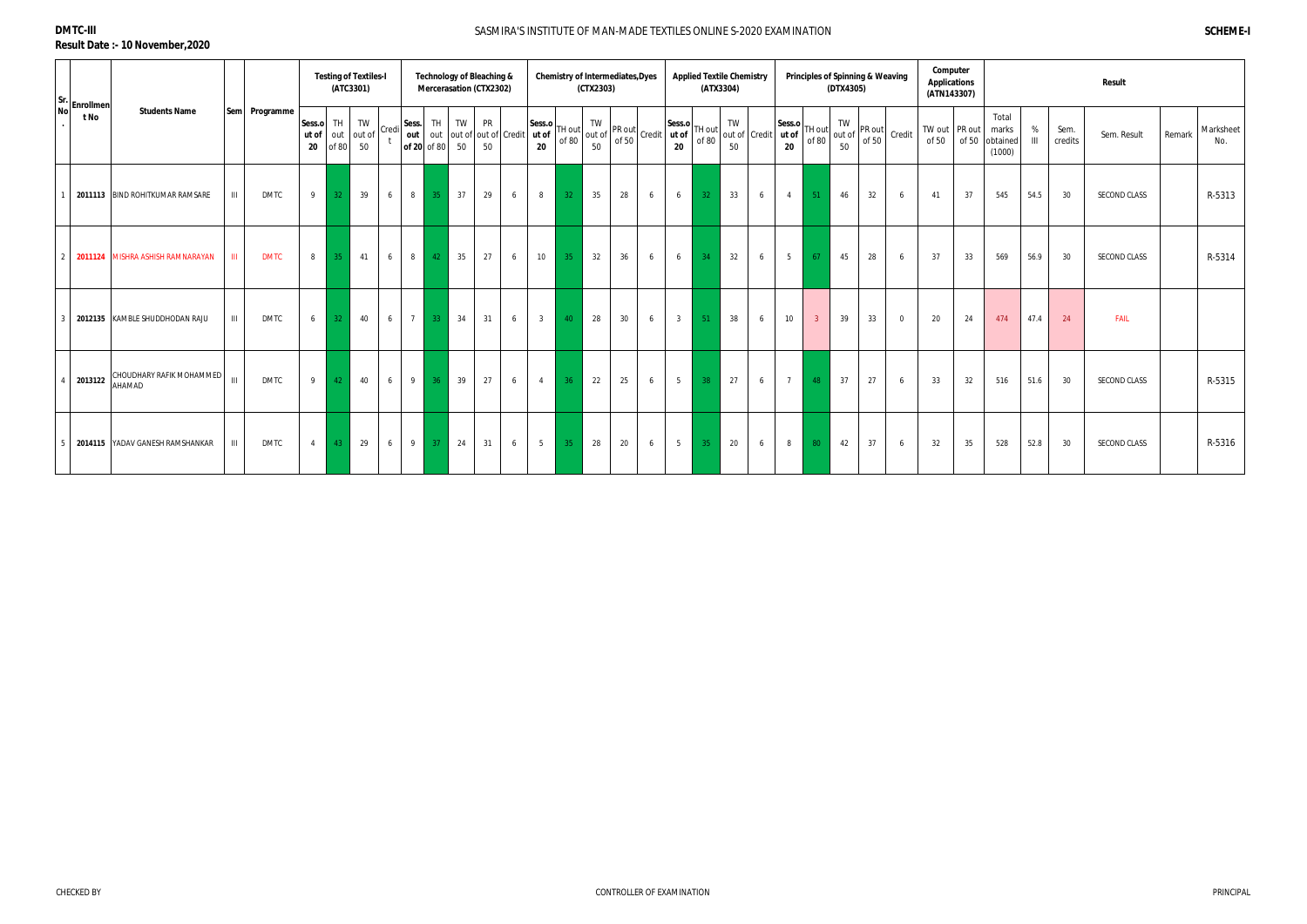DMTC-III

**Result Date :- 10 November,2020**

# SASMIRA'S INSTITUTE OF MAN-MADE TEXTILES ONLINE S-2020 EXAMINATION

**SCHEME-I**

| Sr. No. | Enrollment No | Students Name | Sem | Programme | Testing of Textiles-I (ATC3301) | | | | Technology of Bleaching & Mercerasation (CTX2302) | | | | | Chemistry of Intermediates,Dyes (CTX2303) | | | | | Applied Textile Chemistry (ATX3304) | | | | Principles of Spinning & Weaving (DTX4305) | | | | | Computer Applications (ATN143307) | | Result | | | | | |
|---|---|---|---|---|---|---|---|---|---|---|---|---|---|---|---|---|---|---|---|---|---|---|---|---|---|---|---|---|---|---|---|---|---|---|---|
| | | | | | Sess.out of 20 | TH out of 80 | TW out of 50 | Credit | Sess. out of 20 | TH out of 80 | TW out of 50 | PR out of 50 | Credit | Sess.out of 20 | TH out of 80 | TW out of 50 | PR out of 50 | Credit | Sess.out of 20 | TH out of 80 | TW out of 50 | Credit | Sess.out of 20 | TH out of 80 | TW out of 50 | PR out of 50 | Credit | TW out of 50 | PR out of 50 | Total marks obtained (1000) | % III | Sem. credits | Sem. Result | Remark | Marksheet No. |
| 1 | 2011113 | BIND ROHITKUMAR RAMSARE | III | DMTC | 9 | 32 | 39 | 6 | 8 | 35 | 37 | 29 | 6 | 8 | 32 | 35 | 28 | 6 | 6 | 32 | 33 | 6 | 4 | 51 | 46 | 32 | 6 | 41 | 37 | 545 | 54.5 | 30 | SECOND CLASS | | R-5313 |
| 2 | 2011124 | MISHRA ASHISH RAMNARAYAN | III | DMTC | 8 | 35 | 41 | 6 | 8 | 42 | 35 | 27 | 6 | 10 | 35 | 32 | 36 | 6 | 6 | 34 | 32 | 6 | 5 | 67 | 45 | 28 | 6 | 37 | 33 | 569 | 56.9 | 30 | SECOND CLASS | | R-5314 |
| 3 | 2012135 | KAMBLE SHUDDHODAN RAJU | III | DMTC | 6 | 32 | 40 | 6 | 7 | 33 | 34 | 31 | 6 | 3 | 40 | 28 | 30 | 6 | 3 | 51 | 38 | 6 | 10 | 3 | 39 | 33 | 0 | 20 | 24 | 474 | 47.4 | 24 | FAIL | | |
| 4 | 2013122 | CHOUDHARY RAFIK MOHAMMED AHAMAD | III | DMTC | 9 | 42 | 40 | 6 | 9 | 36 | 39 | 27 | 6 | 4 | 36 | 22 | 25 | 6 | 5 | 38 | 27 | 6 | 7 | 48 | 37 | 27 | 6 | 33 | 32 | 516 | 51.6 | 30 | SECOND CLASS | | R-5315 |
| 5 | 2014115 | YADAV GANESH RAMSHANKAR | III | DMTC | 4 | 43 | 29 | 6 | 9 | 37 | 24 | 31 | 6 | 5 | 35 | 28 | 20 | 6 | 5 | 35 | 20 | 6 | 8 | 80 | 42 | 37 | 6 | 32 | 35 | 528 | 52.8 | 30 | SECOND CLASS | | R-5316 |

CHECKED BY | CONTROLLER OF EXAMINATION | PRINCIPAL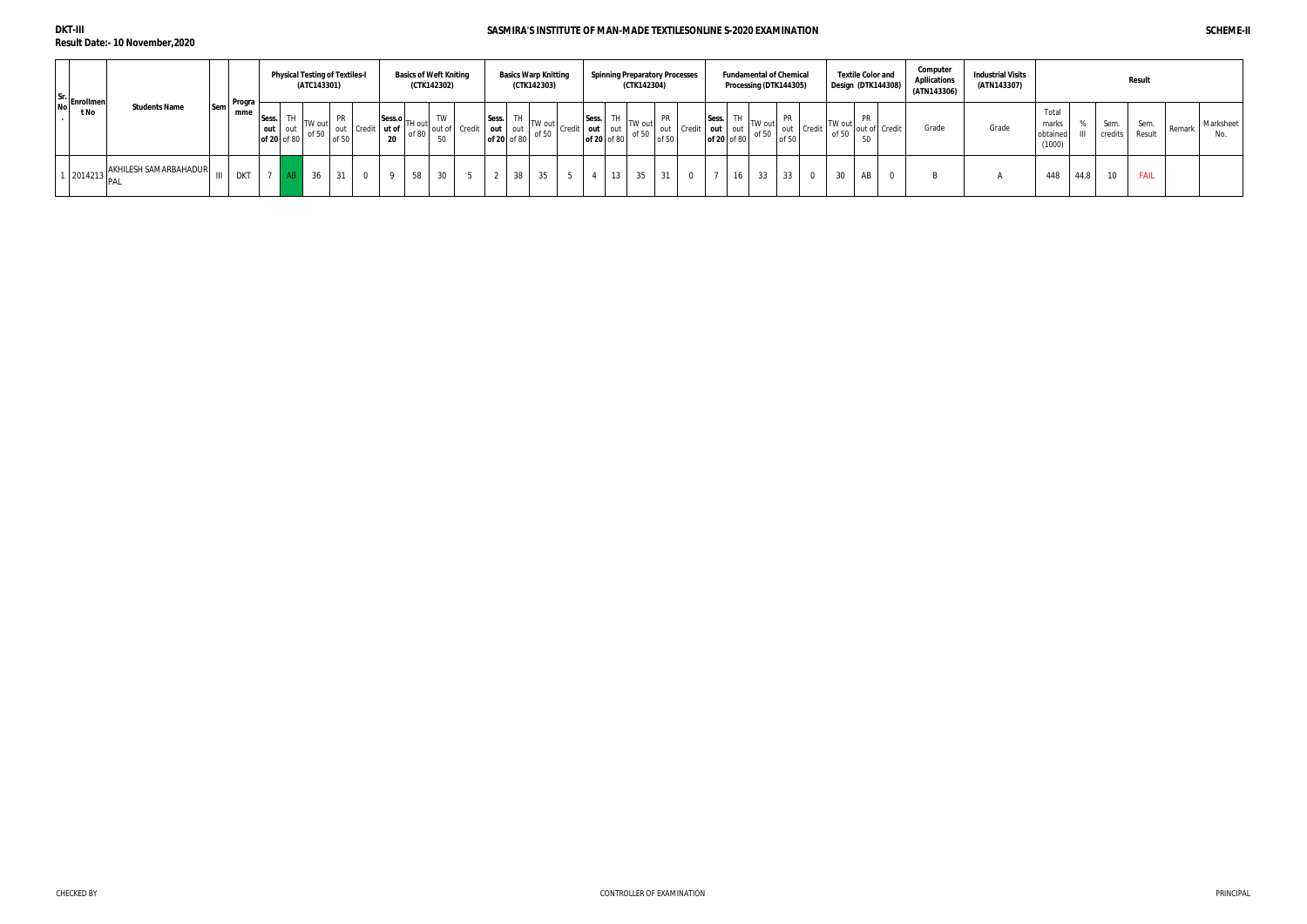**DKT-III**

**Result Date:- 10 November,2020**

**SASMIRA'S INSTITUTE OF MAN-MADE TEXTILESONLINE S-2020 EXAMINATION**

**SCHEME-II**

| Sr. No. | Enrollment No | Students Name | Sem | Programme | Physical Testing of Textiles-I (ATC143301) | | | | | Basics of Weft Kniting (CTK142302) | | | | Basics Warp Knitting (CTK142303) | | | | Spinning Preparatory Processes (CTK142304) | | | | | Fundamental of Chemical Processing (DTK144305) | | | | | Textile Color and Design (DTK144308) | | | Computer Apllications (ATN143306) | Industrial Visits (ATN143307) | Result | | | | | |
|---|---|---|---|---|---|---|---|---|---|---|---|---|---|---|---|---|---|---|---|---|---|---|---|---|---|---|---|---|---|---|---|---|---|---|---|---|---|---|---|
| | | | | | Sess. out of 20 | TH out of 80 | TW out of 50 | PR out of 50 | Credit | Sess.out of 20 | TH out of 80 | TW out of 50 | Credit | Sess. out of 20 | TH out of 80 | TW out of 50 | Credit | Sess. out of 20 | TH out of 80 | TW out of 50 | PR out of 50 | Credit | Sess. out of 20 | TH out of 80 | TW out of 50 | PR out of 50 | Credit | TW out of 50 | PR out of 50 | Credit | Grade | Grade | Total marks obtained (1000) | % III | Sem. credits | Sem. Result | Remark | Marksheet No. |
| 1 | 2014213 | AKHILESH SAMARBAHADUR PAL | III | DKT | 7 | AB | 36 | 31 | 0 | 9 | 58 | 30 | 5 | 2 | 38 | 35 | 5 | 4 | 13 | 35 | 31 | 0 | 7 | 16 | 33 | 33 | 0 | 30 | AB | 0 | B | A | 448 | 44.8 | 10 | FAIL | | |

CHECKED BY

CONTROLLER OF EXAMINATION

PRINCIPAL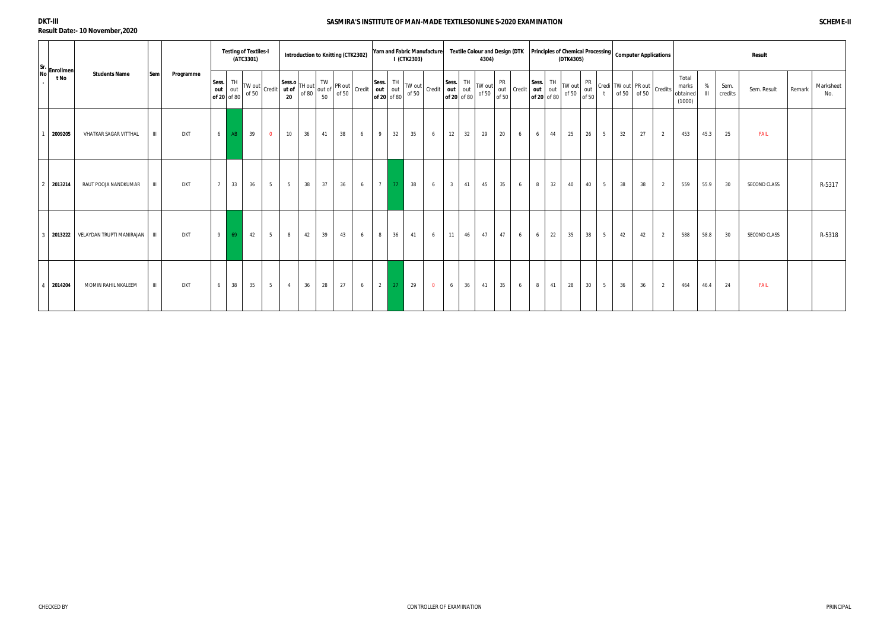**DKT-III**

**Result Date:- 10 November,2020**

## SASMIRA'S INSTITUTE OF MAN-MADE TEXTILESONLINE S-2020 EXAMINATION

**SCHEME-II**

| Sr. No. | Enrollment No | Students Name | Sem | Programme | Testing of Textiles-I (ATC3301) | | | | Introduction to Knitting (CTK2302) | | | | | Yarn and Fabric Manufacture-I (CTK2303) | | | | Textile Colour and Design (DTK 4304) | | | | | Principles of Chemical Processing (DTK4305) | | | | | Computer Applications | | | Result | | | | | | |
|---|---|---|---|---|---|---|---|---|---|---|---|---|---|---|---|---|---|---|---|---|---|---|---|---|---|---|---|---|---|---|---|---|---|---|---|---|---|
| | | | | | Sess. out of 20 | TH out of 80 | TW out of 50 | Credit | Sess.out of 20 | TH out of 80 | TW out of 50 | PR out of 50 | Credit | Sess. out of 20 | TH out of 80 | TW out of 50 | Credit | Sess. out of 20 | TH out of 80 | TW out of 50 | PR out of 50 | Credit | Sess. out of 20 | TH out of 80 | TW out of 50 | PR out of 50 | Credit | TW out of 50 | PR out of 50 | Credits | Total marks obtained (1000) | % III | Sem. credits | Sem. Result | Remark | Marksheet No. |
| 1 | 2009205 | VHATKAR SAGAR VITTHAL | III | DKT | 6 | AB | 39 | 0 | 10 | 36 | 41 | 38 | 6 | 9 | 32 | 35 | 6 | 12 | 32 | 29 | 20 | 6 | 6 | 44 | 25 | 26 | 5 | 32 | 27 | 2 | 453 | 45.3 | 25 | FAIL | | |
| 2 | 2013214 | RAUT POOJA NANDKUMAR | III | DKT | 7 | 33 | 36 | 5 | 5 | 38 | 37 | 36 | 6 | 7 | 77 | 38 | 6 | 3 | 41 | 45 | 35 | 6 | 8 | 32 | 40 | 40 | 5 | 38 | 38 | 2 | 559 | 55.9 | 30 | SECOND CLASS | | R-5317 |
| 3 | 2013222 | VELAYDAN TRUPTI MANIRAJAN | III | DKT | 9 | 69 | 42 | 5 | 8 | 42 | 39 | 43 | 6 | 8 | 36 | 41 | 6 | 11 | 46 | 47 | 47 | 6 | 6 | 22 | 35 | 38 | 5 | 42 | 42 | 2 | 588 | 58.8 | 30 | SECOND CLASS | | R-5318 |
| 4 | 2014204 | MOMIN RAHIL NKALEEM | III | DKT | 6 | 38 | 35 | 5 | 4 | 36 | 28 | 27 | 6 | 2 | 27 | 29 | 0 | 6 | 36 | 41 | 35 | 6 | 8 | 41 | 28 | 30 | 5 | 36 | 36 | 2 | 464 | 46.4 | 24 | FAIL | | |

CHECKED BY　　　　CONTROLLER OF EXAMINATION　　　　PRINCIPAL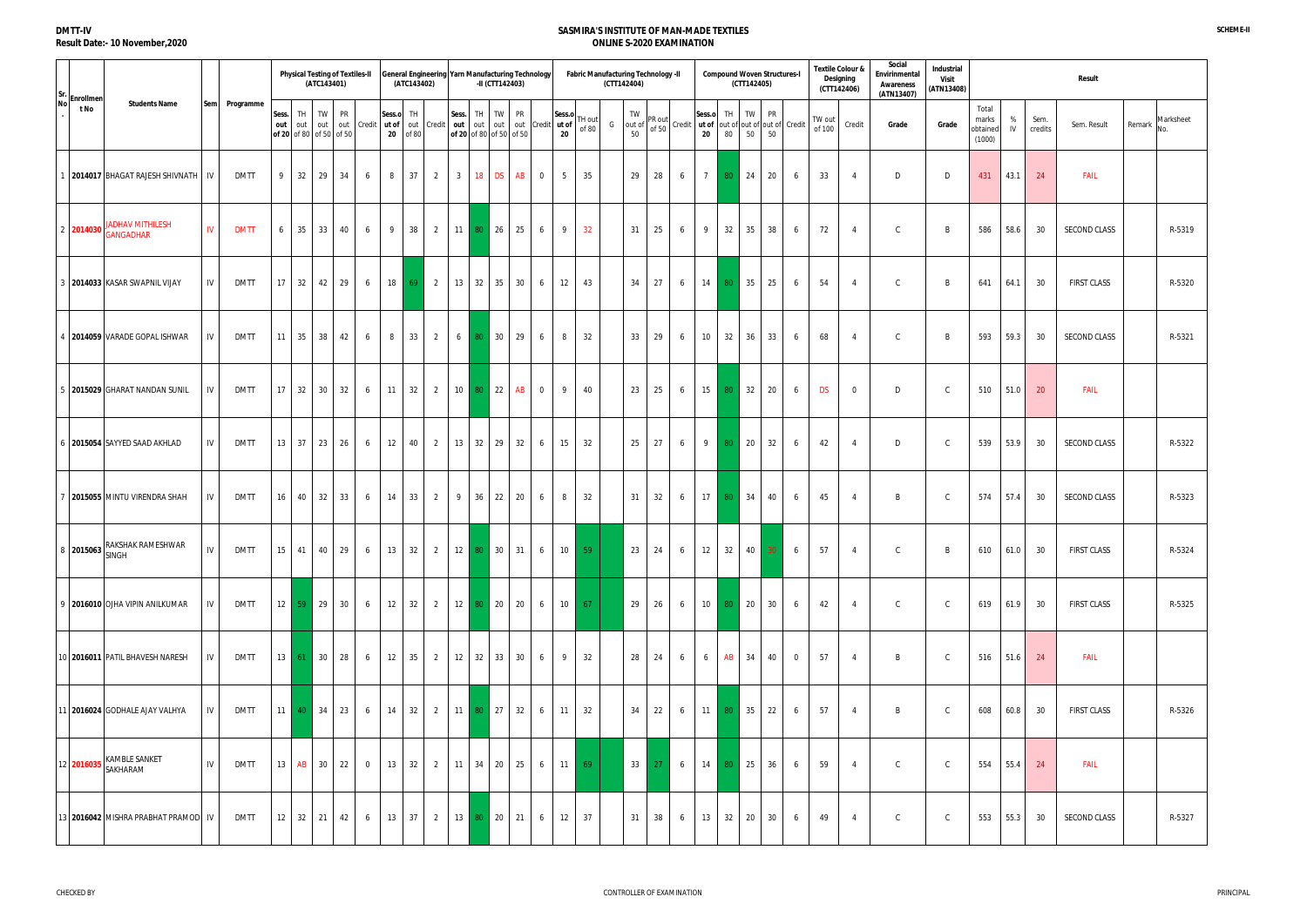**DMTT-IV**
**Result Date:- 10 November,2020**

# SASMIRA'S INSTITUTE OF MAN-MADE TEXTILES
## ONLINE S-2020 EXAMINATION

**SCHEME-II**

| Sr. No. | Enrollment No | Students Name | Sem | Programme | Physical Testing of Textiles-II (ATC143401) | | | | | General Engineering (ATC143402) | | | Yarn Manufacturing Technology -II (CTT142403) | | | | | Fabric Manufacturing Technology -II (CTT142404) | | | | | | Compound Woven Structures-I (CTT142405) | | | | | Textile Colour & Designing (CTT142406) | | Social Envirinmental Awareness (ATN13407) | Industrial Visit (ATN13408) | Result | | | | | |
|---|---|---|---|---|---|---|---|---|---|---|---|---|---|---|---|---|---|---|---|---|---|---|---|---|---|---|---|---|---|---|---|---|---|---|---|---|---|---|
| | | | | | Sess. out of 20 | TH out of 80 | TW out of 50 | PR out of 50 | Credit | Sess.out of 20 | TH out of 80 | Credit | Sess. out of 20 | TH out of 80 | TW out of 50 | PR out of 50 | Credit | Sess.out of 20 | TH out of 80 | G | TW out of 50 | PR out of 50 | Credit | Sess.out of 20 | TH out of 80 | TW out of 50 | PR out of 50 | Credit | TW out of 100 | Credit | Grade | Grade | Total marks obtained (1000) | % IV | Sem. credits | Sem. Result | Remark | Marksheet No. |
| 1 | 2014017 | BHAGAT RAJESH SHIVNATH | IV | DMTT | 9 | 32 | 29 | 34 | 6 | 8 | 37 | 2 | 3 | 18 | DS | AB | 0 | 5 | 35 | | 29 | 28 | 6 | 7 | 80 | 24 | 20 | 6 | 33 | 4 | D | D | 431 | 43.1 | 24 | FAIL | | |
| 2 | 2014030 | JADHAV MITHILESH GANGADHAR | IV | DMTT | 6 | 35 | 33 | 40 | 6 | 9 | 38 | 2 | 11 | 80 | 26 | 25 | 6 | 9 | 32 | | 31 | 25 | 6 | 9 | 32 | 35 | 38 | 6 | 72 | 4 | C | B | 586 | 58.6 | 30 | SECOND CLASS | | R-5319 |
| 3 | 2014033 | KASAR SWAPNIL VIJAY | IV | DMTT | 17 | 32 | 42 | 29 | 6 | 18 | 69 | 2 | 13 | 32 | 35 | 30 | 6 | 12 | 43 | | 34 | 27 | 6 | 14 | 80 | 35 | 25 | 6 | 54 | 4 | C | B | 641 | 64.1 | 30 | FIRST CLASS | | R-5320 |
| 4 | 2014059 | VARADE GOPAL ISHWAR | IV | DMTT | 11 | 35 | 38 | 42 | 6 | 8 | 33 | 2 | 6 | 80 | 30 | 29 | 6 | 8 | 32 | | 33 | 29 | 6 | 10 | 32 | 36 | 33 | 6 | 68 | 4 | C | B | 593 | 59.3 | 30 | SECOND CLASS | | R-5321 |
| 5 | 2015029 | GHARAT NANDAN SUNIL | IV | DMTT | 17 | 32 | 30 | 32 | 6 | 11 | 32 | 2 | 10 | 80 | 22 | AB | 0 | 9 | 40 | | 23 | 25 | 6 | 15 | 80 | 32 | 20 | 6 | DS | 0 | D | C | 510 | 51.0 | 20 | FAIL | | |
| 6 | 2015054 | SAYYED SAAD AKHLAD | IV | DMTT | 13 | 37 | 23 | 26 | 6 | 12 | 40 | 2 | 13 | 32 | 29 | 32 | 6 | 15 | 32 | | 25 | 27 | 6 | 9 | 80 | 20 | 32 | 6 | 42 | 4 | D | C | 539 | 53.9 | 30 | SECOND CLASS | | R-5322 |
| 7 | 2015055 | MINTU VIRENDRA SHAH | IV | DMTT | 16 | 40 | 32 | 33 | 6 | 14 | 33 | 2 | 9 | 36 | 22 | 20 | 6 | 8 | 32 | | 31 | 32 | 6 | 17 | 80 | 34 | 40 | 6 | 45 | 4 | B | C | 574 | 57.4 | 30 | SECOND CLASS | | R-5323 |
| 8 | 2015063 | RAKSHAK RAMESHWAR SINGH | IV | DMTT | 15 | 41 | 40 | 29 | 6 | 13 | 32 | 2 | 12 | 80 | 30 | 31 | 6 | 10 | 59 | | 23 | 24 | 6 | 12 | 32 | 40 | 30 | 6 | 57 | 4 | C | B | 610 | 61.0 | 30 | FIRST CLASS | | R-5324 |
| 9 | 2016010 | OJHA VIPIN ANILKUMAR | IV | DMTT | 12 | 59 | 29 | 30 | 6 | 12 | 32 | 2 | 12 | 80 | 20 | 20 | 6 | 10 | 67 | | 29 | 26 | 6 | 10 | 80 | 20 | 30 | 6 | 42 | 4 | C | C | 619 | 61.9 | 30 | FIRST CLASS | | R-5325 |
| 10 | 2016011 | PATIL BHAVESH NARESH | IV | DMTT | 13 | 61 | 30 | 28 | 6 | 12 | 35 | 2 | 12 | 32 | 33 | 30 | 6 | 9 | 32 | | 28 | 24 | 6 | 6 | AB | 34 | 40 | 0 | 57 | 4 | B | C | 516 | 51.6 | 24 | FAIL | | |
| 11 | 2016024 | GODHALE AJAY VALHYA | IV | DMTT | 11 | 40 | 34 | 23 | 6 | 14 | 32 | 2 | 11 | 80 | 27 | 32 | 6 | 11 | 32 | | 34 | 22 | 6 | 11 | 80 | 35 | 22 | 6 | 57 | 4 | B | C | 608 | 60.8 | 30 | FIRST CLASS | | R-5326 |
| 12 | 2016035 | KAMBLE SANKET SAKHARAM | IV | DMTT | 13 | AB | 30 | 22 | 0 | 13 | 32 | 2 | 11 | 34 | 20 | 25 | 6 | 11 | 69 | | 33 | 27 | 6 | 14 | 80 | 25 | 36 | 6 | 59 | 4 | C | C | 554 | 55.4 | 24 | FAIL | | |
| 13 | 2016042 | MISHRA PRABHAT PRAMOD | IV | DMTT | 12 | 32 | 21 | 42 | 6 | 13 | 37 | 2 | 13 | 80 | 20 | 21 | 6 | 12 | 37 | | 31 | 38 | 6 | 13 | 32 | 20 | 30 | 6 | 49 | 4 | C | C | 553 | 55.3 | 30 | SECOND CLASS | | R-5327 |

CHECKED BY | CONTROLLER OF EXAMINATION | PRINCIPAL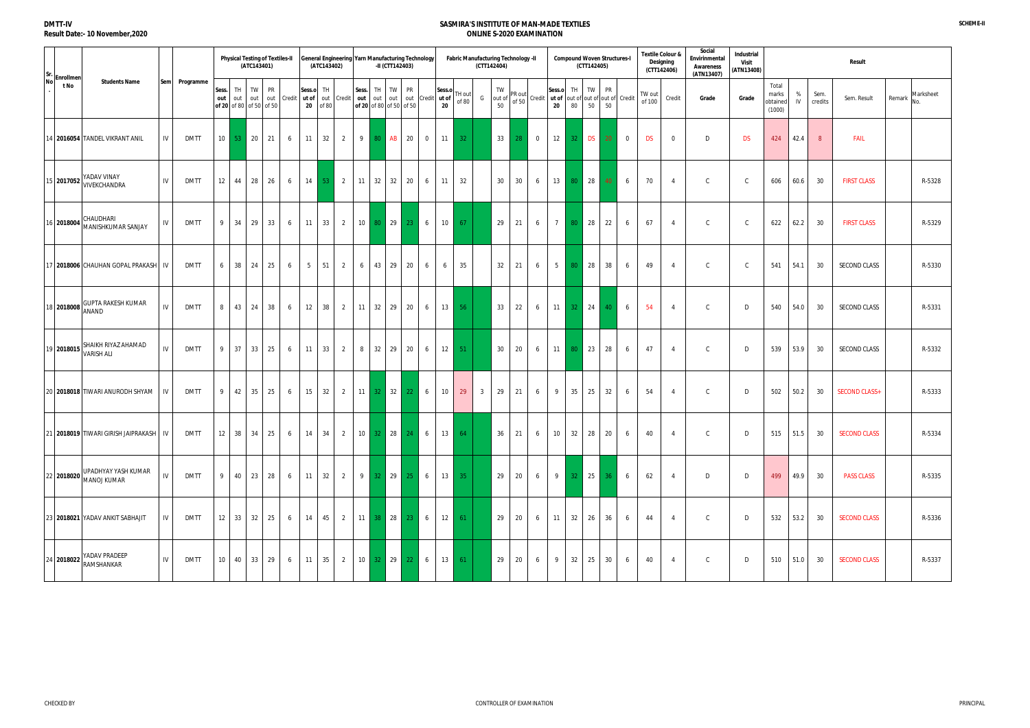DMTT-IV
Result Date:- 10 November,2020

# SASMIRA'S INSTITUTE OF MAN-MADE TEXTILES
## ONLINE S-2020 EXAMINATION

SCHEME-II

| Sr. No. | Enrollment No | Students Name | Sem | Programme | Physical Testing of Textiles-II (ATC143401) | | | | | General Engineering (ATC143402) | | | Yarn Manufacturing Technology -II (CTT142403) | | | | | Fabric Manufacturing Technology -II (CTT142404) | | | | | | Compound Woven Structures-I (CTT142405) | | | | | Textile Colour & Designing (CTT142406) | | Social Envirinmental Awareness (ATN13407) | Industrial Visit (ATN13408) | Result | | | | | | |
|---|---|---|---|---|---|---|---|---|---|---|---|---|---|---|---|---|---|---|---|---|---|---|---|---|---|---|---|---|---|---|---|---|---|---|---|---|---|---|
| | | | | | Sess. out of 20 | TH out of 80 | TW out of 50 | PR out of 50 | Credit | Sess.out of 20 | TH out of 80 | Credit | Sess. out of 20 | TH out of 80 | TW out of 50 | PR out of 50 | Credit | Sess.out of 20 | TH out of 80 | G | TW out of 50 | PR out of 50 | Credit | Sess.out of 20 | TH out of 80 | TW out of 50 | PR out of 50 | Credit | TW out of 100 | Credit | Grade | Grade | Total marks obtained (1000) | % IV | Sem. credits | Sem. Result | Remark | Marksheet No. |
| 14 | 2016054 | TANDEL VIKRANT ANIL | IV | DMTT | 10 | 53 | 20 | 21 | 6 | 11 | 32 | 2 | 9 | 80 | AB | 20 | 0 | 11 | 32 | | 33 | 28 | 0 | 12 | 32 | DS | 20 | 0 | DS | 0 | D | DS | 424 | 42.4 | 8 | FAIL | | |
| 15 | 2017052 | YADAV VINAY VIVEKCHANDRA | IV | DMTT | 12 | 44 | 28 | 26 | 6 | 14 | 53 | 2 | 11 | 32 | 32 | 20 | 6 | 11 | 32 | | 30 | 30 | 6 | 13 | 80 | 28 | 40 | 6 | 70 | 4 | C | C | 606 | 60.6 | 30 | FIRST CLASS | | R-5328 |
| 16 | 2018004 | CHAUDHARI MANISHKUMAR SANJAY | IV | DMTT | 9 | 34 | 29 | 33 | 6 | 11 | 33 | 2 | 10 | 80 | 29 | 23 | 6 | 10 | 67 | | 29 | 21 | 6 | 7 | 80 | 28 | 22 | 6 | 67 | 4 | C | C | 622 | 62.2 | 30 | FIRST CLASS | | R-5329 |
| 17 | 2018006 | CHAUHAN GOPAL PRAKASH | IV | DMTT | 6 | 38 | 24 | 25 | 6 | 5 | 51 | 2 | 6 | 43 | 29 | 20 | 6 | 6 | 35 | | 32 | 21 | 6 | 5 | 80 | 28 | 38 | 6 | 49 | 4 | C | C | 541 | 54.1 | 30 | SECOND CLASS | | R-5330 |
| 18 | 2018008 | GUPTA RAKESH KUMAR ANAND | IV | DMTT | 8 | 43 | 24 | 38 | 6 | 12 | 38 | 2 | 11 | 32 | 29 | 20 | 6 | 13 | 56 | | 33 | 22 | 6 | 11 | 32 | 24 | 40 | 6 | 54 | 4 | C | D | 540 | 54.0 | 30 | SECOND CLASS | | R-5331 |
| 19 | 2018015 | SHAIKH RIYAZ AHAMAD VARISH ALI | IV | DMTT | 9 | 37 | 33 | 25 | 6 | 11 | 33 | 2 | 8 | 32 | 29 | 20 | 6 | 12 | 51 | | 30 | 20 | 6 | 11 | 80 | 23 | 28 | 6 | 47 | 4 | C | D | 539 | 53.9 | 30 | SECOND CLASS | | R-5332 |
| 20 | 2018018 | TIWARI ANURODH SHYAM | IV | DMTT | 9 | 42 | 35 | 25 | 6 | 15 | 32 | 2 | 11 | 32 | 32 | 22 | 6 | 10 | 29 | 3 | 29 | 21 | 6 | 9 | 35 | 25 | 32 | 6 | 54 | 4 | C | D | 502 | 50.2 | 30 | SECOND CLASS+ | | R-5333 |
| 21 | 2018019 | TIWARI GIRISH JAIPRAKASH | IV | DMTT | 12 | 38 | 34 | 25 | 6 | 14 | 34 | 2 | 10 | 32 | 28 | 24 | 6 | 13 | 64 | | 36 | 21 | 6 | 10 | 32 | 28 | 20 | 6 | 40 | 4 | C | D | 515 | 51.5 | 30 | SECOND CLASS | | R-5334 |
| 22 | 2018020 | UPADHYAY YASH KUMAR MANOJ KUMAR | IV | DMTT | 9 | 40 | 23 | 28 | 6 | 11 | 32 | 2 | 9 | 32 | 29 | 25 | 6 | 13 | 35 | | 29 | 20 | 6 | 9 | 32 | 25 | 36 | 6 | 62 | 4 | D | D | 499 | 49.9 | 30 | PASS CLASS | | R-5335 |
| 23 | 2018021 | YADAV ANKIT SABHAJIT | IV | DMTT | 12 | 33 | 32 | 25 | 6 | 14 | 45 | 2 | 11 | 38 | 28 | 23 | 6 | 12 | 61 | | 29 | 20 | 6 | 11 | 32 | 26 | 36 | 6 | 44 | 4 | C | D | 532 | 53.2 | 30 | SECOND CLASS | | R-5336 |
| 24 | 2018022 | YADAV PRADEEP RAMSHANKAR | IV | DMTT | 10 | 40 | 33 | 29 | 6 | 11 | 35 | 2 | 10 | 32 | 29 | 22 | 6 | 13 | 61 | | 29 | 20 | 6 | 9 | 32 | 25 | 30 | 6 | 40 | 4 | C | D | 510 | 51.0 | 30 | SECOND CLASS | | R-5337 |

CHECKED BY | CONTROLLER OF EXAMINATION | PRINCIPAL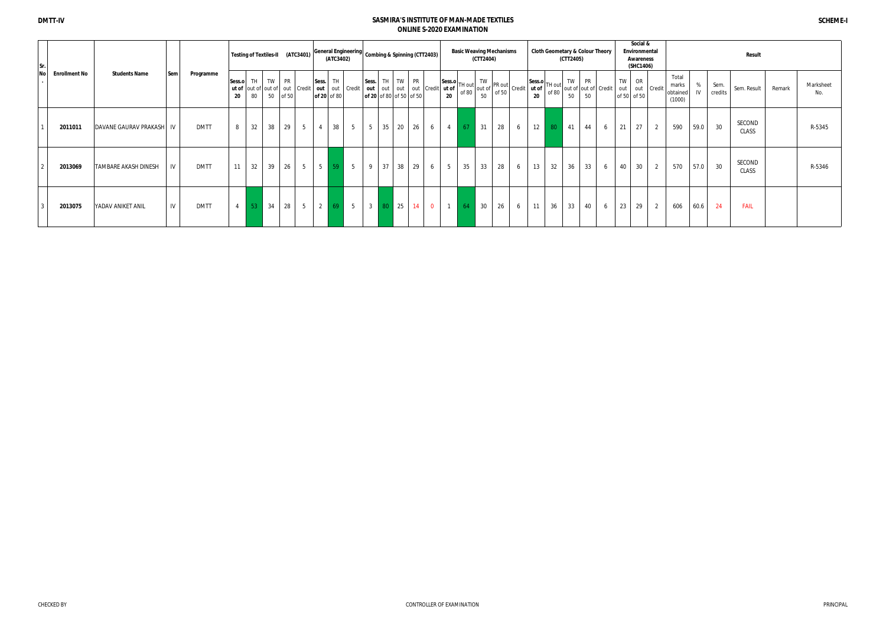DMTT-IV

# SASMIRA'S INSTITUTE OF MAN-MADE TEXTILES
## ONLINE S-2020 EXAMINATION

SCHEME-I

| Sr. No. | Enrollment No | Students Name | Sem | Programme | Testing of Textiles-II (ATC3401) | | | | | General Engineering (ATC3402) | | | Combing & Spinning (CTT2403) | | | | | Basic Weaving Mechanisms (CTT2404) | | | | | Cloth Geometary & Colour Theory (CTT2405) | | | | | Social & Environmental Awareness (SHC1406) | | | Result | | | | | | |
|---|---|---|---|---|---|---|---|---|---|---|---|---|---|---|---|---|---|---|---|---|---|---|---|---|---|---|---|---|---|---|---|---|---|---|---|---|
| | | | | | Sess.out of 20 | TH out of 80 | TW out of 50 | PR out of 50 | Credit | Sess. out of 20 | TH out of 80 | Credit | Sess. out of 20 | TH out of 80 | TW out of 50 | PR out of 50 | Credit | Sess.out of 20 | TH out of 80 | TW out of 50 | PR out of 50 | Credit | Sess.out of 20 | TH out of 80 | TW out of 50 | PR out of 50 | Credit | TW out of 50 | OR out of 50 | Credit | Total marks obtained (1000) | % IV | Sem. credits | Sem. Result | Remark | Marksheet No. |
| 1 | 2011011 | DAVANE GAURAV PRAKASH | IV | DMTT | 8 | 32 | 38 | 29 | 5 | 4 | 38 | 5 | 5 | 35 | 20 | 26 | 6 | 4 | 67 | 31 | 28 | 6 | 12 | 80 | 41 | 44 | 6 | 21 | 27 | 2 | 590 | 59.0 | 30 | SECOND CLASS | | R-5345 |
| 2 | 2013069 | TAMBARE AKASH DINESH | IV | DMTT | 11 | 32 | 39 | 26 | 5 | 5 | 59 | 5 | 9 | 37 | 38 | 29 | 6 | 5 | 35 | 33 | 28 | 6 | 13 | 32 | 36 | 33 | 6 | 40 | 30 | 2 | 570 | 57.0 | 30 | SECOND CLASS | | R-5346 |
| 3 | 2013075 | YADAV ANIKET ANIL | IV | DMTT | 4 | 53 | 34 | 28 | 5 | 2 | 69 | 5 | 3 | 80 | 25 | 14 | 0 | 1 | 64 | 30 | 26 | 6 | 11 | 36 | 33 | 40 | 6 | 23 | 29 | 2 | 606 | 60.6 | 24 | FAIL | | |

CHECKED BY

CONTROLLER OF EXAMINATION

PRINCIPAL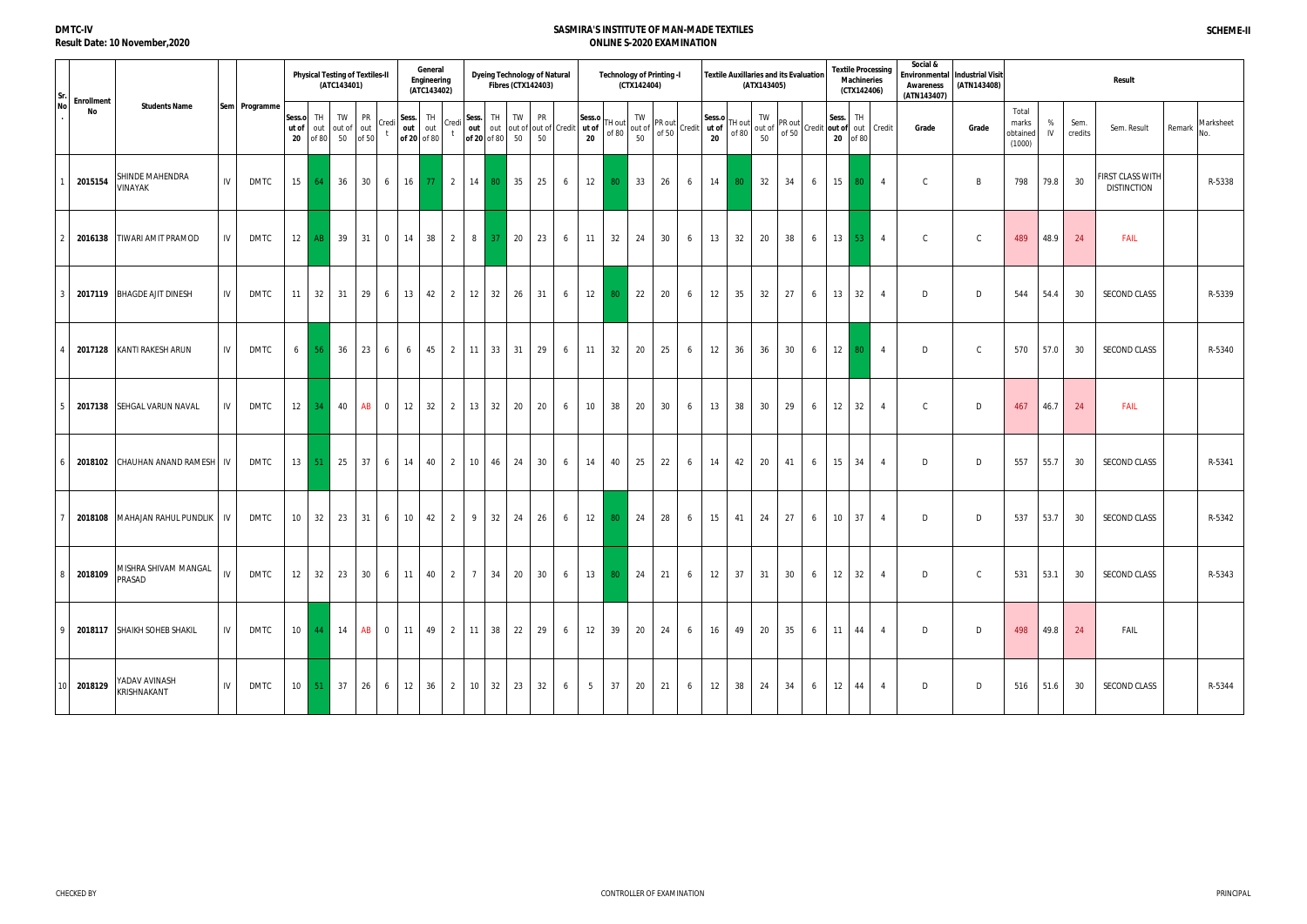DMTC-IV
Result Date: 10 November,2020

# SASMIRA'S INSTITUTE OF MAN-MADE TEXTILES
## ONLINE S-2020 EXAMINATION

SCHEME-II

| Sr. No. | Enrollment No | Students Name | Sem | Programme | Physical Testing of Textiles-II (ATC143401) | | | | | General Engineering (ATC143402) | | | Dyeing Technology of Natural Fibres (CTX142403) | | | | | Technology of Printing -I (CTX142404) | | | | | Textile Auxiliaries and its Evaluation (ATX143405) | | | | | Textile Processing Machineries (CTX142406) | | | Social & Environmental Awareness (ATN143407) | Industrial Visit (ATN143408) | Result | | | | | |
|---|---|---|---|---|---|---|---|---|---|---|---|---|---|---|---|---|---|---|---|---|---|---|---|---|---|---|---|---|---|---|---|---|---|---|---|---|---|---|
| | | | | | Sess.out of 20 | TH out of 80 | TW out of 50 | PR out of 50 | Credit | Sess. out of 20 | TH out of 80 | Credit | Sess. out of 20 | TH out of 80 | TW out of 50 | PR out of 50 | Credit | Sess.out of 20 | TH out of 80 | TW out of 50 | PR out of 50 | Credit | Sess.out of 20 | TH out of 80 | TW out of 50 | PR out of 50 | Credit | Sess. out of 20 | TH out of 80 | Credit | Grade | Grade | Total marks obtained (1000) | % IV | Sem. credits | Sem. Result | Remark | Marksheet No. |
| 1 | 2015154 | SHINDE MAHENDRA VINAYAK | IV | DMTC | 15 | 64 | 36 | 30 | 6 | 16 | 77 | 2 | 14 | 80 | 35 | 25 | 6 | 12 | 80 | 33 | 26 | 6 | 14 | 80 | 32 | 34 | 6 | 15 | 80 | 4 | C | B | 798 | 79.8 | 30 | FIRST CLASS WITH DISTINCTION | | R-5338 |
| 2 | 2016138 | TIWARI AMIT PRAMOD | IV | DMTC | 12 | AB | 39 | 31 | 0 | 14 | 38 | 2 | 8 | 37 | 20 | 23 | 6 | 11 | 32 | 24 | 30 | 6 | 13 | 32 | 20 | 38 | 6 | 13 | 53 | 4 | C | C | 489 | 48.9 | 24 | FAIL | | |
| 3 | 2017119 | BHAGDE AJIT DINESH | IV | DMTC | 11 | 32 | 31 | 29 | 6 | 13 | 42 | 2 | 12 | 32 | 26 | 31 | 6 | 12 | 80 | 22 | 20 | 6 | 12 | 35 | 32 | 27 | 6 | 13 | 32 | 4 | D | D | 544 | 54.4 | 30 | SECOND CLASS | | R-5339 |
| 4 | 2017128 | KANTI RAKESH ARUN | IV | DMTC | 6 | 56 | 36 | 23 | 6 | 6 | 45 | 2 | 11 | 33 | 31 | 29 | 6 | 11 | 32 | 20 | 25 | 6 | 12 | 36 | 36 | 30 | 6 | 12 | 80 | 4 | D | C | 570 | 57.0 | 30 | SECOND CLASS | | R-5340 |
| 5 | 2017138 | SEHGAL VARUN NAVAL | IV | DMTC | 12 | 34 | 40 | AB | 0 | 12 | 32 | 2 | 13 | 32 | 20 | 20 | 6 | 10 | 38 | 20 | 30 | 6 | 13 | 38 | 30 | 29 | 6 | 12 | 32 | 4 | C | D | 467 | 46.7 | 24 | FAIL | | |
| 6 | 2018102 | CHAUHAN ANAND RAMESH | IV | DMTC | 13 | 51 | 25 | 37 | 6 | 14 | 40 | 2 | 10 | 46 | 24 | 30 | 6 | 14 | 40 | 25 | 22 | 6 | 14 | 42 | 20 | 41 | 6 | 15 | 34 | 4 | D | D | 557 | 55.7 | 30 | SECOND CLASS | | R-5341 |
| 7 | 2018108 | MAHAJAN RAHUL PUNDLIK | IV | DMTC | 10 | 32 | 23 | 31 | 6 | 10 | 42 | 2 | 9 | 32 | 24 | 26 | 6 | 12 | 80 | 24 | 28 | 6 | 15 | 41 | 24 | 27 | 6 | 10 | 37 | 4 | D | D | 537 | 53.7 | 30 | SECOND CLASS | | R-5342 |
| 8 | 2018109 | MISHRA SHIVAM MANGAL PRASAD | IV | DMTC | 12 | 32 | 23 | 30 | 6 | 11 | 40 | 2 | 7 | 34 | 20 | 30 | 6 | 13 | 80 | 24 | 21 | 6 | 12 | 37 | 31 | 30 | 6 | 12 | 32 | 4 | D | C | 531 | 53.1 | 30 | SECOND CLASS | | R-5343 |
| 9 | 2018117 | SHAIKH SOHEB SHAKIL | IV | DMTC | 10 | 44 | 14 | AB | 0 | 11 | 49 | 2 | 11 | 38 | 22 | 29 | 6 | 12 | 39 | 20 | 24 | 6 | 16 | 49 | 20 | 35 | 6 | 11 | 44 | 4 | D | D | 498 | 49.8 | 24 | FAIL | | |
| 10 | 2018129 | YADAV AVINASH KRISHNAKANT | IV | DMTC | 10 | 51 | 37 | 26 | 6 | 12 | 36 | 2 | 10 | 32 | 23 | 32 | 6 | 5 | 37 | 20 | 21 | 6 | 12 | 38 | 24 | 34 | 6 | 12 | 44 | 4 | D | D | 516 | 51.6 | 30 | SECOND CLASS | | R-5344 |

CHECKED BY | CONTROLLER OF EXAMINATION | PRINCIPAL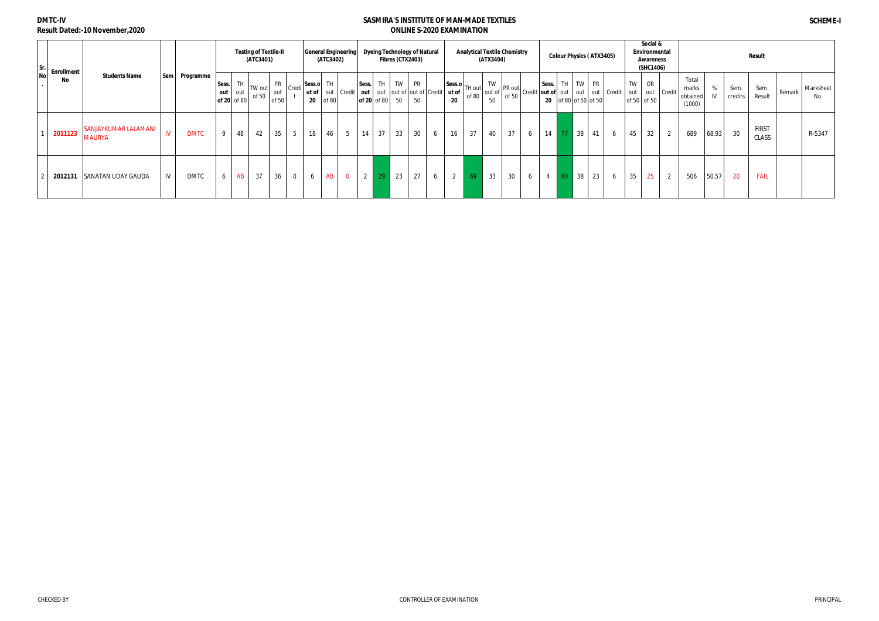**DMTC-IV**
**Result Dated:-10 November,2020**

**SASMIRA'S INSTITUTE OF MAN-MADE TEXTILES**
**ONLINE S-2020 EXAMINATION**

**SCHEME-I**

| Sr. No. | Enrollment No | Students Name | Sem | Programme | Testing of Textile-II (ATC3401) | | | | | General Engineering (ATC3402) | | | Dyeing Technology of Natural Fibres (CTX2403) | | | | | Analytical Textile Chemistry (ATX3404) | | | | | Colour Physics ( ATX3405) | | | | | Social & Environmental Awareness (SHC1406) | | | Result | | | | | |
|---|---|---|---|---|---|---|---|---|---|---|---|---|---|---|---|---|---|---|---|---|---|---|---|---|---|---|---|---|---|---|---|---|---|---|---|---|
| | | | | | Sess. out of 20 | TH out of 80 | TW out of 50 | PR out of 50 | Credit | Sess.out of 20 | TH out of 80 | Credit | Sess. out of 20 | TH out of 80 | TW out of 50 | PR out of 50 | Credit | Sess.out of 20 | TH out of 80 | TW out of 50 | PR out of 50 | Credit | Sess. out of 20 | TH out of 80 | TW out of 50 | PR out of 50 | Credit | TW out of 50 | OR out of 50 | Credit | Total marks obtained (1000) | % IV | Sem. credits | Sem. Result | Remark | Marksheet No. |
| 1 | 2011123 | SANJAYKUMAR LALAMANI MAURYA | IV | DMTC | 9 | 48 | 42 | 35 | 5 | 18 | 46 | 5 | 14 | 37 | 33 | 30 | 6 | 16 | 37 | 40 | 37 | 6 | 14 | 77 | 38 | 41 | 6 | 45 | 32 | 2 | 689 | 68.93 | 30 | FIRST CLASS | | R-5347 |
| 2 | 2012131 | SANATAN UDAY GAUDA | IV | DMTC | 6 | AB | 37 | 36 | 0 | 6 | AB | 0 | 2 | 29 | 23 | 27 | 6 | 2 | 69 | 33 | 30 | 6 | 4 | 80 | 38 | 23 | 6 | 35 | 25 | 2 | 506 | 50.57 | 20 | FAIL | | |

CHECKED BY    CONTROLLER OF EXAMINATION    PRINCIPAL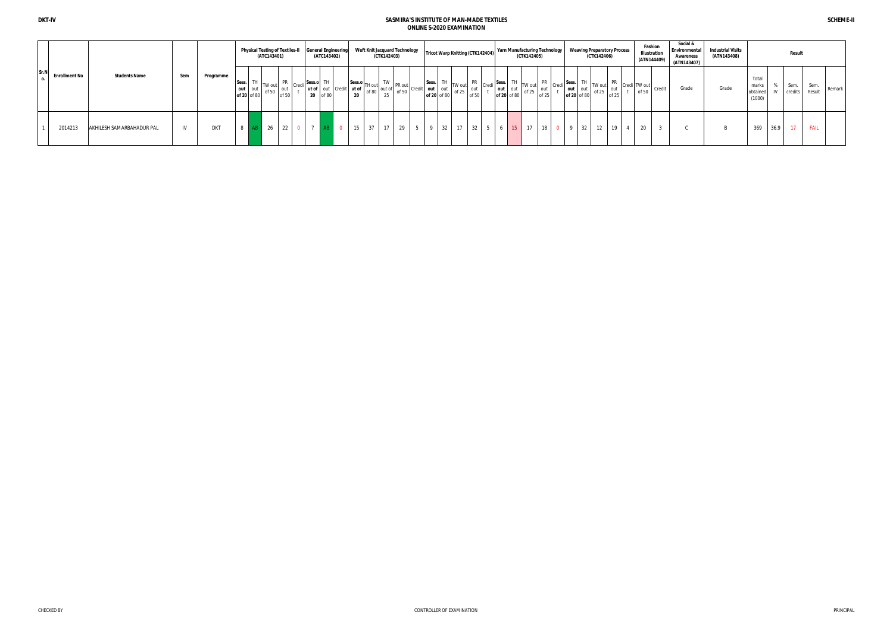# SASMIRA'S INSTITUTE OF MAN-MADE TEXTILES

## ONLINE S-2020 EXAMINATION

DKT-IV

SCHEME-II

| Sr.No. | Enrollment No | Students Name | Sem | Programme | Physical Testing of Textiles-II (ATC143401) | | | | | General Engineering (ATC143402) | | | Weft Knit Jacquard Technology (CTK142403) | | | | | Tricot Warp Knitting (CTK142404) | | | | | Yarn Manufacturing Technology (CTK142405) | | | | | Weaving Preparatory Process (CTK142406) | | | | | Fashion Illustration (ATN144409) | | Social & Environmental Awareness (ATN143407) | Industrial Visits (ATN143408) | Result | | | | |
|---|---|---|---|---|---|---|---|---|---|---|---|---|---|---|---|---|---|---|---|---|---|---|---|---|---|---|---|---|---|---|---|---|---|---|---|---|---|---|---|---|---|
| | | | | | Sess. out of 20 | TH out of 80 | TW out of 50 | PR out of 50 | Credit | Sess.out of 20 | TH out of 80 | Credit | Sess.out of 20 | TH out of 80 | TW out of 25 | PR out of 50 | Credit | Sess. out of 20 | TH out of 80 | TW out of 25 | PR out of 50 | Credit | Sess. out of 20 | TH out of 80 | TW out of 25 | PR out of 25 | Credit | Sess. out of 20 | TH out of 80 | TW out of 25 | PR out of 25 | Credit | TW out of 50 | Credit | Grade | Grade | Total marks obtained (1000) | % IV | Sem. credits | Sem. Result | Remark |
| 1 | 2014213 | AKHILESH SAMARBAHADUR PAL | IV | DKT | 8 | AB | 26 | 22 | 0 | 7 | AB | 0 | 15 | 37 | 17 | 29 | 5 | 9 | 32 | 17 | 32 | 5 | 6 | 15 | 17 | 18 | 0 | 9 | 32 | 12 | 19 | 4 | 20 | 3 | C | B | 369 | 36.9 | 17 | FAIL | |

CHECKED BY | CONTROLLER OF EXAMINATION | PRINCIPAL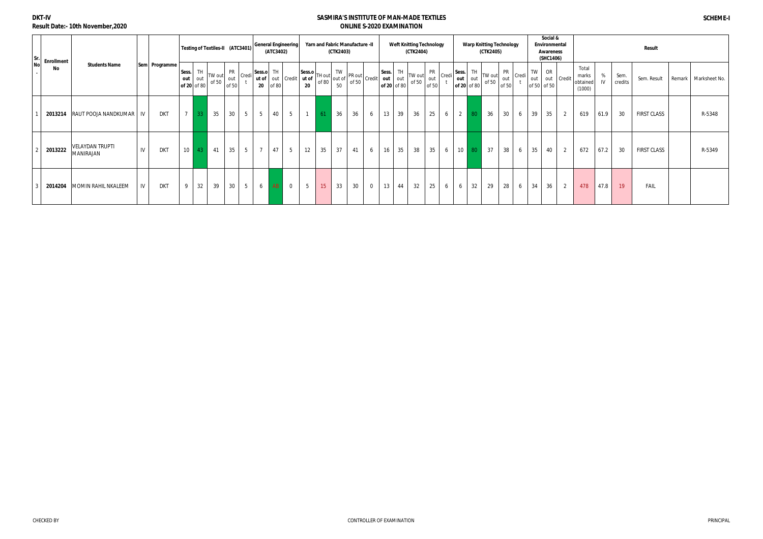**DKT-IV**

**Result Date:- 10th November,2020**

# SASMIRA'S INSTITUTE OF MAN-MADE TEXTILES

## ONLINE S-2020 EXAMINATION

**SCHEME-I**

| Sr. No. | Enrollment No | Students Name | Sem | Programme | Testing of Textiles-II (ATC3401) | | | | | General Engineering (ATC3402) | | | Yarn and Fabric Manufacture -II (CTK2403) | | | | | Weft Knitting Technology (CTK2404) | | | | | Warp Knitting Technology (CTK2405) | | | | | Social & Environmental Awareness (SHC1406) | | | Result | | | | | | |
|---|---|---|---|---|---|---|---|---|---|---|---|---|---|---|---|---|---|---|---|---|---|---|---|---|---|---|---|---|---|---|---|---|---|---|---|---|---|
| | | | | | Sess. out of 20 | TH out of 80 | TW out of 50 | PR out of 50 | Credit | Sess.out of 20 | TH out of 80 | Credit | Sess.out of 20 | TH out of 80 | TW out of 50 | PR out of 50 | Credit | Sess. out of 20 | TH out of 80 | TW out of 50 | PR out of 50 | Credit | Sess. out of 20 | TH out of 80 | TW out of 50 | PR out of 50 | Credit | TW out of 50 | OR out of 50 | Credit | Total marks obtained (1000) | % IV | Sem. credits | Sem. Result | Remark | Marksheet No. |
| 1 | **2013214** | RAUT POOJA NANDKUMAR | IV | DKT | 7 | 33 | 35 | 30 | 5 | 5 | 40 | 5 | 1 | 61 | 36 | 36 | 6 | 13 | 39 | 36 | 25 | 6 | 2 | 80 | 36 | 30 | 6 | 39 | 35 | 2 | 619 | 61.9 | 30 | FIRST CLASS | | R-5348 |
| 2 | **2013222** | VELAYDAN TRUPTI MANIRAJAN | IV | DKT | 10 | 43 | 41 | 35 | 5 | 7 | 47 | 5 | 12 | 35 | 37 | 41 | 6 | 16 | 35 | 38 | 35 | 6 | 10 | 80 | 37 | 38 | 6 | 35 | 40 | 2 | 672 | 67.2 | 30 | FIRST CLASS | | R-5349 |
| 3 | **2014204** | MOMIN RAHIL NKALEEM | IV | DKT | 9 | 32 | 39 | 30 | 5 | 6 | AB | 0 | 5 | 15 | 33 | 30 | 0 | 13 | 44 | 32 | 25 | 6 | 6 | 32 | 29 | 28 | 6 | 34 | 36 | 2 | 478 | 47.8 | 19 | FAIL | | |

CHECKED BY CONTROLLER OF EXAMINATION PRINCIPAL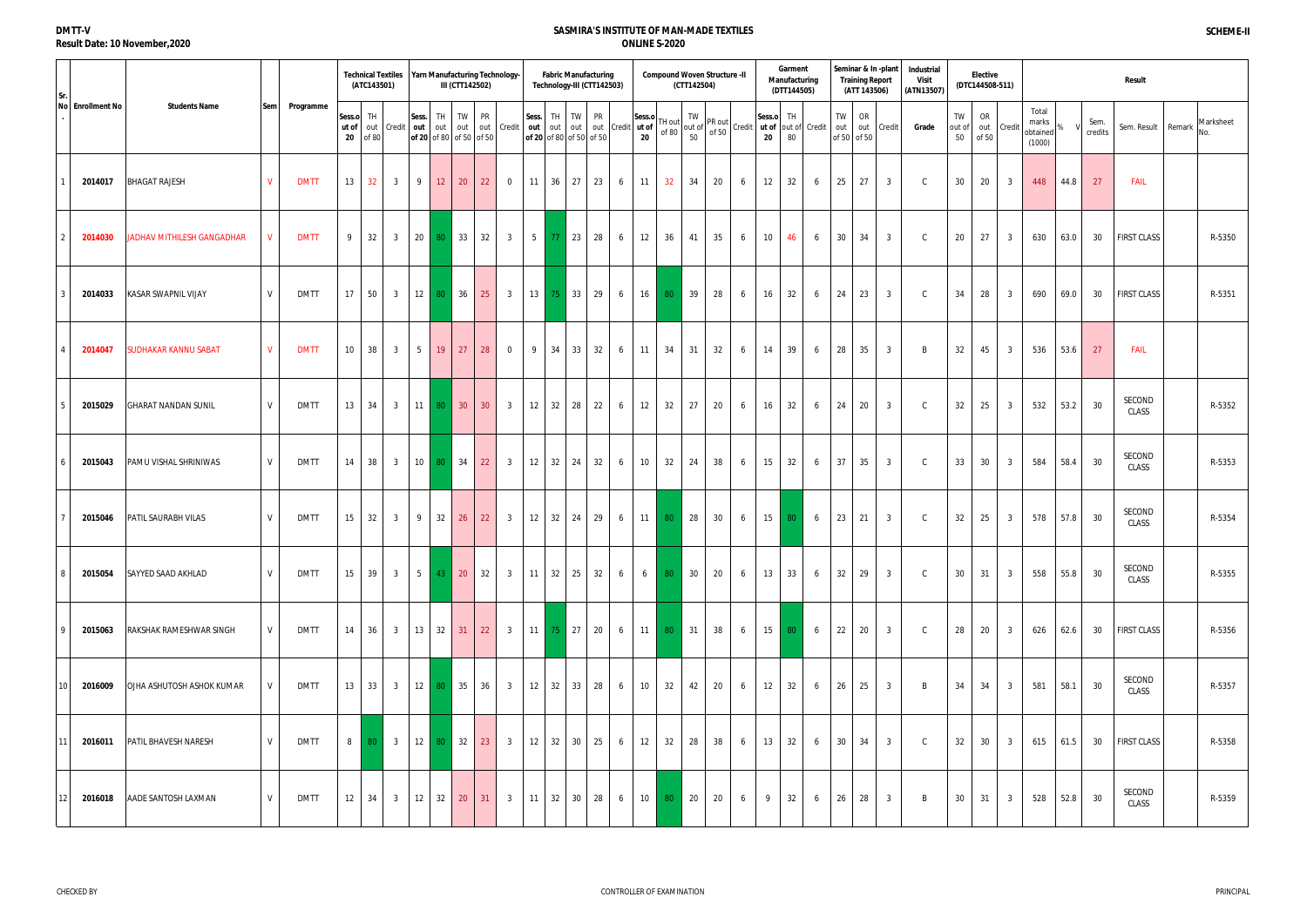DMTT-V

Result Date: 10 November,2020

# SASMIRA'S INSTITUTE OF MAN-MADE TEXTILES

## ONLINE S-2020

SCHEME-II

| Sr. No. | Enrollment No | Students Name | Sem | Programme | Technical Textiles (ATC143501) | | | Yarn Manufacturing Technology-III (CTT142502) | | | | | Fabric Manufacturing Technology-III (CTT142503) | | | | | Compound Woven Structure -II (CTT142504) | | | | | Garment Manufacturing (DTT144505) | | | Seminar & In -plant Training Report (ATT 143506) | | | Industrial Visit (ATN13507) | Elective (DTC144508-511) | | | Result | | | | | | |
|---|---|---|---|---|---|---|---|---|---|---|---|---|---|---|---|---|---|---|---|---|---|---|---|---|---|---|---|---|---|---|---|---|---|---|---|---|---|---|
| | | | | | Sess.out of 20 | TH out of 80 | Credit | Sess. out of 20 | TH out of 80 | TW out of 50 | PR out of 50 | Credit | Sess. out of 20 | TH out of 80 | TW out of 50 | PR out of 50 | Credit | Sess.out of 20 | TH out of 80 | TW out of 50 | PR out of 50 | Credit | Sess.out of 20 | TH out of 80 | Credit | TW out of 50 | OR out of 50 | Credit | Grade | TW out of 50 | OR out of 50 | Credit | Total marks obtained (1000) | % | Sem. credits | Sem. Result | Remark | Marksheet No. |
| 1 | 2014017 | BHAGAT RAJESH | V | DMTT | 13 | 32 | 3 | 9 | 12 | 20 | 22 | 0 | 11 | 36 | 27 | 23 | 6 | 11 | 32 | 34 | 20 | 6 | 12 | 32 | 6 | 25 | 27 | 3 | C | 30 | 20 | 3 | 448 | 44.8 | 27 | FAIL | | |
| 2 | 2014030 | JADHAV MITHILESH GANGADHAR | V | DMTT | 9 | 32 | 3 | 20 | 80 | 33 | 32 | 3 | 5 | 77 | 23 | 28 | 6 | 12 | 36 | 41 | 35 | 6 | 10 | 46 | 6 | 30 | 34 | 3 | C | 20 | 27 | 3 | 630 | 63.0 | 30 | FIRST CLASS | | R-5350 |
| 3 | 2014033 | KASAR SWAPNIL VIJAY | V | DMTT | 17 | 50 | 3 | 12 | 80 | 36 | 25 | 3 | 13 | 75 | 33 | 29 | 6 | 16 | 80 | 39 | 28 | 6 | 16 | 32 | 6 | 24 | 23 | 3 | C | 34 | 28 | 3 | 690 | 69.0 | 30 | FIRST CLASS | | R-5351 |
| 4 | 2014047 | SUDHAKAR KANNU SABAT | V | DMTT | 10 | 38 | 3 | 5 | 19 | 27 | 28 | 0 | 9 | 34 | 33 | 32 | 6 | 11 | 34 | 31 | 32 | 6 | 14 | 39 | 6 | 28 | 35 | 3 | B | 32 | 45 | 3 | 536 | 53.6 | 27 | FAIL | | |
| 5 | 2015029 | GHARAT NANDAN SUNIL | V | DMTT | 13 | 34 | 3 | 11 | 80 | 30 | 30 | 3 | 12 | 32 | 28 | 22 | 6 | 12 | 32 | 27 | 20 | 6 | 16 | 32 | 6 | 24 | 20 | 3 | C | 32 | 25 | 3 | 532 | 53.2 | 30 | SECOND CLASS | | R-5352 |
| 6 | 2015043 | PAMU VISHAL SHRINIWAS | V | DMTT | 14 | 38 | 3 | 10 | 80 | 34 | 22 | 3 | 12 | 32 | 24 | 32 | 6 | 10 | 32 | 24 | 38 | 6 | 15 | 32 | 6 | 37 | 35 | 3 | C | 33 | 30 | 3 | 584 | 58.4 | 30 | SECOND CLASS | | R-5353 |
| 7 | 2015046 | PATIL SAURABH VILAS | V | DMTT | 15 | 32 | 3 | 9 | 32 | 26 | 22 | 3 | 12 | 32 | 24 | 29 | 6 | 11 | 80 | 28 | 30 | 6 | 15 | 80 | 6 | 23 | 21 | 3 | C | 32 | 25 | 3 | 578 | 57.8 | 30 | SECOND CLASS | | R-5354 |
| 8 | 2015054 | SAYYED SAAD AKHLAD | V | DMTT | 15 | 39 | 3 | 5 | 43 | 20 | 32 | 3 | 11 | 32 | 25 | 32 | 6 | 6 | 80 | 30 | 20 | 6 | 13 | 33 | 6 | 32 | 29 | 3 | C | 30 | 31 | 3 | 558 | 55.8 | 30 | SECOND CLASS | | R-5355 |
| 9 | 2015063 | RAKSHAK RAMESHWAR SINGH | V | DMTT | 14 | 36 | 3 | 13 | 32 | 31 | 22 | 3 | 11 | 75 | 27 | 20 | 6 | 11 | 80 | 31 | 38 | 6 | 15 | 80 | 6 | 22 | 20 | 3 | C | 28 | 20 | 3 | 626 | 62.6 | 30 | FIRST CLASS | | R-5356 |
| 10 | 2016009 | OJHA ASHUTOSH ASHOK KUMAR | V | DMTT | 13 | 33 | 3 | 12 | 80 | 35 | 36 | 3 | 12 | 32 | 33 | 28 | 6 | 10 | 32 | 42 | 20 | 6 | 12 | 32 | 6 | 26 | 25 | 3 | B | 34 | 34 | 3 | 581 | 58.1 | 30 | SECOND CLASS | | R-5357 |
| 11 | 2016011 | PATIL BHAVESH NARESH | V | DMTT | 8 | 80 | 3 | 12 | 80 | 32 | 23 | 3 | 12 | 32 | 30 | 25 | 6 | 12 | 32 | 28 | 38 | 6 | 13 | 32 | 6 | 30 | 34 | 3 | C | 32 | 30 | 3 | 615 | 61.5 | 30 | FIRST CLASS | | R-5358 |
| 12 | 2016018 | AADE SANTOSH LAXMAN | V | DMTT | 12 | 34 | 3 | 12 | 32 | 20 | 31 | 3 | 11 | 32 | 30 | 28 | 6 | 10 | 80 | 20 | 20 | 6 | 9 | 32 | 6 | 26 | 28 | 3 | B | 30 | 31 | 3 | 528 | 52.8 | 30 | SECOND CLASS | | R-5359 |

CHECKED BY CONTROLLER OF EXAMINATION PRINCIPAL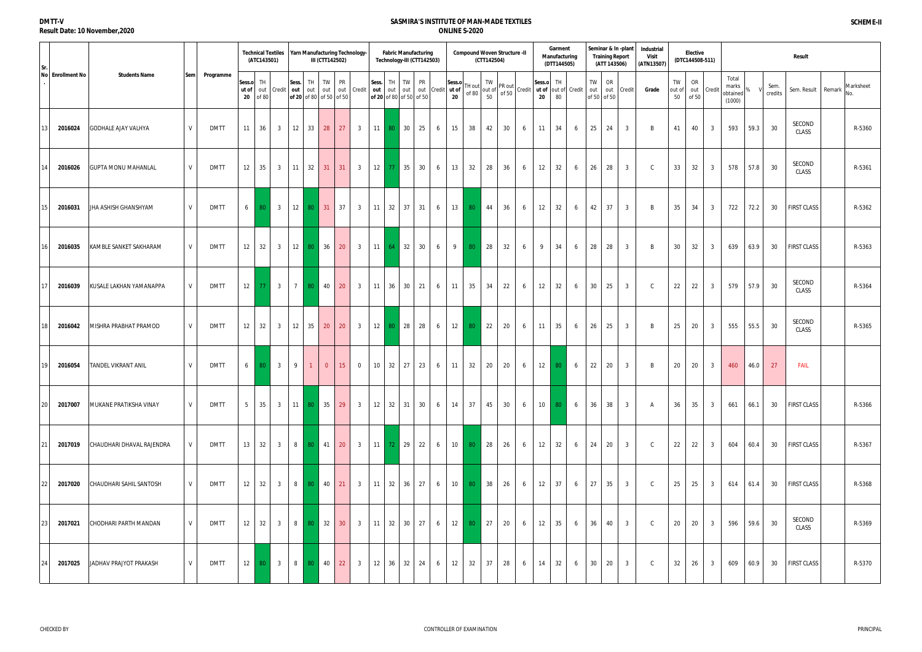**DMTT-V**
**Result Date: 10 November,2020**

## SASMIRA'S INSTITUTE OF MAN-MADE TEXTILES
### ONLINE S-2020

**SCHEME-II**

| Sr. No. | Enrollment No | Students Name | Sem | Programme | Technical Textiles (ATC143501) | | | Yarn Manufacturing Technology-III (CTT142502) | | | | | Fabric Manufacturing Technology-III (CTT142503) | | | | | Compound Woven Structure -II (CTT142504) | | | | | Garment Manufacturing (DTT144505) | | | Seminar & In -plant Training Report (ATT 143506) | | | Industrial Visit (ATN13507) | Elective (DTC144508-511) | | | Result | | | | | | |
|---|---|---|---|---|---|---|---|---|---|---|---|---|---|---|---|---|---|---|---|---|---|---|---|---|---|---|---|---|---|---|---|---|---|---|---|---|---|---|
| | | | | | Sess.out of 20 | TH out of 80 | Credit | Sess. out of 20 | TH out of 80 | TW out of 50 | PR out of 50 | Credit | Sess. out of 20 | TH out of 80 | TW out of 50 | PR out of 50 | Credit | Sess.out of 20 | TH out of 80 | TW out of 50 | PR out of 50 | Credit | Sess.out of 20 | TH out of 80 | Credit | TW out of 50 | OR out of 50 | Credit | Grade | TW out of 50 | OR out of 50 | Credit | Total marks obtained (1000) | % | Sem. credits | Sem. Result | Remark | Marksheet No. |
| 13 | 2016024 | GODHALE AJAY VALHYA | V | DMTT | 11 | 36 | 3 | 12 | 33 | 28 | 27 | 3 | 11 | 80 | 30 | 25 | 6 | 15 | 38 | 42 | 30 | 6 | 11 | 34 | 6 | 25 | 24 | 3 | B | 41 | 40 | 3 | 593 | 59.3 | 30 | SECOND CLASS | | R-5360 |
| 14 | 2016026 | GUPTA MONU MAHANLAL | V | DMTT | 12 | 35 | 3 | 11 | 32 | 31 | 31 | 3 | 12 | 77 | 35 | 30 | 6 | 13 | 32 | 28 | 36 | 6 | 12 | 32 | 6 | 26 | 28 | 3 | C | 33 | 32 | 3 | 578 | 57.8 | 30 | SECOND CLASS | | R-5361 |
| 15 | 2016031 | JHA ASHISH GHANSHYAM | V | DMTT | 6 | 80 | 3 | 12 | 80 | 31 | 37 | 3 | 11 | 32 | 37 | 31 | 6 | 13 | 80 | 44 | 36 | 6 | 12 | 32 | 6 | 42 | 37 | 3 | B | 35 | 34 | 3 | 722 | 72.2 | 30 | FIRST CLASS | | R-5362 |
| 16 | 2016035 | KAMBLE SANKET SAKHARAM | V | DMTT | 12 | 32 | 3 | 12 | 80 | 36 | 20 | 3 | 11 | 64 | 32 | 30 | 6 | 9 | 80 | 28 | 32 | 6 | 9 | 34 | 6 | 28 | 28 | 3 | B | 30 | 32 | 3 | 639 | 63.9 | 30 | FIRST CLASS | | R-5363 |
| 17 | 2016039 | KUSALE LAKHAN YAMANAPPA | V | DMTT | 12 | 77 | 3 | 7 | 80 | 40 | 20 | 3 | 11 | 36 | 30 | 21 | 6 | 11 | 35 | 34 | 22 | 6 | 12 | 32 | 6 | 30 | 25 | 3 | C | 22 | 22 | 3 | 579 | 57.9 | 30 | SECOND CLASS | | R-5364 |
| 18 | 2016042 | MISHRA PRABHAT PRAMOD | V | DMTT | 12 | 32 | 3 | 12 | 35 | 20 | 20 | 3 | 12 | 80 | 28 | 28 | 6 | 12 | 80 | 22 | 20 | 6 | 11 | 35 | 6 | 26 | 25 | 3 | B | 25 | 20 | 3 | 555 | 55.5 | 30 | SECOND CLASS | | R-5365 |
| 19 | 2016054 | TANDEL VIKRANT ANIL | V | DMTT | 6 | 80 | 3 | 9 | 1 | 0 | 15 | 0 | 10 | 32 | 27 | 23 | 6 | 11 | 32 | 20 | 20 | 6 | 12 | 80 | 6 | 22 | 20 | 3 | B | 20 | 20 | 3 | 460 | 46.0 | 27 | FAIL | | |
| 20 | 2017007 | MUKANE PRATIKSHA VINAY | V | DMTT | 5 | 35 | 3 | 11 | 80 | 35 | 29 | 3 | 12 | 32 | 31 | 30 | 6 | 14 | 37 | 45 | 30 | 6 | 10 | 80 | 6 | 36 | 38 | 3 | A | 36 | 35 | 3 | 661 | 66.1 | 30 | FIRST CLASS | | R-5366 |
| 21 | 2017019 | CHAUDHARI DHAVAL RAJENDRA | V | DMTT | 13 | 32 | 3 | 8 | 80 | 41 | 20 | 3 | 11 | 72 | 29 | 22 | 6 | 10 | 80 | 28 | 26 | 6 | 12 | 32 | 6 | 24 | 20 | 3 | C | 22 | 22 | 3 | 604 | 60.4 | 30 | FIRST CLASS | | R-5367 |
| 22 | 2017020 | CHAUDHARI SAHIL SANTOSH | V | DMTT | 12 | 32 | 3 | 8 | 80 | 40 | 21 | 3 | 11 | 32 | 36 | 27 | 6 | 10 | 80 | 38 | 26 | 6 | 12 | 37 | 6 | 27 | 35 | 3 | C | 25 | 25 | 3 | 614 | 61.4 | 30 | FIRST CLASS | | R-5368 |
| 23 | 2017021 | CHODHARI PARTH MANDAN | V | DMTT | 12 | 32 | 3 | 8 | 80 | 32 | 30 | 3 | 11 | 32 | 30 | 27 | 6 | 12 | 80 | 27 | 20 | 6 | 12 | 35 | 6 | 36 | 40 | 3 | C | 20 | 20 | 3 | 596 | 59.6 | 30 | SECOND CLASS | | R-5369 |
| 24 | 2017025 | JADHAV PRAJYOT PRAKASH | V | DMTT | 12 | 80 | 3 | 8 | 80 | 40 | 22 | 3 | 12 | 36 | 32 | 24 | 6 | 12 | 32 | 37 | 28 | 6 | 14 | 32 | 6 | 30 | 20 | 3 | C | 32 | 26 | 3 | 609 | 60.9 | 30 | FIRST CLASS | | R-5370 |

CHECKED BY — CONTROLLER OF EXAMINATION — PRINCIPAL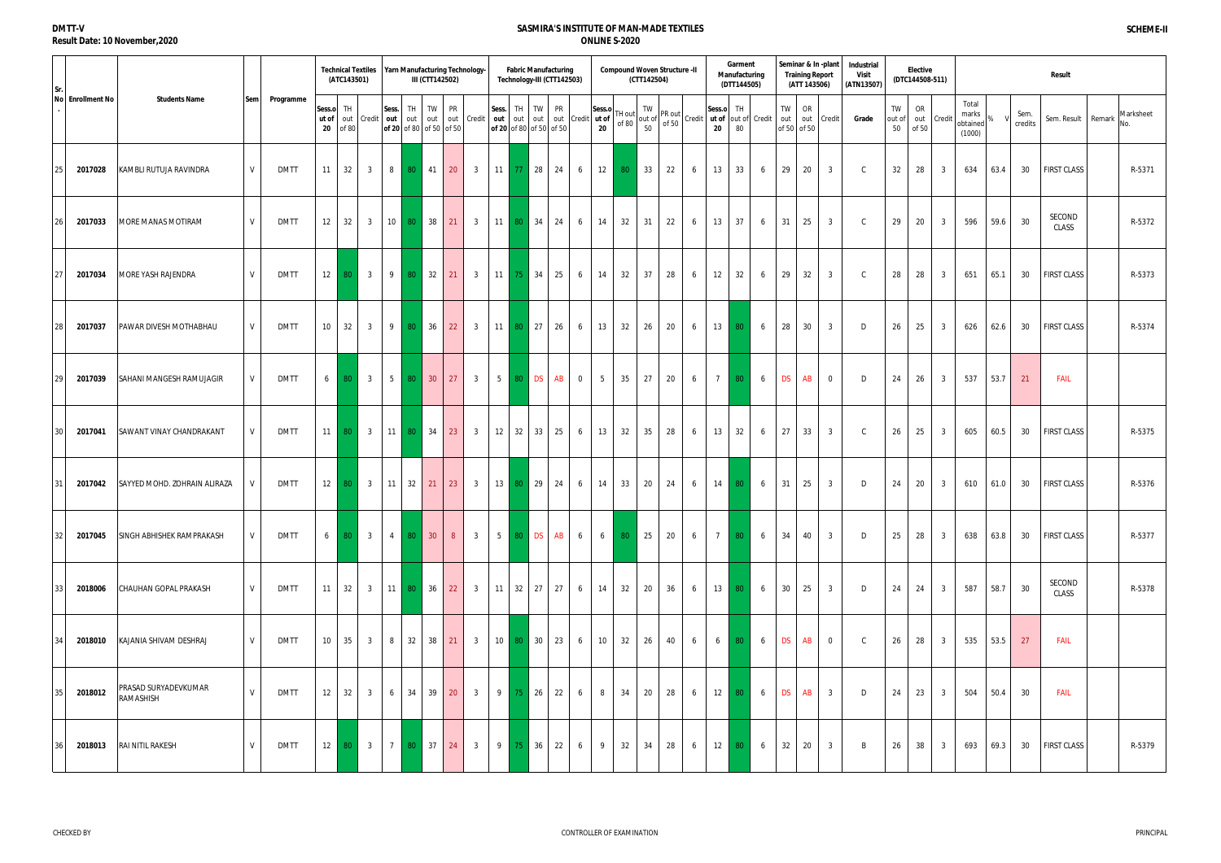**DMTT-V**
**Result Date: 10 November,2020**

# SASMIRA'S INSTITUTE OF MAN-MADE TEXTILES
## ONLINE S-2020

**SCHEME-II**

| Sr. No. | Enrollment No | Students Name | Sem | Programme | Technical Textiles (ATC143501) | | | Yarn Manufacturing Technology-III (CTT142502) | | | | | Fabric Manufacturing Technology-III (CTT142503) | | | | | Compound Woven Structure -II (CTT142504) | | | | | Garment Manufacturing (DTT144505) | | | Seminar & In -plant Training Report (ATT 143506) | | | Industrial Visit (ATN13507) | Elective (DTC144508-511) | | | Result | | | | | |
|---|---|---|---|---|---|---|---|---|---|---|---|---|---|---|---|---|---|---|---|---|---|---|---|---|---|---|---|---|---|---|---|---|---|---|---|---|---|---|
| | | | | | Sess.out of 20 | TH out of 80 | Credit | Sess. out of 20 | TH out of 80 | TW out of 50 | PR out of 50 | Credit | Sess. out of 20 | TH out of 80 | TW out of 50 | PR out of 50 | Credit | Sess.out of 20 | TH out of 80 | TW out of 50 | PR out of 50 | Credit | Sess.out of 20 | TH out of 80 | Credit | TW out of 50 | OR out of 50 | Credit | Grade | TW out of 50 | OR out of 50 | Credit | Total marks obtained (1000) | % | Sem. credits | Sem. Result | Remark | Marksheet No. |
| 25 | 2017028 | KAMBLI RUTUJA RAVINDRA | V | DMTT | 11 | 32 | 3 | 8 | 80 | 41 | 20 | 3 | 11 | 77 | 28 | 24 | 6 | 12 | 80 | 33 | 22 | 6 | 13 | 33 | 6 | 29 | 20 | 3 | C | 32 | 28 | 3 | 634 | 63.4 | 30 | FIRST CLASS | | R-5371 |
| 26 | 2017033 | MORE MANAS MOTIRAM | V | DMTT | 12 | 32 | 3 | 10 | 80 | 38 | 21 | 3 | 11 | 80 | 34 | 24 | 6 | 14 | 32 | 31 | 22 | 6 | 13 | 37 | 6 | 31 | 25 | 3 | C | 29 | 20 | 3 | 596 | 59.6 | 30 | SECOND CLASS | | R-5372 |
| 27 | 2017034 | MORE YASH RAJENDRA | V | DMTT | 12 | 80 | 3 | 9 | 80 | 32 | 21 | 3 | 11 | 75 | 34 | 25 | 6 | 14 | 32 | 37 | 28 | 6 | 12 | 32 | 6 | 29 | 32 | 3 | C | 28 | 28 | 3 | 651 | 65.1 | 30 | FIRST CLASS | | R-5373 |
| 28 | 2017037 | PAWAR DIVESH MOTHABHAU | V | DMTT | 10 | 32 | 3 | 9 | 80 | 36 | 22 | 3 | 11 | 80 | 27 | 26 | 6 | 13 | 32 | 26 | 20 | 6 | 13 | 80 | 6 | 28 | 30 | 3 | D | 26 | 25 | 3 | 626 | 62.6 | 30 | FIRST CLASS | | R-5374 |
| 29 | 2017039 | SAHANI MANGESH RAMUJAGIR | V | DMTT | 6 | 80 | 3 | 5 | 80 | 30 | 27 | 3 | 5 | 80 | DS | AB | 0 | 5 | 35 | 27 | 20 | 6 | 7 | 80 | 6 | DS | AB | 0 | D | 24 | 26 | 3 | 537 | 53.7 | 21 | FAIL | | |
| 30 | 2017041 | SAWANT VINAY CHANDRAKANT | V | DMTT | 11 | 80 | 3 | 11 | 80 | 34 | 23 | 3 | 12 | 32 | 33 | 25 | 6 | 13 | 32 | 35 | 28 | 6 | 13 | 32 | 6 | 27 | 33 | 3 | C | 26 | 25 | 3 | 605 | 60.5 | 30 | FIRST CLASS | | R-5375 |
| 31 | 2017042 | SAYYED MOHD. ZOHRAIN ALIRAZA | V | DMTT | 12 | 80 | 3 | 11 | 32 | 21 | 23 | 3 | 13 | 80 | 29 | 24 | 6 | 14 | 33 | 20 | 24 | 6 | 14 | 80 | 6 | 31 | 25 | 3 | D | 24 | 20 | 3 | 610 | 61.0 | 30 | FIRST CLASS | | R-5376 |
| 32 | 2017045 | SINGH ABHISHEK RAMPRAKASH | V | DMTT | 6 | 80 | 3 | 4 | 80 | 30 | 8 | 3 | 5 | 80 | DS | AB | 6 | 6 | 80 | 25 | 20 | 6 | 7 | 80 | 6 | 34 | 40 | 3 | D | 25 | 28 | 3 | 638 | 63.8 | 30 | FIRST CLASS | | R-5377 |
| 33 | 2018006 | CHAUHAN GOPAL PRAKASH | V | DMTT | 11 | 32 | 3 | 11 | 80 | 36 | 22 | 3 | 11 | 32 | 27 | 27 | 6 | 14 | 32 | 20 | 36 | 6 | 13 | 80 | 6 | 30 | 25 | 3 | D | 24 | 24 | 3 | 587 | 58.7 | 30 | SECOND CLASS | | R-5378 |
| 34 | 2018010 | KAJANIA SHIVAM DESHRAJ | V | DMTT | 10 | 35 | 3 | 8 | 32 | 38 | 21 | 3 | 10 | 80 | 30 | 23 | 6 | 10 | 32 | 26 | 40 | 6 | 6 | 80 | 6 | DS | AB | 0 | C | 26 | 28 | 3 | 535 | 53.5 | 27 | FAIL | | |
| 35 | 2018012 | PRASAD SURYADEVKUMAR RAMASHISH | V | DMTT | 12 | 32 | 3 | 6 | 34 | 39 | 20 | 3 | 9 | 75 | 26 | 22 | 6 | 8 | 34 | 20 | 28 | 6 | 12 | 80 | 6 | DS | AB | 3 | D | 24 | 23 | 3 | 504 | 50.4 | 30 | FAIL | | |
| 36 | 2018013 | RAI NITIL RAKESH | V | DMTT | 12 | 80 | 3 | 7 | 80 | 37 | 24 | 3 | 9 | 75 | 36 | 22 | 6 | 9 | 32 | 34 | 28 | 6 | 12 | 80 | 6 | 32 | 20 | 3 | B | 26 | 38 | 3 | 693 | 69.3 | 30 | FIRST CLASS | | R-5379 |

CHECKED BY | CONTROLLER OF EXAMINATION | PRINCIPAL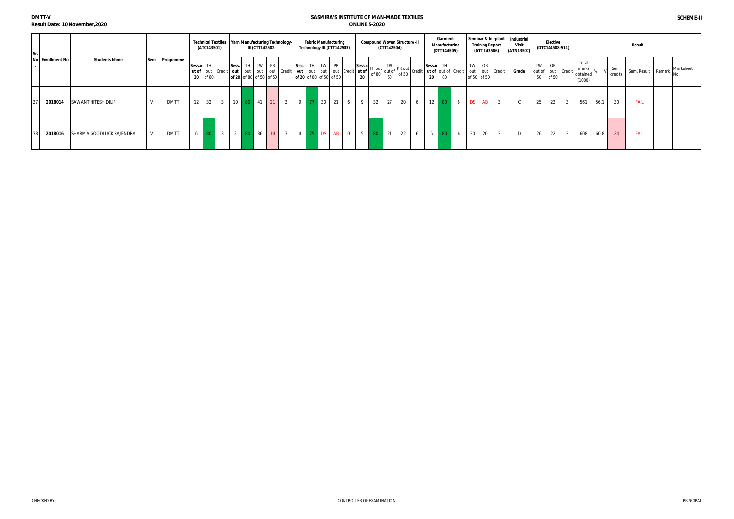**DMTT-V**
**Result Date: 10 November,2020**

**SASMIRA'S INSTITUTE OF MAN-MADE TEXTILES**
**ONLINE S-2020**

**SCHEME-II**

| Sr. No. | Enrollment No | Students Name | Sem | Programme | Technical Textiles (ATC143501) | | | Yarn Manufacturing Technology-III (CTT142502) | | | | | Fabric Manufacturing Technology-III (CTT142503) | | | | | Compound Woven Structure -II (CTT142504) | | | | | Garment Manufacturing (DTT144505) | | | Seminar & In -plant Training Report (ATT 143506) | | | Industrial Visit (ATN13507) | Elective (DTC144508-511) | | | Result | | | | | | |
|---|---|---|---|---|---|---|---|---|---|---|---|---|---|---|---|---|---|---|---|---|---|---|---|---|---|---|---|---|---|---|---|---|---|---|---|---|---|---|
| | | | | | Sess.out of 20 | TH out of 80 | Credit | Sess. out of 20 | TH out of 80 | TW out of 50 | PR out of 50 | Credit | Sess. out of 20 | TH out of 80 | TW out of 50 | PR out of 50 | Credit | Sess.out of 20 | TH out of 80 | TW out of 50 | PR out of 50 | Credit | Sess.out of 20 | TH out of 80 | Credit | TW out of 50 | OR out of 50 | Credit | Grade | TW out of 50 | OR out of 50 | Credit | Total marks obtained (1000) | % | V | Sem. credits | Sem. Result | Remark | Marksheet No. |
| 37 | 2018014 | SAWANT HITESH DILIP | V | DMTT | 12 | 32 | 3 | 10 | 80 | 41 | 21 | 3 | 9 | 77 | 30 | 21 | 6 | 9 | 32 | 27 | 20 | 6 | 12 | 80 | 6 | DS | AB | 3 | C | 25 | 23 | 3 | 561 | 56.1 | | 30 | FAIL | | |
| 38 | 2018016 | SHARMA GOODLUCK RAJENDRA | V | DMTT | 6 | 80 | 3 | 2 | 80 | 36 | 14 | 3 | 4 | 75 | DS | AB | 0 | 5 | 80 | 21 | 22 | 6 | 5 | 80 | 6 | 30 | 20 | 3 | D | 26 | 22 | 3 | 608 | 60.8 | | 24 | FAIL | | |

CHECKED BY

CONTROLLER OF EXAMINATION

PRINCIPAL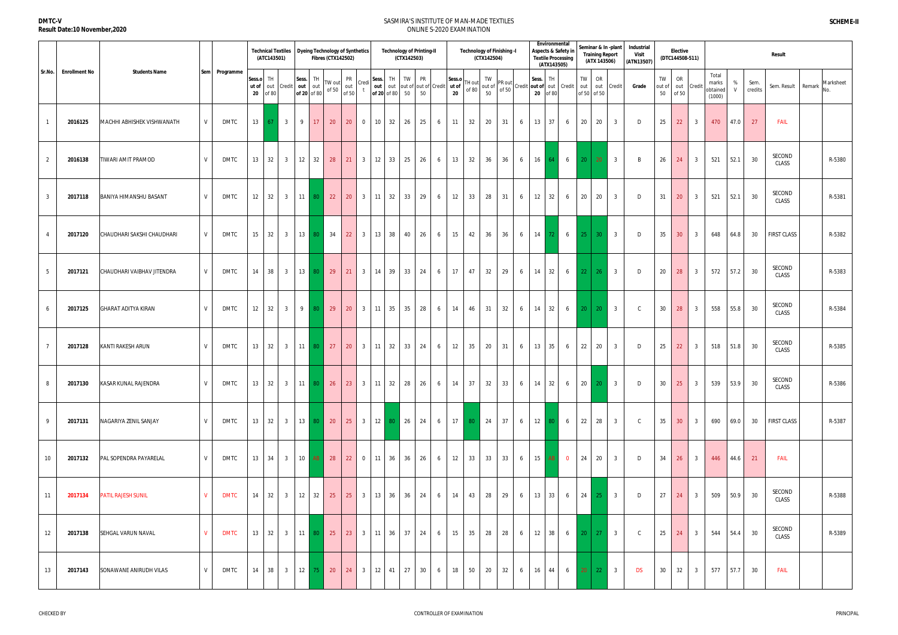**DMTC-V**
**Result Date:10 November,2020**

**SASMIRA'S INSTITUTE OF MAN-MADE TEXTILES**
**ONLINE S-2020 EXAMINATION**

**SCHEME-II**

| Sr.No. | Enrollment No | Students Name | Sem | Programme | Technical Textiles (ATC143501) | | | Dyeing Technology of Synthetics Fibres (CTX142502) | | | | | Technology of Printing-II (CTX142503) | | | | | Technology of Finishing -I (CTX142504) | | | | | Environmental Aspects & Safety in Textile Processing (ATX143505) | | | Seminar & In-plant Training Report (ATX 143506) | | | Industrial Visit (ATN13507) | Elective (DTC144508-511) | | | Result | | | | | |
|---|---|---|---|---|---|---|---|---|---|---|---|---|---|---|---|---|---|---|---|---|---|---|---|---|---|---|---|---|---|---|---|---|---|---|---|---|---|---|
| | | | | | Sess.out of 20 | TH out of 80 | Credit | Sess. out of 20 | TH out of 80 | TW out of 50 | PR out of 50 | Credit | Sess. out of 20 | TH out of 80 | TW out of 50 | PR out of 50 | Credit | Sess.out of 20 | TH out of 80 | TW out of 50 | PR out of 50 | Credit | Sess. out of 20 | TH out of 80 | Credit | TW out of 50 | OR out of 50 | Credit | Grade | TW out of 50 | OR out of 50 | Credit | Total marks obtained (1000) | % | Sem. credits | Sem. Result | Remark | Marksheet No. |
| 1 | 2016125 | MACHHI ABHISHEK VISHWANATH | V | DMTC | 13 | 67 | 3 | 9 | 17 | 20 | 20 | 0 | 10 | 32 | 26 | 25 | 6 | 11 | 32 | 20 | 31 | 6 | 13 | 37 | 6 | 20 | 20 | 3 | D | 25 | 22 | 3 | 470 | 47.0 | 27 | FAIL | | |
| 2 | 2016138 | TIWARI AMIT PRAMOD | V | DMTC | 13 | 32 | 3 | 12 | 32 | 28 | 21 | 3 | 12 | 33 | 25 | 26 | 6 | 13 | 32 | 36 | 36 | 6 | 16 | 64 | 6 | 20 | 20 | 3 | B | 26 | 24 | 3 | 521 | 52.1 | 30 | SECOND CLASS | | R-5380 |
| 3 | 2017118 | BANIYA HIMANSHU BASANT | V | DMTC | 12 | 32 | 3 | 11 | 80 | 22 | 20 | 3 | 11 | 32 | 33 | 29 | 6 | 12 | 33 | 28 | 31 | 6 | 12 | 32 | 6 | 20 | 20 | 3 | D | 31 | 20 | 3 | 521 | 52.1 | 30 | SECOND CLASS | | R-5381 |
| 4 | 2017120 | CHAUDHARI SAKSHI CHAUDHARI | V | DMTC | 15 | 32 | 3 | 13 | 80 | 34 | 22 | 3 | 13 | 38 | 40 | 26 | 6 | 15 | 42 | 36 | 36 | 6 | 14 | 72 | 6 | 25 | 30 | 3 | D | 35 | 30 | 3 | 648 | 64.8 | 30 | FIRST CLASS | | R-5382 |
| 5 | 2017121 | CHAUDHARI VAIBHAV JITENDRA | V | DMTC | 14 | 38 | 3 | 13 | 80 | 29 | 21 | 3 | 14 | 39 | 33 | 24 | 6 | 17 | 47 | 32 | 29 | 6 | 14 | 32 | 6 | 22 | 26 | 3 | D | 20 | 28 | 3 | 572 | 57.2 | 30 | SECOND CLASS | | R-5383 |
| 6 | 2017125 | GHARAT ADITYA KIRAN | V | DMTC | 12 | 32 | 3 | 9 | 80 | 29 | 20 | 3 | 11 | 35 | 35 | 28 | 6 | 14 | 46 | 31 | 32 | 6 | 14 | 32 | 6 | 20 | 20 | 3 | C | 30 | 28 | 3 | 558 | 55.8 | 30 | SECOND CLASS | | R-5384 |
| 7 | 2017128 | KANTI RAKESH ARUN | V | DMTC | 13 | 32 | 3 | 11 | 80 | 27 | 20 | 3 | 11 | 32 | 33 | 24 | 6 | 12 | 35 | 20 | 31 | 6 | 13 | 35 | 6 | 22 | 20 | 3 | D | 25 | 22 | 3 | 518 | 51.8 | 30 | SECOND CLASS | | R-5385 |
| 8 | 2017130 | KASAR KUNAL RAJENDRA | V | DMTC | 13 | 32 | 3 | 11 | 80 | 26 | 23 | 3 | 11 | 32 | 28 | 26 | 6 | 14 | 37 | 32 | 33 | 6 | 14 | 32 | 6 | 20 | 20 | 3 | D | 30 | 25 | 3 | 539 | 53.9 | 30 | SECOND CLASS | | R-5386 |
| 9 | 2017131 | NAGARIYA ZENIL SANJAY | V | DMTC | 13 | 32 | 3 | 13 | 80 | 20 | 25 | 3 | 12 | 80 | 26 | 24 | 6 | 17 | 80 | 24 | 37 | 6 | 12 | 80 | 6 | 22 | 28 | 3 | C | 35 | 30 | 3 | 690 | 69.0 | 30 | FIRST CLASS | | R-5387 |
| 10 | 2017132 | PAL SOPENDRA PAYARELAL | V | DMTC | 13 | 34 | 3 | 10 | AB | 28 | 22 | 0 | 11 | 36 | 36 | 26 | 6 | 12 | 33 | 33 | 33 | 6 | 15 | AB | 0 | 24 | 20 | 3 | D | 34 | 26 | 3 | 446 | 44.6 | 21 | FAIL | | |
| 11 | 2017134 | PATIL RAJESH SUNIL | V | DMTC | 14 | 32 | 3 | 12 | 32 | 25 | 25 | 3 | 13 | 36 | 36 | 24 | 6 | 14 | 43 | 28 | 29 | 6 | 13 | 33 | 6 | 24 | 25 | 3 | D | 27 | 24 | 3 | 509 | 50.9 | 30 | SECOND CLASS | | R-5388 |
| 12 | 2017138 | SEHGAL VARUN NAVAL | V | DMTC | 13 | 32 | 3 | 11 | 80 | 25 | 23 | 3 | 11 | 36 | 37 | 24 | 6 | 15 | 35 | 28 | 28 | 6 | 12 | 38 | 6 | 20 | 27 | 3 | C | 25 | 24 | 3 | 544 | 54.4 | 30 | SECOND CLASS | | R-5389 |
| 13 | 2017143 | SONAWANE ANIRUDH VILAS | V | DMTC | 14 | 38 | 3 | 12 | 75 | 20 | 24 | 3 | 12 | 41 | 27 | 30 | 6 | 18 | 50 | 20 | 32 | 6 | 16 | 44 | 6 | 20 | 22 | 3 | DS | 30 | 32 | 3 | 577 | 57.7 | 30 | FAIL | | |

CHECKED BY | CONTROLLER OF EXAMINATION | PRINCIPAL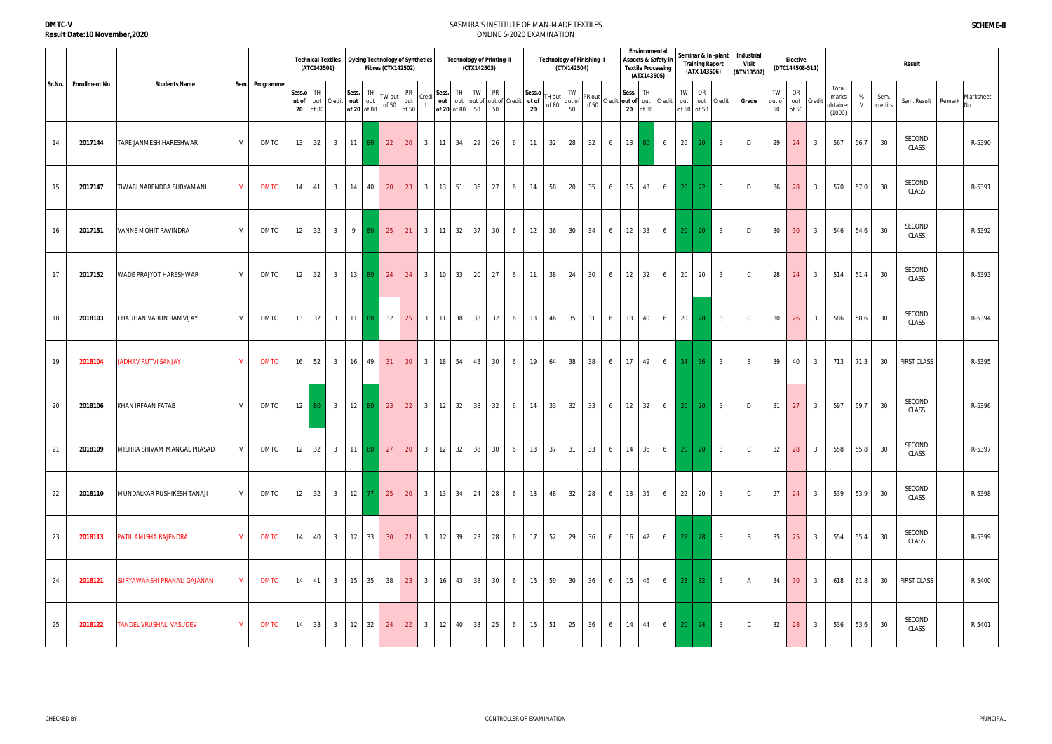**DMTC-V**
**Result Date:10 November,2020**

SASMIRA'S INSTITUTE OF MAN-MADE TEXTILES
ONLINE S-2020 EXAMINATION

**SCHEME-II**

| Sr.No. | Enrollment No | Students Name | Sem | Programme | Technical Textiles (ATC143501) | | | Dyeing Technology of Synthetics Fibres (CTX142502) | | | | | Technology of Printing-II (CTX142503) | | | | | Technology of Finishing -I (CTX142504) | | | | | Environmental Aspects & Safety in Textile Processing (ATX143505) | | | Seminar & In -plant Training Report (ATX 143506) | | | Industrial Visit (ATN13507) | Elective (DTC144508-511) | | | Result | | | | | | |
|---|---|---|---|---|---|---|---|---|---|---|---|---|---|---|---|---|---|---|---|---|---|---|---|---|---|---|---|---|---|---|---|---|---|---|---|---|---|---|
| | | | | | Sess.out of 20 | TH out of 80 | Credit | Sess. out of 20 | TH out of 80 | TW out of 50 | PR out of 50 | Credit | Sess. out of 20 | TH out of 80 | TW out of 50 | PR out of 50 | Credit | Sess.out of 20 | TH out of 80 | TW out of 50 | PR out of 50 | Credit | Sess. out of 20 | TH out of 80 | Credit | TW out of 50 | OR out of 50 | Credit | Grade | TW out of 50 | OR out of 50 | Credit | Total marks obtained (1000) | % | Sem. credits | Sem. Result | Remark | Marksheet No. |
| 14 | 2017144 | TARE JANMESH HARESHWAR | V | DMTC | 13 | 32 | 3 | 11 | 80 | 22 | 20 | 3 | 11 | 34 | 29 | 26 | 6 | 11 | 32 | 28 | 32 | 6 | 13 | 80 | 6 | 20 | 20 | 3 | D | 29 | 24 | 3 | 567 | 56.7 | 30 | SECOND CLASS | | R-5390 |
| 15 | 2017147 | TIWARI NARENDRA SURYAMANI | V | DMTC | 14 | 41 | 3 | 14 | 40 | 20 | 23 | 3 | 13 | 51 | 36 | 27 | 6 | 14 | 58 | 20 | 35 | 6 | 15 | 43 | 6 | 20 | 22 | 3 | D | 36 | 28 | 3 | 570 | 57.0 | 30 | SECOND CLASS | | R-5391 |
| 16 | 2017151 | VANNE MOHIT RAVINDRA | V | DMTC | 12 | 32 | 3 | 9 | 80 | 25 | 21 | 3 | 11 | 32 | 37 | 30 | 6 | 12 | 36 | 30 | 34 | 6 | 12 | 33 | 6 | 20 | 20 | 3 | D | 30 | 30 | 3 | 546 | 54.6 | 30 | SECOND CLASS | | R-5392 |
| 17 | 2017152 | WADE PRAJYOT HARESHWAR | V | DMTC | 12 | 32 | 3 | 13 | 80 | 24 | 24 | 3 | 10 | 33 | 20 | 27 | 6 | 11 | 38 | 24 | 30 | 6 | 12 | 32 | 6 | 20 | 20 | 3 | C | 28 | 24 | 3 | 514 | 51.4 | 30 | SECOND CLASS | | R-5393 |
| 18 | 2018103 | CHAUHAN VARUN RAMVIJAY | V | DMTC | 13 | 32 | 3 | 11 | 80 | 32 | 25 | 3 | 11 | 38 | 38 | 32 | 6 | 13 | 46 | 35 | 31 | 6 | 13 | 40 | 6 | 20 | 20 | 3 | C | 30 | 26 | 3 | 586 | 58.6 | 30 | SECOND CLASS | | R-5394 |
| 19 | 2018104 | JADHAV RUTVI SANJAY | V | DMTC | 16 | 52 | 3 | 16 | 49 | 31 | 30 | 3 | 18 | 54 | 43 | 30 | 6 | 19 | 64 | 38 | 38 | 6 | 17 | 49 | 6 | 34 | 36 | 3 | B | 39 | 40 | 3 | 713 | 71.3 | 30 | FIRST CLASS | | R-5395 |
| 20 | 2018106 | KHAN IRFAAN FATAB | V | DMTC | 12 | 80 | 3 | 12 | 80 | 23 | 22 | 3 | 12 | 32 | 38 | 32 | 6 | 14 | 33 | 32 | 33 | 6 | 12 | 32 | 6 | 20 | 20 | 3 | D | 31 | 27 | 3 | 597 | 59.7 | 30 | SECOND CLASS | | R-5396 |
| 21 | 2018109 | MISHRA SHIVAM MANGAL PRASAD | V | DMTC | 12 | 32 | 3 | 11 | 80 | 27 | 20 | 3 | 12 | 32 | 38 | 30 | 6 | 13 | 37 | 31 | 33 | 6 | 14 | 36 | 6 | 20 | 20 | 3 | C | 32 | 28 | 3 | 558 | 55.8 | 30 | SECOND CLASS | | R-5397 |
| 22 | 2018110 | MUNDALKAR RUSHIKESH TANAJI | V | DMTC | 12 | 32 | 3 | 12 | 77 | 25 | 20 | 3 | 13 | 34 | 24 | 28 | 6 | 13 | 48 | 32 | 28 | 6 | 13 | 35 | 6 | 22 | 20 | 3 | C | 27 | 24 | 3 | 539 | 53.9 | 30 | SECOND CLASS | | R-5398 |
| 23 | 2018113 | PATIL AMISHA RAJENDRA | V | DMTC | 14 | 40 | 3 | 12 | 33 | 30 | 21 | 3 | 12 | 39 | 23 | 28 | 6 | 17 | 52 | 29 | 36 | 6 | 16 | 42 | 6 | 22 | 28 | 3 | B | 35 | 25 | 3 | 554 | 55.4 | 30 | SECOND CLASS | | R-5399 |
| 24 | 2018121 | SURYAWANSHI PRANALI GAJANAN | V | DMTC | 14 | 41 | 3 | 15 | 35 | 38 | 23 | 3 | 16 | 43 | 38 | 30 | 6 | 15 | 59 | 30 | 36 | 6 | 15 | 46 | 6 | 28 | 32 | 3 | A | 34 | 30 | 3 | 618 | 61.8 | 30 | FIRST CLASS | | R-5400 |
| 25 | 2018122 | TANDEL VRUSHALI VASUDEV | V | DMTC | 14 | 33 | 3 | 12 | 32 | 24 | 22 | 3 | 12 | 40 | 33 | 25 | 6 | 15 | 51 | 25 | 36 | 6 | 14 | 44 | 6 | 20 | 24 | 3 | C | 32 | 28 | 3 | 536 | 53.6 | 30 | SECOND CLASS | | R-5401 |

CHECKED BY | CONTROLLER OF EXAMINATION | PRINCIPAL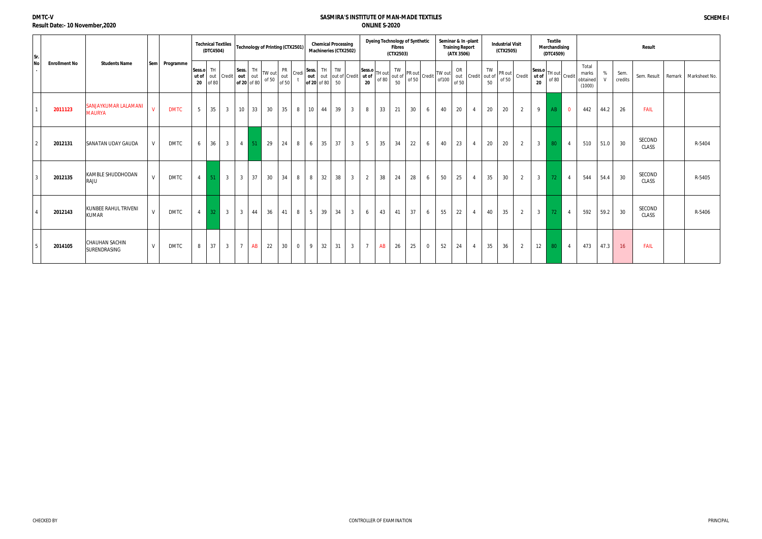DMTC-V

Result Date:- 10 November,2020

# SASMIRA'S INSTITUTE OF MAN-MADE TEXTILES

## ONLINE S-2020

SCHEME-I

| Sr. No. | Enrollment No | Students Name | Sem | Programme | Technical Textiles (DTC4504) | | | Technology of Printing (CTX2501) | | | | | Chemical Processing Machineries (CTX2502) | | | | Dyeing Technology of Synthetic Fibres (CTX2503) | | | | | Seminar & In-plant Training Report (ATX 3506) | | | Industrial Visit (CTX2505) | | | Textile Merchandising (DTC4509) | | | Result | | | | | | |
|---|---|---|---|---|---|---|---|---|---|---|---|---|---|---|---|---|---|---|---|---|---|---|---|---|---|---|---|---|---|---|---|---|---|---|---|---|
| | | | | | Sess.out of 20 | TH out of 80 | Credit | Sess. out of 20 | TH out of 80 | TW out of 50 | PR out of 50 | Credit | Sess. out of 20 | TH out of 80 | TW out of 50 | Credit | Sess.out of 20 | TH out of 80 | TW out of 50 | PR out of 50 | Credit | TW out of100 | OR out of 50 | Credit | TW out of 50 | PR out of 50 | Credit | Sess.out of 20 | TH out of 80 | Credit | Total marks obtained (1000) | % | Sem. credits | Sem. Result | Remark | Marksheet No. |
| 1 | 2011123 | SANJAYKUMAR LALAMANI MAURYA | V | DMTC | 5 | 35 | 3 | 10 | 33 | 30 | 35 | 8 | 10 | 44 | 39 | 3 | 8 | 33 | 21 | 30 | 6 | 40 | 20 | 4 | 20 | 20 | 2 | 9 | AB | 0 | 442 | 44.2 | 26 | FAIL | | |
| 2 | 2012131 | SANATAN UDAY GAUDA | V | DMTC | 6 | 36 | 3 | 4 | 51 | 29 | 24 | 8 | 6 | 35 | 37 | 3 | 5 | 35 | 34 | 22 | 6 | 40 | 23 | 4 | 20 | 20 | 2 | 3 | 80 | 4 | 510 | 51.0 | 30 | SECOND CLASS | | R-5404 |
| 3 | 2012135 | KAMBLE SHUDDHODAN RAJU | V | DMTC | 4 | 51 | 3 | 3 | 37 | 30 | 34 | 8 | 8 | 32 | 38 | 3 | 2 | 38 | 24 | 28 | 6 | 50 | 25 | 4 | 35 | 30 | 2 | 3 | 72 | 4 | 544 | 54.4 | 30 | SECOND CLASS | | R-5405 |
| 4 | 2012143 | KUNBEE RAHUL TRIVENI KUMAR | V | DMTC | 4 | 32 | 3 | 3 | 44 | 36 | 41 | 8 | 5 | 39 | 34 | 3 | 6 | 43 | 41 | 37 | 6 | 55 | 22 | 4 | 40 | 35 | 2 | 3 | 72 | 4 | 592 | 59.2 | 30 | SECOND CLASS | | R-5406 |
| 5 | 2014105 | CHAUHAN SACHIN SURENDRASING | V | DMTC | 8 | 37 | 3 | 7 | AB | 22 | 30 | 0 | 9 | 32 | 31 | 3 | 7 | AB | 26 | 25 | 0 | 52 | 24 | 4 | 35 | 36 | 2 | 12 | 80 | 4 | 473 | 47.3 | 16 | FAIL | | |

CHECKED BY CONTROLLER OF EXAMINATION PRINCIPAL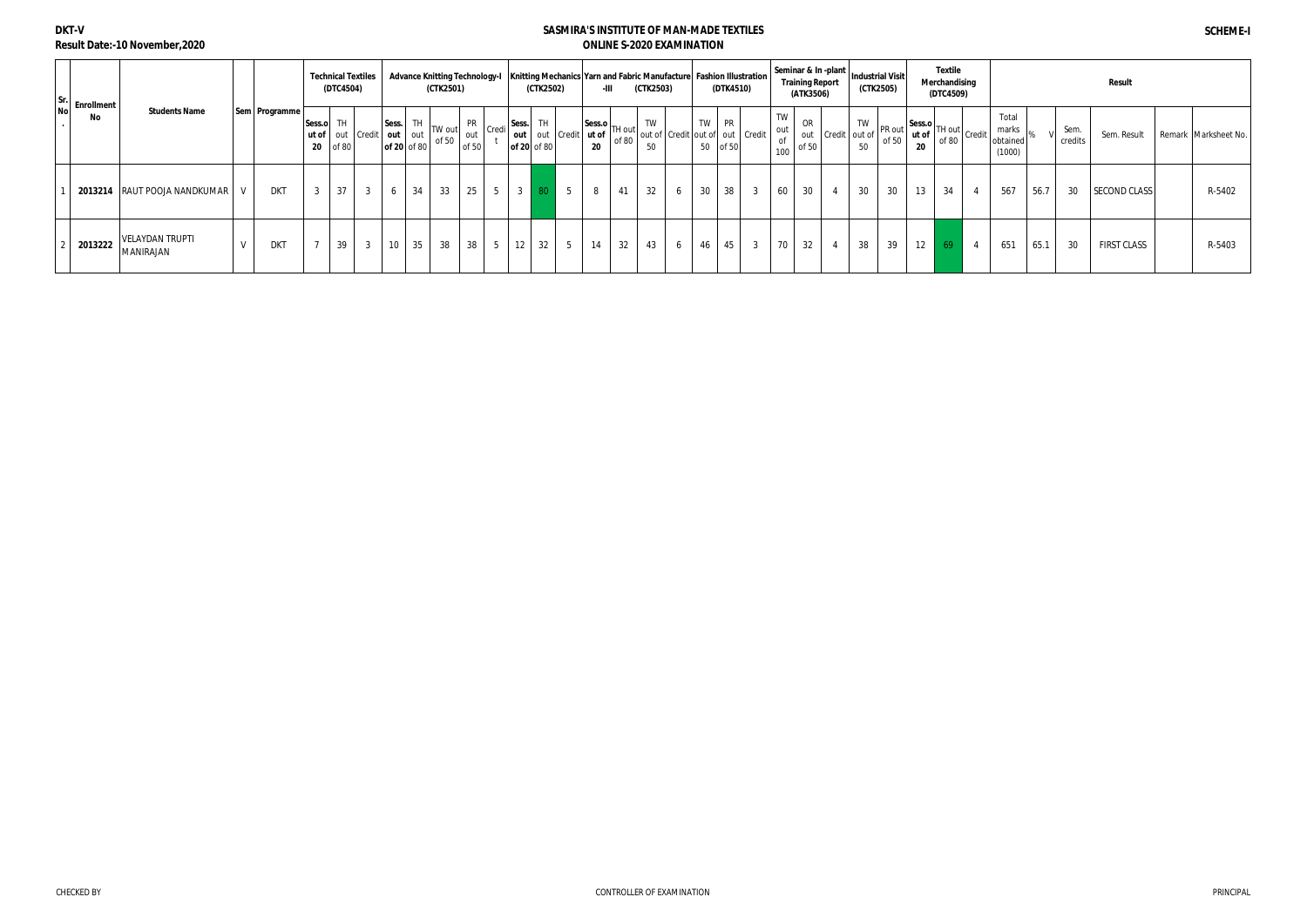**DKT-V**

**Result Date:-10 November,2020**

# SASMIRA'S INSTITUTE OF MAN-MADE TEXTILES

## ONLINE S-2020 EXAMINATION

**SCHEME-I**

| Sr. No. | Enrollment No | Students Name | Sem | Programme | Technical Textiles (DTC4504) | | | Advance Knitting Technology-I (CTK2501) | | | | | Knitting Mechanics -III (CTK2502) | | | Yarn and Fabric Manufacture (CTK2503) | | | | Fashion Illustration (DTK4510) | | | Seminar & In -plant Training Report (ATK3506) | | | Industrial Visit (CTK2505) | | Textile Merchandising (DTC4509) | | | Result | | | | | | |
|---|---|---|---|---|---|---|---|---|---|---|---|---|---|---|---|---|---|---|---|---|---|---|---|---|---|---|---|---|---|---|---|---|---|---|---|---|---|
| | | | | | Sess.out of 20 | TH out of 80 | Credit | Sess. out of 20 | TH out of 80 | TW out of 50 | PR out of 50 | Credit | Sess. out of 20 | TH out of 80 | Credit | Sess.out of 20 | TH out of 80 | TW out of 50 | Credit | TW out of 50 | PR out of 50 | Credit | TW out of 100 | OR out of 50 | Credit | TW out of 50 | PR out of 50 | Sess.out of 20 | TH out of 80 | Credit | Total marks obtained (1000) | % | V | Sem. credits | Sem. Result | Remark | Marksheet No. |
| 1 | **2013214** | RAUT POOJA NANDKUMAR | V | DKT | 3 | 37 | 3 | 6 | 34 | 33 | 25 | 5 | 3 | 80 | 5 | 8 | 41 | 32 | 6 | 30 | 38 | 3 | 60 | 30 | 4 | 30 | 30 | 13 | 34 | 4 | 567 | 56.7 | | 30 | SECOND CLASS | | R-5402 |
| 2 | **2013222** | VELAYDAN TRUPTI MANIRAJAN | V | DKT | 7 | 39 | 3 | 10 | 35 | 38 | 38 | 5 | 12 | 32 | 5 | 14 | 32 | 43 | 6 | 46 | 45 | 3 | 70 | 32 | 4 | 38 | 39 | 12 | 69 | 4 | 651 | 65.1 | | 30 | FIRST CLASS | | R-5403 |

CHECKED BY | CONTROLLER OF EXAMINATION | PRINCIPAL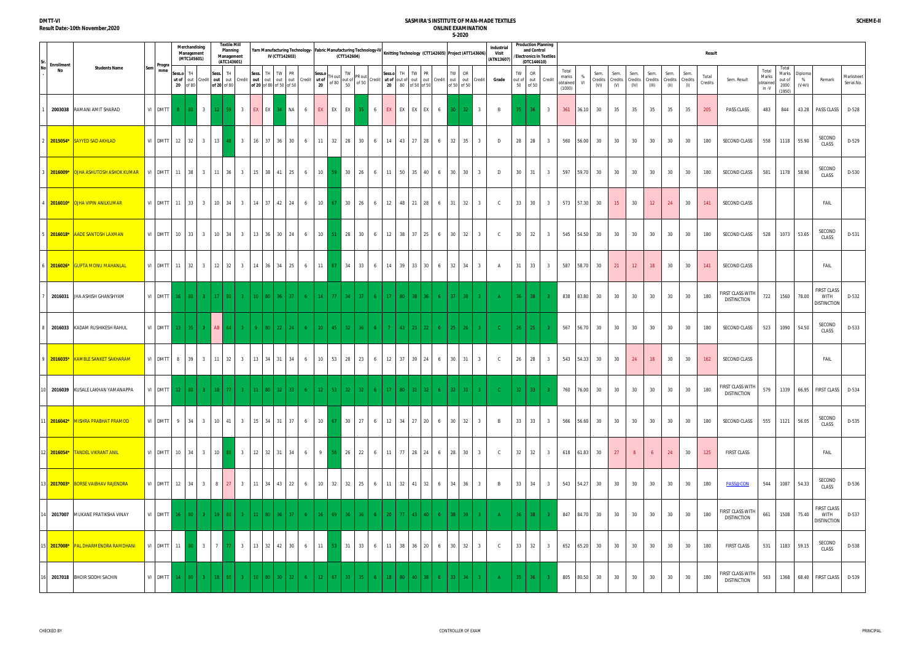DMTT-VI

Result Date:-10th November,2020

SASMIRA'S INSTITUTE OF MAN-MADE TEXTILES

ONLINE EXAMINATION

S-2020

SCHEME-II

| Sr. No | Enrollment No | Students Name | Sem | Programme | Merchandising Management (MTC145601) | | | Textile Mill Planning Management (ATC143601) | | | Yarn Manufacturing Technology-IV (CTT142603) | | | | | Fabric Manufacturing Technology-IV (CTT142604) | | | | | Knitting Technology (CTT142605) | | | | | Project (ATT143606) | | | Industrial Visit (ATN13607) | Production Planning and Control /Electronics in Textiles (DTC144610) | | | Result | | | | | | | | | | | | | | | | |
|---|---|---|---|---|---|---|---|---|---|---|---|---|---|---|---|---|---|---|---|---|---|---|---|---|---|---|---|---|---|---|---|---|---|---|---|---|---|---|---|---|---|---|---|---|---|---|---|---|
| | | | | | Sess. out of 20 | TH out of 80 | Credit | Sess. out of 20 | TH out of 80 | Credit | Sess. out of 20 | TH out of 80 | TW out of 50 | PR out of 50 | Credit | Sess. out of 20 | TH out of 80 | TW out of 50 | PR out of 50 | Credit | Sess. out of 20 | TH out of 80 | TW out of 50 | PR out of 50 | Credit | TW out of 50 | OR out of 50 | Credit | Grade | TW out of 50 | OR out of 50 | Credit | Total marks obtained (1000) | % VI | Sem. Credits (VI) | Sem. Credits (V) | Sem. Credits (IV) | Sem. Credits (III) | Sem. Credits (II) | Sem. Credits (I) | Total Credits | Sem. Result | Total Marks obtained in -V | Total Marks out of 2000 (1950) | Diploma % (V+VI) | Remark | Marksheet Serial.No. |
| 1 | 2003038 | RAMANI AMIT SHARAD | VI | DMTT | 8 | 80 | 3 | 12 | 59 | 3 | EX | EX | 34 | NA | 6 | EX | EX | EX | 35 | 6 | EX | EX | EX | EX | 6 | 30 | 32 | 3 | B | 35 | 36 | 3 | 361 | 36.10 | 30 | 35 | 35 | 35 | 35 | 35 | 205 | PASS CLASS | 483 | 844 | 43.28 | PASS CLASS | D-528 |
| 2 | 2015054* | SAYYED SAD AKHLAD | VI | DMTT | 12 | 32 | 3 | 13 | 48 | 3 | 16 | 37 | 36 | 30 | 6 | 11 | 32 | 28 | 30 | 6 | 14 | 43 | 27 | 28 | 6 | 32 | 35 | 3 | D | 28 | 28 | 3 | 560 | 56.00 | 30 | 30 | 30 | 30 | 30 | 30 | 180 | SECOND CLASS | 558 | 1118 | 55.90 | SECOND CLASS | D-529 |
| 3 | 2016009* | OJHA ASHUTOSH ASHOK KUMAR | VI | DMTT | 11 | 38 | 3 | 11 | 36 | 3 | 15 | 38 | 41 | 25 | 6 | 10 | 59 | 30 | 26 | 6 | 11 | 50 | 35 | 40 | 6 | 30 | 30 | 3 | D | 30 | 31 | 3 | 597 | 59.70 | 30 | 30 | 30 | 30 | 30 | 30 | 180 | SECOND CLASS | 581 | 1178 | 58.90 | SECOND CLASS | D-530 |
| 4 | 2016010* | OJHA VIPIN ANILKUMAR | VI | DMTT | 11 | 33 | 3 | 10 | 34 | 3 | 14 | 37 | 42 | 24 | 6 | 10 | 67 | 30 | 26 | 6 | 12 | 48 | 21 | 28 | 6 | 31 | 32 | 3 | C | 33 | 30 | 3 | 573 | 57.30 | 30 | 15 | 30 | 12 | 24 | 30 | 141 | SECOND CLASS | | | | FAIL | |
| 5 | 2016018* | AADE SANTOSH LAXMAN | VI | DMTT | 10 | 33 | 3 | 10 | 34 | 3 | 13 | 36 | 30 | 24 | 6 | 10 | 51 | 28 | 30 | 6 | 12 | 38 | 37 | 25 | 6 | 30 | 32 | 3 | C | 30 | 32 | 3 | 545 | 54.50 | 30 | 30 | 30 | 30 | 30 | 30 | 180 | SECOND CLASS | 528 | 1073 | 53.65 | SECOND CLASS | D-531 |
| 6 | 2016026* | GUPTA MONU MAHANLAL | VI | DMTT | 11 | 32 | 3 | 12 | 32 | 3 | 14 | 36 | 34 | 25 | 6 | 11 | 67 | 34 | 33 | 6 | 14 | 39 | 33 | 30 | 6 | 32 | 34 | 3 | A | 31 | 33 | 3 | 587 | 58.70 | 30 | 21 | 12 | 18 | 30 | 30 | 141 | SECOND CLASS | | | | FAIL | |
| 7 | 2016031 | JHA ASHISH GHANSHYAM | VI | DMTT | 16 | 80 | 3 | 17 | 80 | 3 | 10 | 80 | 36 | 37 | 6 | 14 | 77 | 34 | 37 | 6 | 17 | 80 | 38 | 36 | 6 | 37 | 38 | 3 | A | 36 | 38 | 3 | 838 | 83.80 | 30 | 30 | 30 | 30 | 30 | 30 | 180 | FIRST CLASS WITH DISTINCTION | 722 | 1560 | 78.00 | FIRST CLASS WITH DISTINCTION | D-532 |
| 8 | 2016033 | KADAM RUSHIKESH RAHUL | VI | DMTT | 13 | 35 | 3 | AB | 64 | 3 | 9 | 80 | 22 | 24 | 6 | 10 | 45 | 32 | 36 | 6 | 7 | 43 | 23 | 22 | 6 | 25 | 26 | 3 | C | 26 | 25 | 3 | 567 | 56.70 | 30 | 30 | 30 | 30 | 30 | 30 | 180 | SECOND CLASS | 523 | 1090 | 54.50 | SECOND CLASS | D-533 |
| 9 | 2016035* | KAMBLE SANKET SAKHARAM | VI | DMTT | 8 | 39 | 3 | 11 | 32 | 3 | 13 | 34 | 31 | 34 | 6 | 10 | 53 | 28 | 23 | 6 | 12 | 37 | 39 | 24 | 6 | 30 | 31 | 3 | C | 26 | 28 | 3 | 543 | 54.33 | 30 | 30 | 24 | 18 | 30 | 30 | 162 | SECOND CLASS | | | | FAIL | |
| 10 | 2016039 | KUSALE LAKHAN YAMANAPPA | VI | DMTT | 12 | 80 | 3 | 18 | 77 | 3 | 11 | 80 | 32 | 33 | 6 | 12 | 53 | 32 | 32 | 6 | 17 | 80 | 31 | 32 | 6 | 32 | 31 | 3 | C | 32 | 33 | 3 | 760 | 76.00 | 30 | 30 | 30 | 30 | 30 | 30 | 180 | FIRST CLASS WITH DISTINCTION | 579 | 1339 | 66.95 | FIRST CLASS | D-534 |
| 11 | 2016042* | MISHRA PRABHAT PRAMOD | VI | DMTT | 9 | 34 | 3 | 10 | 41 | 3 | 15 | 34 | 31 | 37 | 6 | 10 | 67 | 30 | 27 | 6 | 12 | 34 | 27 | 20 | 6 | 30 | 32 | 3 | B | 33 | 33 | 3 | 566 | 56.60 | 30 | 30 | 30 | 30 | 30 | 30 | 180 | SECOND CLASS | 555 | 1121 | 56.05 | SECOND CLASS | D-535 |
| 12 | 2016054* | TANDEL VIKRANT ANIL | VI | DMTT | 10 | 34 | 3 | 10 | 80 | 3 | 12 | 32 | 31 | 34 | 6 | 9 | 56 | 26 | 22 | 6 | 11 | 77 | 28 | 24 | 6 | 28 | 30 | 3 | C | 32 | 32 | 3 | 618 | 61.83 | 30 | 27 | 8 | 6 | 24 | 30 | 125 | FIRST CLASS | | | | FAIL | |
| 13 | 2017003* | BORSE VAIBHAV RAJENDRA | VI | DMTT | 12 | 34 | 3 | 8 | 27 | 3 | 11 | 34 | 43 | 22 | 6 | 10 | 32 | 32 | 25 | 6 | 11 | 32 | 41 | 32 | 6 | 34 | 36 | 3 | B | 33 | 34 | 3 | 543 | 54.27 | 30 | 30 | 30 | 30 | 30 | 30 | 180 | PASS@CON | 544 | 1087 | 54.33 | SECOND CLASS | D-536 |
| 14 | 2017007 | MUKANE PRATIKSHA VINAY | VI | DMTT | 16 | 80 | 3 | 19 | 80 | 3 | 11 | 80 | 36 | 37 | 6 | 16 | 69 | 36 | 36 | 6 | 20 | 77 | 43 | 40 | 6 | 38 | 39 | 3 | A | 36 | 38 | 3 | 847 | 84.70 | 30 | 30 | 30 | 30 | 30 | 30 | 180 | FIRST CLASS WITH DISTINCTION | 661 | 1508 | 75.40 | FIRST CLASS WITH DISTINCTION | D-537 |
| 15 | 2017008* | PAL DHARMENDRA RAMDHANI | VI | DMTT | 11 | 80 | 3 | 7 | 77 | 3 | 13 | 32 | 42 | 30 | 6 | 11 | 53 | 31 | 33 | 6 | 11 | 38 | 36 | 20 | 6 | 30 | 32 | 3 | C | 33 | 32 | 3 | 652 | 65.20 | 30 | 30 | 30 | 30 | 30 | 30 | 180 | FIRST CLASS | 531 | 1183 | 59.15 | SECOND CLASS | D-538 |
| 16 | 2017018 | BHOIR SIDDHI SACHIN | VI | DMTT | 14 | 80 | 3 | 18 | 80 | 3 | 10 | 80 | 30 | 32 | 6 | 12 | 67 | 33 | 35 | 6 | 18 | 80 | 40 | 38 | 6 | 33 | 34 | 3 | A | 35 | 36 | 3 | 805 | 80.50 | 30 | 30 | 30 | 30 | 30 | 30 | 180 | FIRST CLASS WITH DISTINCTION | 563 | 1368 | 68.40 | FIRST CLASS | D-539 |

CHECKED BY | CONTROLLER OF EXAM | PRINCIPAL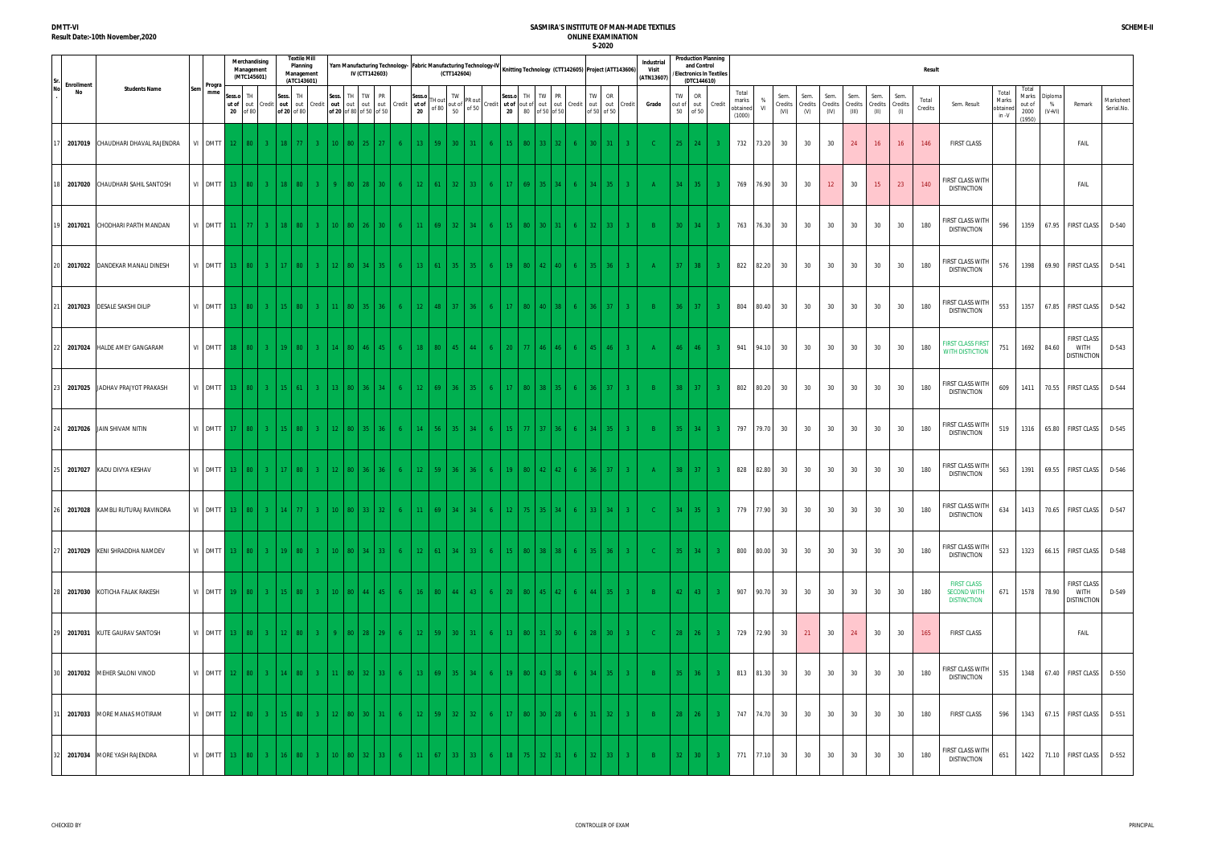**DMTT-VI**
**Result Date:-10th November,2020**

# SASMIRA'S INSTITUTE OF MAN-MADE TEXTILES
## ONLINE EXAMINATION
### S-2020

**SCHEME-II**

| Sr. No | Enrollment No | Students Name | Sem | Programme | Merchandising Management (MTC145601) | | | Textile Mill Planning Management (ATC143601) | | | Yarn Manufacturing Technology-IV (CTT142603) | | | | | Fabric Manufacturing Technology-IV (CTT142604) | | | | | Knitting Technology (CTT142605) | | | | | Project (ATT143606) | | | Industrial Visit (ATN13607) | Production Planning and Control / Electronics In Textiles (DTC144610) | | | Result | | | | | | | | | | | | | | | |
|---|---|---|---|---|---|---|---|---|---|---|---|---|---|---|---|---|---|---|---|---|---|---|---|---|---|---|---|---|---|---|---|---|---|---|---|---|---|---|---|---|---|---|---|---|---|---|---|---|
| | | | | | Sess.out of 20 | TH out of 80 | Credit | Sess. out of 20 | TH out of 80 | Credit | Sess. out of 20 | TH out of 80 | TW out of 50 | PR out of 50 | Credit | Sess.out of 20 | TH out of 80 | TW out of 50 | PR out of 50 | Credit | Sess.out of 20 | TH out of 80 | TW out of 50 | PR out of 50 | Credit | TW out of 50 | OR out of 50 | Credit | Grade | TW out of 50 | OR out of 50 | Credit | Total marks obtained (1000) | % VI | Sem. Credits (VI) | Sem. Credits (V) | Sem. Credits (IV) | Sem. Credits (III) | Sem. Credits (II) | Sem. Credits (I) | Total Credits | Sem. Result | Total Marks obtained in -V | Total Marks out of 2000 (1950) | Diploma % (V-VI) | Remark | Marksheet Serial.No. |
| 17 | 2017019 | CHAUDHARI DHAVAL RAJENDRA | VI | DMTT | 12 | 80 | 3 | 18 | 77 | 3 | 10 | 80 | 25 | 27 | 6 | 13 | 59 | 30 | 31 | 6 | 15 | 80 | 33 | 32 | 6 | 30 | 31 | 3 | C | 25 | 24 | 3 | 732 | 73.20 | 30 | 30 | 30 | 24 | 16 | 16 | 146 | FIRST CLASS | | | | FAIL | |
| 18 | 2017020 | CHAUDHARI SAHIL SANTOSH | VI | DMTT | 13 | 80 | 3 | 18 | 80 | 3 | 9 | 80 | 28 | 30 | 6 | 12 | 61 | 32 | 33 | 6 | 17 | 69 | 35 | 34 | 6 | 34 | 35 | 3 | A | 34 | 35 | 3 | 769 | 76.90 | 30 | 30 | 12 | 30 | 15 | 23 | 140 | FIRST CLASS WITH DISTINCTION | | | | FAIL | |
| 19 | 2017021 | CHODHARI PARTH MANDAN | VI | DMTT | 11 | 77 | 3 | 18 | 80 | 3 | 10 | 80 | 26 | 30 | 6 | 11 | 69 | 32 | 34 | 6 | 15 | 80 | 30 | 31 | 6 | 32 | 33 | 3 | B | 30 | 34 | 3 | 763 | 76.30 | 30 | 30 | 30 | 30 | 30 | 30 | 180 | FIRST CLASS WITH DISTINCTION | 596 | 1359 | 67.95 | FIRST CLASS | D-540 |
| 20 | 2017022 | DANDEKAR MANALI DINESH | VI | DMTT | 13 | 80 | 3 | 17 | 80 | 3 | 12 | 80 | 34 | 35 | 6 | 13 | 61 | 35 | 35 | 6 | 19 | 80 | 42 | 40 | 6 | 35 | 36 | 3 | A | 37 | 38 | 3 | 822 | 82.20 | 30 | 30 | 30 | 30 | 30 | 30 | 180 | FIRST CLASS WITH DISTINCTION | 576 | 1398 | 69.90 | FIRST CLASS | D-541 |
| 21 | 2017023 | DESALE SAKSHI DILIP | VI | DMTT | 13 | 80 | 3 | 15 | 80 | 3 | 11 | 80 | 35 | 36 | 6 | 12 | 48 | 37 | 36 | 6 | 17 | 80 | 40 | 38 | 6 | 36 | 37 | 3 | B | 36 | 37 | 3 | 804 | 80.40 | 30 | 30 | 30 | 30 | 30 | 30 | 180 | FIRST CLASS WITH DISTINCTION | 553 | 1357 | 67.85 | FIRST CLASS | D-542 |
| 22 | 2017024 | HALDE AMEY GANGARAM | VI | DMTT | 18 | 80 | 3 | 19 | 80 | 3 | 14 | 80 | 46 | 45 | 6 | 18 | 80 | 45 | 44 | 6 | 20 | 77 | 46 | 46 | 6 | 45 | 46 | 3 | A | 46 | 46 | 3 | 941 | 94.10 | 30 | 30 | 30 | 30 | 30 | 30 | 180 | FIRST CLASS FIRST WITH DISTICTION | 751 | 1692 | 84.60 | FIRST CLASS WITH DISTINCTION | D-543 |
| 23 | 2017025 | JADHAV PRAJYOT PRAKASH | VI | DMTT | 13 | 80 | 3 | 15 | 61 | 3 | 13 | 80 | 36 | 34 | 6 | 12 | 69 | 36 | 35 | 6 | 17 | 80 | 38 | 35 | 6 | 36 | 37 | 3 | B | 38 | 37 | 3 | 802 | 80.20 | 30 | 30 | 30 | 30 | 30 | 30 | 180 | FIRST CLASS WITH DISTINCTION | 609 | 1411 | 70.55 | FIRST CLASS | D-544 |
| 24 | 2017026 | JAIN SHIVAM NITIN | VI | DMTT | 17 | 80 | 3 | 15 | 80 | 3 | 12 | 80 | 35 | 36 | 6 | 14 | 56 | 35 | 34 | 6 | 15 | 77 | 37 | 36 | 6 | 34 | 35 | 3 | B | 35 | 34 | 3 | 797 | 79.70 | 30 | 30 | 30 | 30 | 30 | 30 | 180 | FIRST CLASS WITH DISTINCTION | 519 | 1316 | 65.80 | FIRST CLASS | D-545 |
| 25 | 2017027 | KADU DIVYA KESHAV | VI | DMTT | 13 | 80 | 3 | 17 | 80 | 3 | 12 | 80 | 36 | 36 | 6 | 12 | 59 | 36 | 36 | 6 | 19 | 80 | 42 | 42 | 6 | 36 | 37 | 3 | A | 38 | 37 | 3 | 828 | 82.80 | 30 | 30 | 30 | 30 | 30 | 30 | 180 | FIRST CLASS WITH DISTINCTION | 563 | 1391 | 69.55 | FIRST CLASS | D-546 |
| 26 | 2017028 | KAMBLI RUTURAJ RAVINDRA | VI | DMTT | 13 | 80 | 3 | 14 | 77 | 3 | 10 | 80 | 33 | 32 | 6 | 11 | 69 | 34 | 34 | 6 | 12 | 75 | 35 | 34 | 6 | 33 | 34 | 3 | C | 34 | 35 | 3 | 779 | 77.90 | 30 | 30 | 30 | 30 | 30 | 30 | 180 | FIRST CLASS WITH DISTINCTION | 634 | 1413 | 70.65 | FIRST CLASS | D-547 |
| 27 | 2017029 | KENI SHRADDHA NAMDEV | VI | DMTT | 13 | 80 | 3 | 19 | 80 | 3 | 10 | 80 | 34 | 33 | 6 | 12 | 61 | 34 | 33 | 6 | 15 | 80 | 38 | 38 | 6 | 35 | 36 | 3 | C | 35 | 34 | 3 | 800 | 80.00 | 30 | 30 | 30 | 30 | 30 | 30 | 180 | FIRST CLASS WITH DISTINCTION | 523 | 1323 | 66.15 | FIRST CLASS | D-548 |
| 28 | 2017030 | KOTICHA FALAK RAKESH | VI | DMTT | 19 | 80 | 3 | 15 | 80 | 3 | 10 | 80 | 44 | 45 | 6 | 16 | 80 | 44 | 43 | 6 | 20 | 80 | 45 | 42 | 6 | 44 | 35 | 3 | B | 42 | 43 | 3 | 907 | 90.70 | 30 | 30 | 30 | 30 | 30 | 30 | 180 | FIRST CLASS SECOND WITH DISTINCTION | 671 | 1578 | 78.90 | FIRST CLASS WITH DISTINCTION | D-549 |
| 29 | 2017031 | KUTE GAURAV SANTOSH | VI | DMTT | 13 | 80 | 3 | 12 | 80 | 3 | 9 | 80 | 28 | 29 | 6 | 12 | 59 | 30 | 31 | 6 | 13 | 80 | 31 | 30 | 6 | 28 | 30 | 3 | C | 28 | 26 | 3 | 729 | 72.90 | 30 | 21 | 30 | 24 | 30 | 30 | 165 | FIRST CLASS | | | | FAIL | |
| 30 | 2017032 | MEHER SALONI VINOD | VI | DMTT | 12 | 80 | 3 | 14 | 80 | 3 | 11 | 80 | 32 | 33 | 6 | 13 | 69 | 35 | 34 | 6 | 19 | 80 | 43 | 38 | 6 | 34 | 35 | 3 | B | 35 | 36 | 3 | 813 | 81.30 | 30 | 30 | 30 | 30 | 30 | 30 | 180 | FIRST CLASS WITH DISTINCTION | 535 | 1348 | 67.40 | FIRST CLASS | D-550 |
| 31 | 2017033 | MORE MANAS MOTIRAM | VI | DMTT | 12 | 80 | 3 | 15 | 80 | 3 | 12 | 80 | 30 | 31 | 6 | 12 | 59 | 32 | 32 | 6 | 17 | 80 | 30 | 28 | 6 | 31 | 32 | 3 | B | 28 | 26 | 3 | 747 | 74.70 | 30 | 30 | 30 | 30 | 30 | 30 | 180 | FIRST CLASS | 596 | 1343 | 67.15 | FIRST CLASS | D-551 |
| 32 | 2017034 | MORE YASH RAJENDRA | VI | DMTT | 13 | 80 | 3 | 16 | 80 | 3 | 10 | 80 | 32 | 33 | 6 | 11 | 67 | 33 | 33 | 6 | 18 | 75 | 32 | 31 | 6 | 32 | 33 | 3 | B | 32 | 30 | 3 | 771 | 77.10 | 30 | 30 | 30 | 30 | 30 | 30 | 180 | FIRST CLASS WITH DISTINCTION | 651 | 1422 | 71.10 | FIRST CLASS | D-552 |

CHECKED BY | CONTROLLER OF EXAM | PRINCIPAL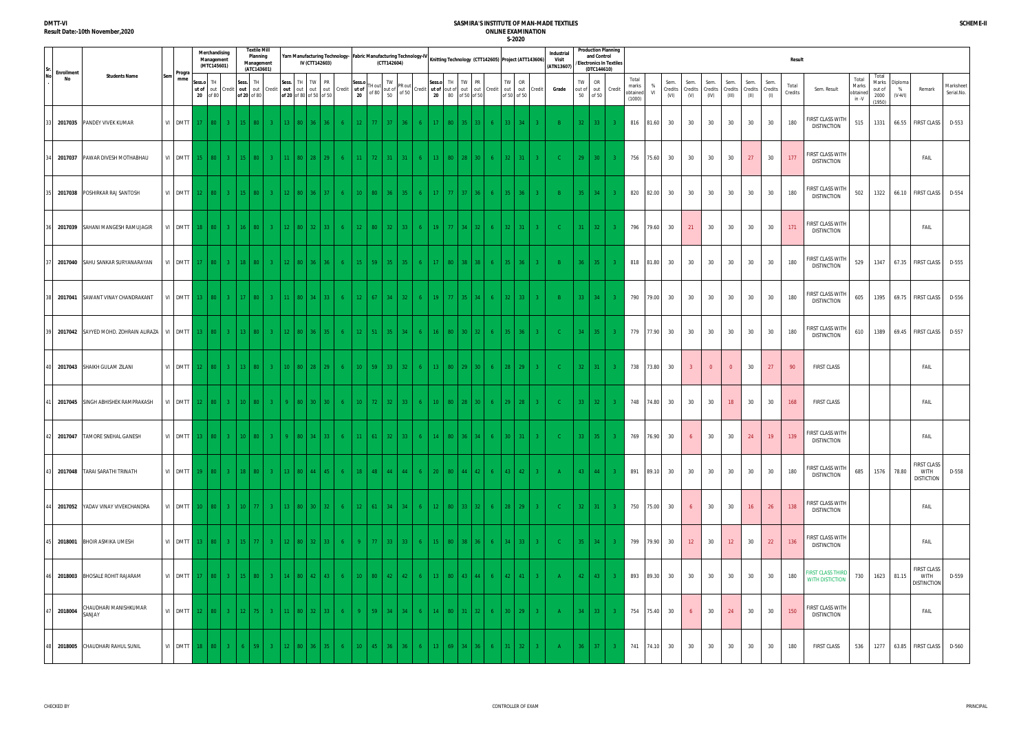DMTT-VI
Result Date:-10th November,2020

# SASMIRA'S INSTITUTE OF MAN-MADE TEXTILES
## ONLINE EXAMINATION
### S-2020

SCHEME-II

| Sr. No | Enrollment No | Students Name | Sem | Programme | Merchandising Management (MTC145601) | | | Textile Mill Planning Management (ATC143601) | | | Yarn Manufacturing Technology-IV (CTT142603) | | | | | Fabric Manufacturing Technology-IV (CTT142604) | | | | | Knitting Technology (CTT142605) | | | | | Project (ATT143606) | | | Industrial Visit (ATN13607) | Production Planning and Control / Electronics In Textiles (DTC144610) | | | Result | | | | | | | | | | | | | | | |
|---|---|---|---|---|---|---|---|---|---|---|---|---|---|---|---|---|---|---|---|---|---|---|---|---|---|---|---|---|---|---|---|---|---|---|---|---|---|---|---|---|---|---|---|---|---|---|---|---|
| | | | | | Sess. out of 20 | TH out of 80 | Credit | Sess. out of 20 | TH out of 80 | Credit | Sess. out of 20 | TH out of 80 | TW out of 50 | PR out of 50 | Credit | Sess. out of 20 | TH out of 80 | TW out of 50 | PR out of 50 | Credit | Sess. out of 20 | TH out of 80 | TW out of 50 | PR out of 50 | Credit | TW out of 50 | OR out of 50 | Credit | Grade | TW out of 50 | OR out of 50 | Credit | Total marks obtained (1000) | % VI | Sem. Credits (VI) | Sem. Credits (V) | Sem. Credits (IV) | Sem. Credits (III) | Sem. Credits (II) | Sem. Credits (I) | Total Credits | Sem. Result | Total Marks obtained in -V | Total Marks out of 2000 (1950) | Diploma % (V-VI) | Remark | Marksheet Serial.No. |
| 33 | 2017035 | PANDEY VIVEK KUMAR | VI | DMTT | 17 | 80 | 3 | 15 | 80 | 3 | 13 | 80 | 36 | 36 | 6 | 12 | 77 | 37 | 36 | 6 | 17 | 80 | 35 | 33 | 6 | 33 | 34 | 3 | B | 32 | 33 | 3 | 816 | 81.60 | 30 | 30 | 30 | 30 | 30 | 30 | 180 | FIRST CLASS WITH DISTINCTION | 515 | 1331 | 66.55 | FIRST CLASS | D-553 |
| 34 | 2017037 | PAWAR DIVESH MOTHABHAU | VI | DMTT | 15 | 80 | 3 | 15 | 80 | 3 | 11 | 80 | 28 | 29 | 6 | 11 | 72 | 31 | 31 | 6 | 13 | 80 | 28 | 30 | 6 | 32 | 31 | 3 | C | 29 | 30 | 3 | 756 | 75.60 | 30 | 30 | 30 | 30 | 27 | 30 | 177 | FIRST CLASS WITH DISTINCTION | | | | FAIL | |
| 35 | 2017038 | POSHIRKAR RAJ SANTOSH | VI | DMTT | 12 | 80 | 3 | 15 | 80 | 3 | 12 | 80 | 36 | 37 | 6 | 10 | 80 | 36 | 35 | 6 | 17 | 77 | 37 | 36 | 6 | 35 | 36 | 3 | B | 35 | 34 | 3 | 820 | 82.00 | 30 | 30 | 30 | 30 | 30 | 30 | 180 | FIRST CLASS WITH DISTINCTION | 502 | 1322 | 66.10 | FIRST CLASS | D-554 |
| 36 | 2017039 | SAHANI MANGESH RAMUJAGIR | VI | DMTT | 18 | 80 | 3 | 16 | 80 | 3 | 12 | 80 | 32 | 33 | 6 | 12 | 80 | 32 | 33 | 6 | 19 | 77 | 34 | 32 | 6 | 32 | 31 | 3 | C | 31 | 32 | 3 | 796 | 79.60 | 30 | 21 | 30 | 30 | 30 | 30 | 171 | FIRST CLASS WITH DISTINCTION | | | | FAIL | |
| 37 | 2017040 | SAHU SANKAR SURYANARAYAN | VI | DMTT | 17 | 80 | 3 | 18 | 80 | 3 | 12 | 80 | 36 | 36 | 6 | 15 | 59 | 35 | 35 | 6 | 17 | 80 | 38 | 38 | 6 | 35 | 36 | 3 | B | 36 | 35 | 3 | 818 | 81.80 | 30 | 30 | 30 | 30 | 30 | 30 | 180 | FIRST CLASS WITH DISTINCTION | 529 | 1347 | 67.35 | FIRST CLASS | D-555 |
| 38 | 2017041 | SAWANT VINAY CHANDRAKANT | VI | DMTT | 13 | 80 | 3 | 17 | 80 | 3 | 11 | 80 | 34 | 33 | 6 | 12 | 67 | 34 | 32 | 6 | 19 | 77 | 35 | 34 | 6 | 32 | 33 | 3 | B | 33 | 34 | 3 | 790 | 79.00 | 30 | 30 | 30 | 30 | 30 | 30 | 180 | FIRST CLASS WITH DISTINCTION | 605 | 1395 | 69.75 | FIRST CLASS | D-556 |
| 39 | 2017042 | SAYYED MOHD. ZOHRAIN ALIRAZA | VI | DMTT | 13 | 80 | 3 | 13 | 80 | 3 | 12 | 80 | 36 | 35 | 6 | 12 | 51 | 35 | 34 | 6 | 16 | 80 | 30 | 32 | 6 | 35 | 36 | 3 | C | 34 | 35 | 3 | 779 | 77.90 | 30 | 30 | 30 | 30 | 30 | 30 | 180 | FIRST CLASS WITH DISTINCTION | 610 | 1389 | 69.45 | FIRST CLASS | D-557 |
| 40 | 2017043 | SHAIKH GULAM ZILANI | VI | DMTT | 12 | 80 | 3 | 13 | 80 | 3 | 10 | 80 | 28 | 29 | 6 | 10 | 59 | 33 | 32 | 6 | 13 | 80 | 29 | 30 | 6 | 28 | 29 | 3 | C | 32 | 31 | 3 | 738 | 73.80 | 30 | 3 | 0 | 0 | 30 | 27 | 90 | FIRST CLASS | | | | FAIL | |
| 41 | 2017045 | SINGH ABHISHEK RAMPRAKASH | VI | DMTT | 12 | 80 | 3 | 10 | 80 | 3 | 9 | 80 | 30 | 30 | 6 | 10 | 72 | 32 | 33 | 6 | 10 | 80 | 28 | 30 | 6 | 29 | 28 | 3 | C | 33 | 32 | 3 | 748 | 74.80 | 30 | 30 | 30 | 18 | 30 | 30 | 168 | FIRST CLASS | | | | FAIL | |
| 42 | 2017047 | TAMORE SNEHAL GANESH | VI | DMTT | 13 | 80 | 3 | 10 | 80 | 3 | 9 | 80 | 34 | 33 | 6 | 11 | 61 | 32 | 33 | 6 | 14 | 80 | 36 | 34 | 6 | 30 | 31 | 3 | C | 33 | 35 | 3 | 769 | 76.90 | 30 | 6 | 30 | 24 | 19 | 30 | 139 | FIRST CLASS WITH DISTINCTION | | | | FAIL | |
| 43 | 2017048 | TARAI SARATHI TRINATH | VI | DMTT | 19 | 80 | 3 | 18 | 80 | 3 | 13 | 80 | 44 | 45 | 6 | 18 | 48 | 44 | 44 | 6 | 20 | 80 | 44 | 42 | 6 | 43 | 42 | 3 | A | 43 | 44 | 3 | 891 | 89.10 | 30 | 30 | 30 | 30 | 30 | 30 | 180 | FIRST CLASS WITH DISTINCTION | 685 | 1576 | 78.80 | FIRST CLASS WITH DISTICTION | D-558 |
| 44 | 2017052 | YADAV VINAY VIVEKCHANDRA | VI | DMTT | 10 | 80 | 3 | 10 | 77 | 3 | 13 | 80 | 30 | 32 | 6 | 12 | 61 | 34 | 34 | 6 | 12 | 80 | 33 | 32 | 6 | 28 | 29 | 3 | C | 32 | 31 | 3 | 750 | 75.00 | 30 | 6 | 30 | 16 | 26 | 30 | 138 | FIRST CLASS WITH DISTINCTION | | | | FAIL | |
| 45 | 2018001 | BHOIR ASMIKA UMESH | VI | DMTT | 13 | 80 | 3 | 15 | 77 | 3 | 12 | 80 | 32 | 33 | 6 | 9 | 77 | 33 | 33 | 6 | 15 | 80 | 38 | 36 | 6 | 34 | 33 | 3 | C | 35 | 34 | 3 | 799 | 79.90 | 30 | 12 | 30 | 12 | 30 | 22 | 136 | FIRST CLASS WITH DISTINCTION | | | | FAIL | |
| 46 | 2018003 | BHOSALE ROHIT RAJARAM | VI | DMTT | 17 | 80 | 3 | 15 | 80 | 3 | 14 | 80 | 42 | 43 | 6 | 10 | 80 | 42 | 42 | 6 | 13 | 80 | 43 | 44 | 6 | 42 | 41 | 3 | A | 42 | 43 | 3 | 893 | 89.30 | 30 | 30 | 30 | 30 | 30 | 30 | 180 | FIRST CLASS THIRD WITH DISTICTION | 730 | 1623 | 81.15 | FIRST CLASS WITH DISTINCTION | D-559 |
| 47 | 2018004 | CHAUDHARI MANISHKUMAR SANJAY | VI | DMTT | 12 | 80 | 3 | 12 | 75 | 3 | 11 | 80 | 32 | 33 | 6 | 9 | 59 | 34 | 34 | 6 | 14 | 80 | 31 | 32 | 6 | 30 | 29 | 3 | A | 34 | 33 | 3 | 754 | 75.40 | 30 | 6 | 30 | 24 | 30 | 30 | 150 | FIRST CLASS WITH DISTINCTION | | | | FAIL | |
| 48 | 2018005 | CHAUDHARI RAHUL SUNIL | VI | DMTT | 18 | 80 | 3 | 6 | 59 | 3 | 12 | 80 | 36 | 35 | 6 | 10 | 45 | 36 | 36 | 6 | 13 | 69 | 34 | 36 | 6 | 31 | 32 | 3 | A | 36 | 37 | 3 | 741 | 74.10 | 30 | 30 | 30 | 30 | 30 | 30 | 180 | FIRST CLASS | 536 | 1277 | 63.85 | FIRST CLASS | D-560 |

CHECKED BY | CONTROLLER OF EXAM | PRINCIPAL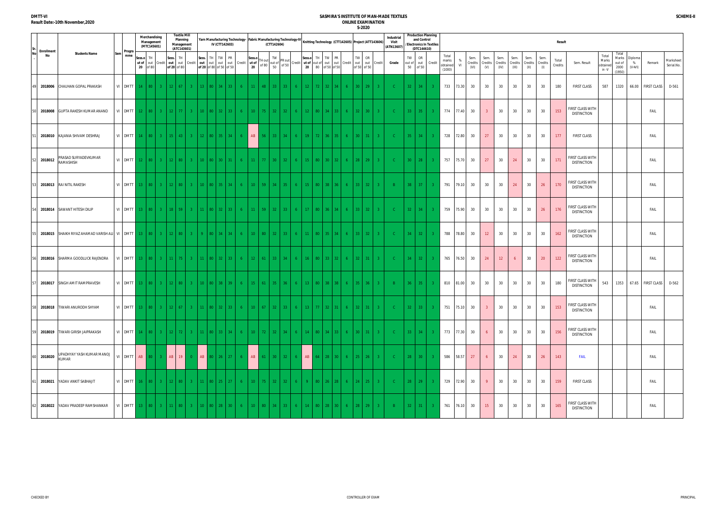DMTT-VI
Result Date:-10th November,2020

# SASMIRA'S INSTITUTE OF MAN-MADE TEXTILES
## ONLINE EXAMINATION
### S-2020

SCHEME-II

| Sr. No | Enrollment No | Students Name | Sem | Programme | Merchandising Management (MTC145601) | | | Textile Mill Planning Management (ATC143601) | | | Yarn Manufacturing Technology-IV (CTT142603) | | | | | Fabric Manufacturing Technology-IV (CTT142604) | | | | | Knitting Technology (CTT142605) | | | | | Project (ATT143606) | | | Industrial Visit (ATN13607) | Production Planning and Control /Electronics in Textiles (DTC144610) | | | Result | | | | | | | | | | | | | | | | |
|---|---|---|---|---|---|---|---|---|---|---|---|---|---|---|---|---|---|---|---|---|---|---|---|---|---|---|---|---|---|---|---|---|---|---|---|---|---|---|---|---|---|---|---|---|---|---|---|---|---|
| | | | | | Sess.out of 20 | TH out of 80 | Credit | Sess. out of 20 | TH out of 80 | Credit | Sess. out of 20 | TH out of 80 | TW out of 50 | PR out of 50 | Credit | Sess.out of 20 | TH out of 80 | TW out of 50 | PR out of 50 | Credit | Sess.out of 20 | TH out of 80 | TW out of 50 | PR out of 50 | Credit | TW out of 50 | OR out of 50 | Credit | Grade | TW out of 50 | OR out of 50 | Credit | Total marks obtained (1000) | % VI | Sem. Credits (VI) | Sem. Credits (V) | Sem. Credits (IV) | Sem. Credits (III) | Sem. Credits (II) | Sem. Credits (I) | Total Credits | Sem. Result | Total Marks obtained in -V | Total Marks out of 2000 (1950) | Diploma % (V+VI) | Remark | Marksheet Serial.No. |
| 49 | 2018006 | CHAUHAN GOPAL PRAKASH | VI | DMTT | 14 | 80 | 3 | 12 | 67 | 3 | 13 | 80 | 34 | 33 | 6 | 11 | 48 | 33 | 33 | 6 | 12 | 72 | 32 | 34 | 6 | 30 | 29 | 3 | C | 32 | 34 | 3 | 733 | 73.30 | 30 | 30 | 30 | 30 | 30 | 30 | 180 | FIRST CLASS | 587 | 1320 | 66.00 | FIRST CLASS | D-561 |
| 50 | 2018008 | GUPTA RAKESH KUMAR ANAND | VI | DMTT | 12 | 80 | 3 | 12 | 77 | 3 | 10 | 80 | 32 | 33 | 6 | 10 | 75 | 32 | 32 | 6 | 12 | 80 | 34 | 33 | 6 | 32 | 30 | 3 | C | 33 | 35 | 3 | 774 | 77.40 | 30 | 3 | 30 | 30 | 30 | 30 | 153 | FIRST CLASS WITH DISTINCTION | | | | FAIL | |
| 51 | 2018010 | KAJANIA SHIVAM DESHRAJ | VI | DMTT | 14 | 80 | 3 | 15 | 43 | 3 | 12 | 80 | 35 | 34 | 6 | AB | 56 | 33 | 34 | 6 | 19 | 72 | 36 | 35 | 6 | 30 | 31 | 3 | C | 35 | 34 | 3 | 728 | 72.80 | 30 | 27 | 30 | 30 | 30 | 30 | 177 | FIRST CLASS | | | | FAIL | |
| 52 | 2018012 | PRASAD SURYADEVKUMAR RAMASHISH | VI | DMTT | 12 | 80 | 3 | 12 | 80 | 3 | 10 | 80 | 30 | 31 | 6 | 11 | 77 | 30 | 32 | 6 | 15 | 80 | 30 | 32 | 6 | 28 | 29 | 3 | C | 30 | 28 | 3 | 757 | 75.70 | 30 | 27 | 30 | 24 | 30 | 30 | 171 | FIRST CLASS WITH DISTINCTION | | | | FAIL | |
| 53 | 2018013 | RAI NITIL RAKESH | VI | DMTT | 13 | 80 | 3 | 12 | 80 | 3 | 10 | 80 | 35 | 34 | 6 | 10 | 59 | 34 | 35 | 6 | 15 | 80 | 38 | 36 | 6 | 33 | 32 | 3 | B | 38 | 37 | 3 | 791 | 79.10 | 30 | 30 | 30 | 24 | 30 | 26 | 170 | FIRST CLASS WITH DISTINCTION | | | | FAIL | |
| 54 | 2018014 | SAWANT HITESH DILIP | VI | DMTT | 13 | 80 | 3 | 18 | 59 | 3 | 11 | 80 | 32 | 33 | 6 | 11 | 59 | 32 | 33 | 6 | 17 | 80 | 36 | 34 | 6 | 33 | 32 | 3 | C | 32 | 34 | 3 | 759 | 75.90 | 30 | 30 | 30 | 30 | 30 | 26 | 176 | FIRST CLASS WITH DISTINCTION | | | | FAIL | |
| 55 | 2018015 | SHAIKH RIYAZ AHAMAD VARISH ALI | VI | DMTT | 13 | 80 | 3 | 12 | 80 | 3 | 9 | 80 | 34 | 34 | 6 | 10 | 80 | 32 | 33 | 6 | 11 | 80 | 35 | 34 | 6 | 33 | 32 | 3 | C | 34 | 32 | 3 | 788 | 78.80 | 30 | 12 | 30 | 30 | 30 | 30 | 162 | FIRST CLASS WITH DISTINCTION | | | | FAIL | |
| 56 | 2018016 | SHARMA GOODLUCK RAJENDRA | VI | DMTT | 13 | 80 | 3 | 11 | 75 | 3 | 11 | 80 | 32 | 33 | 6 | 12 | 61 | 33 | 34 | 6 | 16 | 80 | 33 | 32 | 6 | 32 | 31 | 3 | C | 34 | 32 | 3 | 765 | 76.50 | 30 | 24 | 12 | 6 | 30 | 20 | 122 | FIRST CLASS WITH DISTINCTION | | | | FAIL | |
| 57 | 2018017 | SINGH AMIT RAMPRAVESH | VI | DMTT | 13 | 80 | 3 | 12 | 80 | 3 | 10 | 80 | 38 | 39 | 6 | 15 | 61 | 35 | 36 | 6 | 13 | 80 | 38 | 38 | 6 | 35 | 36 | 3 | B | 36 | 35 | 3 | 810 | 81.00 | 30 | 30 | 30 | 30 | 30 | 30 | 180 | FIRST CLASS WITH DISTINCTION | 543 | 1353 | 67.65 | FIRST CLASS | D-562 |
| 58 | 2018018 | TIWARI ANURODH SHYAM | VI | DMTT | 13 | 80 | 3 | 12 | 67 | 3 | 11 | 80 | 32 | 33 | 6 | 10 | 67 | 32 | 33 | 6 | 13 | 77 | 32 | 31 | 6 | 32 | 31 | 3 | C | 32 | 33 | 3 | 751 | 75.10 | 30 | 3 | 30 | 30 | 30 | 30 | 153 | FIRST CLASS WITH DISTINCTION | | | | FAIL | |
| 59 | 2018019 | TIWARI GIRISH JAIPRAKASH | VI | DMTT | 14 | 80 | 3 | 12 | 72 | 3 | 11 | 80 | 33 | 34 | 6 | 10 | 72 | 32 | 34 | 6 | 14 | 80 | 34 | 33 | 6 | 30 | 31 | 3 | C | 33 | 34 | 3 | 773 | 77.30 | 30 | 6 | 30 | 30 | 30 | 30 | 156 | FIRST CLASS WITH DISTINCTION | | | | FAIL | |
| 60 | 2018020 | UPADHYAY YASH KUMAR MANOJ KUMAR | VI | DMTT | AB | 80 | 3 | AB | 19 | 0 | AB | 80 | 26 | 27 | 6 | AB | 61 | 30 | 32 | 6 | AB | 64 | 28 | 30 | 6 | 25 | 26 | 3 | C | 28 | 30 | 3 | 586 | 58.57 | 27 | 6 | 30 | 24 | 30 | 26 | 143 | FAIL | | | | FAIL | |
| 61 | 2018021 | YADAV ANKIT SABHAJIT | VI | DMTT | 16 | 80 | 3 | 12 | 80 | 3 | 11 | 80 | 25 | 27 | 6 | 10 | 75 | 32 | 32 | 6 | 9 | 80 | 26 | 28 | 6 | 24 | 25 | 3 | C | 28 | 29 | 3 | 729 | 72.90 | 30 | 9 | 30 | 30 | 30 | 30 | 159 | FIRST CLASS | | | | FAIL | |
| 62 | 2018022 | YADAV PRADEEP RAMSHANKAR | VI | DMTT | 13 | 80 | 3 | 11 | 80 | 3 | 10 | 80 | 28 | 30 | 6 | 10 | 80 | 34 | 33 | 6 | 14 | 80 | 28 | 30 | 6 | 28 | 29 | 3 | B | 32 | 31 | 3 | 761 | 76.10 | 30 | 15 | 30 | 30 | 30 | 30 | 165 | FIRST CLASS WITH DISTINCTION | | | | FAIL | |

CHECKED BY | CONTROLLER OF EXAM | PRINCIPAL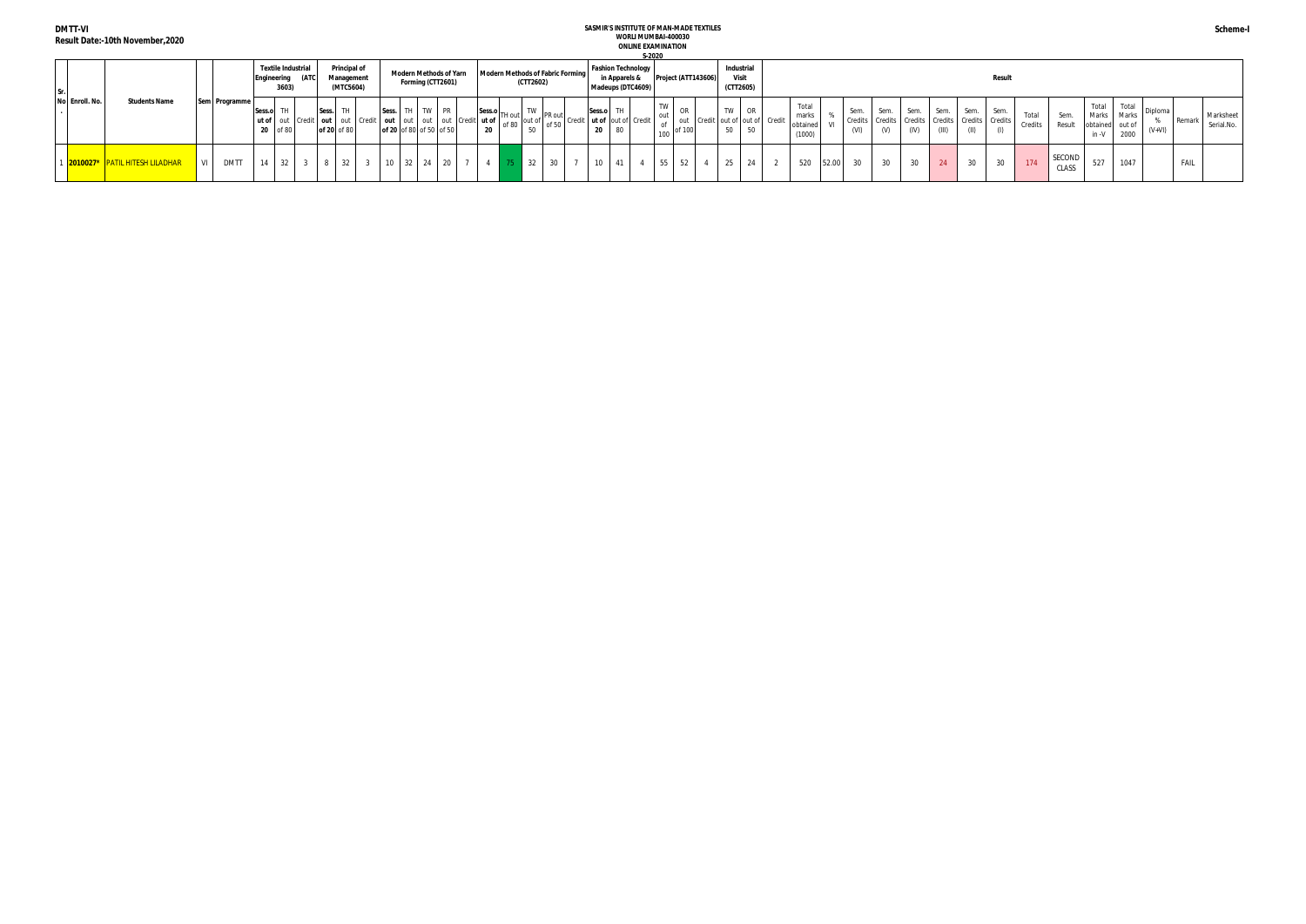DMTT-VI
Result Date:-10th November,2020

SASMIR'S INSTITUTE OF MAN-MADE TEXTILES
WORLI MUMBAI-400030
ONLINE EXAMINATION
S-2020

Scheme-I

| Sr. No. | Enroll. No. | Students Name | Sem | Programme | Textile Industrial Engineering (ATC 3603) | | | Principal of Management (MTC5604) | | | Modern Methods of Yarn Forming (CTT2601) | | | | | Modern Methods of Fabric Forming (CTT2602) | | | | | Fashion Technology in Apparels & Madeups (DTC4609) | | | Project (ATT143606) | | | Industrial Visit (CTT2605) | | | Result | | | | | | | | | | | | | | | | |
|---|---|---|---|---|---|---|---|---|---|---|---|---|---|---|---|---|---|---|---|---|---|---|---|---|---|---|---|---|---|---|---|---|---|---|---|---|---|---|---|---|---|---|---|---|---|
| | | | | | Sess.out of 20 | TH out of 80 | Credit | Sess. out of 20 | TH out of 80 | Credit | Sess. out of 20 | TH out of 80 | TW out of 50 | PR out of 50 | Credit | Sess.out of 20 | TH out of 80 | TW out of 50 | PR out of 50 | Credit | Sess.out of 20 | TH out of 80 | Credit | TW out of 100 | OR out of 100 | Credit | TW out of 50 | OR out of 50 | Credit | Total marks obtained (1000) | % VI | Sem. Credits (VI) | Sem. Credits (V) | Sem. Credits (IV) | Sem. Credits (III) | Sem. Credits (II) | Sem. Credits (I) | Total Credits | Sem. Result | Total Marks obtained in -V | Total Marks out of 2000 | Diploma % (V+VI) | Remark | Marksheet Serial.No. |
| 1 | 2010027* | PATIL HITESH LILADHAR | VI | DMTT | 14 | 32 | 3 | 8 | 32 | 3 | 10 | 32 | 24 | 20 | 7 | 4 | 75 | 32 | 30 | 7 | 10 | 41 | 4 | 55 | 52 | 4 | 25 | 24 | 2 | 520 | 52.00 | 30 | 30 | 30 | 24 | 30 | 30 | 174 | SECOND CLASS | 527 | 1047 | | FAIL | |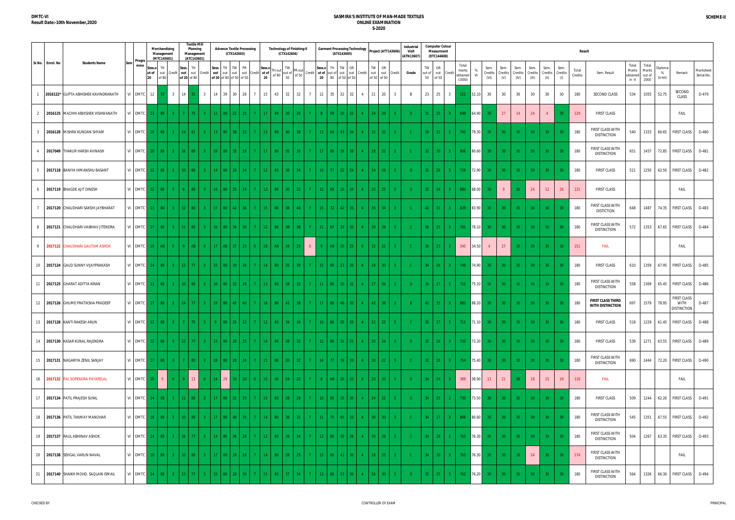DMTC-VI
Result Date:-10th November,2020

# SASMIRA'S INSTITUTE OF MAN-MADE TEXTILES
## ONLINE EXAMINATION
## S-2020

SCHEME-II

| Sr.No. | Enrol. No | Students Name | Sem | Programme | Merchandising Management (MTC145601) | | | Textile Mill Planning Management (ATC143601) | | | Advance Textile Processing (CTX142603) | | | | | Technology of Finishing-II (CTX142604) | | | | | Garment Processing Technology (ATX143605) | | | | | Project (ATT143606) | | | Industrial Visit (ATN13607) | Computer Colour Measurement (DTC144608) | | | Result | | | | | | | | | | | | | | | |
|---|---|---|---|---|---|---|---|---|---|---|---|---|---|---|---|---|---|---|---|---|---|---|---|---|---|---|---|---|---|---|---|---|---|---|---|---|---|---|---|---|---|---|---|---|---|---|---|
| | | | | | Sess. out of 20 | TH out of 80 | Credit | Sess. out of 20 | TH out of 80 | Credit | Sess. out of 20 | TH out of 80 | TW out of 50 | PR out of 50 | Credit | Sess. out of 20 | TH out of 80 | TW out of 50 | PR out of 50 | Credit | Sess. out of 20 | TH out of 80 | TW out of 50 | OR out of 50 | Credit | TW out of 50 | OR out of 50 | Credit | Grade | TW out of 50 | OR out of 50 | Credit | Total marks obtained (1000) | % VI | Sem. Credits (VI) | Sem. Credits (V) | Sem. Credits (IV) | Sem. Credits (III) | Sem. Credits (II) | Sem. Credits (I) | Total Credits | Sem. Result | Total Marks obtained in -V | Total Marks out of 2000 | Diploma % (V+VI) | Remark | Marksheet Serial.No. |
| 1 | 2016122* | GUPTA ABHISHEK KAVINDRANATH | VI | DMTC | 12 | 32 | 3 | 14 | 32 | 3 | 14 | 39 | 30 | 26 | 7 | 15 | 43 | 32 | 32 | 7 | 12 | 35 | 32 | 32 | 4 | 21 | 20 | 3 | B | 23 | 25 | 3 | 521 | 52.10 | 30 | 30 | 30 | 30 | 30 | 30 | 180 | SECOND CLASS | 534 | 1055 | 52.75 | SECOND CLASS | D-479 |
| 2 | 2016125 | MACHHI ABHISHEK VISHWANATH | VI | DMTC | 13 | 80 | 3 | 7 | 75 | 3 | 12 | 80 | 22 | 25 | 7 | 17 | 69 | 20 | 20 | 7 | 8 | 59 | 20 | 22 | 4 | 24 | 20 | 3 | D | 31 | 25 | 3 | 649 | 64.90 | 30 | 27 | 14 | 24 | 4 | 30 | 129 | FIRST CLASS | | | | FAIL | |
| 3 | 2016128 | MISHRA KUNDAN SHYAM | VI | DMTC | 15 | 80 | 3 | 14 | 61 | 3 | 13 | 80 | 38 | 32 | 7 | 15 | 80 | 40 | 38 | 7 | 12 | 64 | 43 | 34 | 4 | 32 | 32 | 3 | C | 38 | 32 | 3 | 793 | 79.30 | 30 | 30 | 30 | 30 | 30 | 30 | 180 | FIRST CLASS WITH DISTINCTION | 540 | 1333 | 66.65 | FIRST CLASS | D-480 |
| 4 | 2017049 | THAKUR HARSH AVINASH | VI | DMTC | 20 | 80 | 3 | 16 | 80 | 3 | 19 | 80 | 35 | 28 | 7 | 17 | 80 | 35 | 30 | 7 | 17 | 80 | 39 | 38 | 4 | 28 | 22 | 3 | C | 32 | 30 | 3 | 806 | 80.60 | 30 | 30 | 30 | 30 | 30 | 30 | 180 | FIRST CLASS WITH DISTINCTION | 651 | 1457 | 72.85 | FIRST CLASS | D-481 |
| 5 | 2017118 | BANIYA HIMANSHU BASANT | VI | DMTC | 12 | 80 | 3 | 10 | 80 | 3 | 14 | 80 | 26 | 24 | 7 | 12 | 80 | 36 | 34 | 7 | 10 | 77 | 22 | 24 | 4 | 24 | 26 | 3 | D | 32 | 26 | 3 | 729 | 72.90 | 30 | 30 | 30 | 30 | 30 | 30 | 180 | FIRST CLASS | 521 | 1250 | 62.50 | FIRST CLASS | D-482 |
| 6 | 2017119 | BHAGDE AJIT DINESH | VI | DMTC | 12 | 80 | 3 | 6 | 80 | 3 | 14 | 80 | 25 | 24 | 7 | 13 | 80 | 20 | 22 | 7 | 12 | 69 | 20 | 20 | 4 | 22 | 25 | 3 | D | 32 | 24 | 3 | 680 | 68.00 | 30 | 9 | 30 | 24 | 12 | 26 | 131 | FIRST CLASS | | | | FAIL | |
| 7 | 2017120 | CHAUDHARI SAKSHI JAYBHARAT | VI | DMTC | 13 | 80 | 3 | 12 | 80 | 3 | 17 | 80 | 42 | 36 | 7 | 15 | 80 | 38 | 40 | 7 | 15 | 72 | 42 | 35 | 4 | 35 | 34 | 3 | C | 42 | 31 | 3 | 839 | 83.90 | 30 | 30 | 30 | 30 | 30 | 30 | 180 | FIRST CLASS WITH DISTICTION | 648 | 1487 | 74.35 | FIRST CLASS | D-483 |
| 8 | 2017121 | CHAUDHARI VAIBHAV JITENDRA | VI | DMTC | 17 | 80 | 3 | 11 | 80 | 3 | 16 | 80 | 34 | 30 | 7 | 12 | 80 | 39 | 38 | 7 | 11 | 67 | 33 | 32 | 4 | 30 | 28 | 3 | C | 38 | 25 | 3 | 781 | 78.10 | 30 | 30 | 30 | 30 | 30 | 30 | 180 | FIRST CLASS WITH DISTINCTION | 572 | 1353 | 67.65 | FIRST CLASS | D-484 |
| 9 | 2017122 | CHAUDHARI GAUTAM ASHOK | VI | DMTC | 15 | AB | 0 | 9 | AB | 0 | 17 | AB | 37 | 25 | 0 | 16 | AB | 34 | 25 | 0 | 9 | AB | 20 | 25 | 0 | 32 | 22 | 3 | C | 36 | 23 | 3 | 345 | 34.50 | 4 | 27 | 30 | 30 | 30 | 30 | 151 | FAIL | | | | FAIL | |
| 10 | 2017124 | GAUD SUNNY VIJAYPRAKASH | VI | DMTC | 14 | 80 | 3 | 12 | 77 | 3 | 15 | 80 | 30 | 26 | 7 | 14 | 80 | 25 | 30 | 7 | 15 | 80 | 23 | 30 | 4 | 28 | 30 | 3 | C | 34 | 26 | 3 | 749 | 74.90 | 30 | 30 | 30 | 30 | 30 | 30 | 180 | FIRST CLASS | 610 | 1359 | 67.95 | FIRST CLASS | D-485 |
| 11 | 2017125 | GHARAT ADITYA KIRAN | VI | DMTC | 13 | 80 | 3 | 10 | 80 | 3 | 16 | 80 | 32 | 28 | 7 | 13 | 80 | 28 | 32 | 7 | 11 | 80 | 20 | 32 | 4 | 27 | 26 | 3 | D | 36 | 27 | 3 | 751 | 75.10 | 30 | 30 | 30 | 30 | 30 | 30 | 180 | FIRST CLASS WITH DISTINCTION | 558 | 1309 | 65.45 | FIRST CLASS | D-486 |
| 12 | 2017126 | GHUME PRATIKSHA PRADEEP | VI | DMTC | 17 | 80 | 3 | 14 | 77 | 3 | 19 | 80 | 45 | 40 | 7 | 16 | 80 | 41 | 38 | 7 | 17 | 80 | 46 | 35 | 4 | 42 | 38 | 3 | B | 42 | 35 | 3 | 882 | 88.20 | 30 | 30 | 30 | 30 | 30 | 30 | 180 | **FIRST CLASS THIRD WITH DISTINCTION** | 697 | 1579 | 78.95 | FIRST CLASS WITH DISTINCTION | D-487 |
| 13 | 2017128 | KANTI RAKESH ARUN | VI | DMTC | 12 | 80 | 3 | 7 | 75 | 3 | 8 | 80 | 25 | 22 | 7 | 12 | 80 | 34 | 30 | 7 | 10 | 80 | 20 | 33 | 4 | 22 | 22 | 3 | C | 32 | 27 | 3 | 711 | 71.10 | 30 | 30 | 30 | 30 | 30 | 30 | 180 | FIRST CLASS | 518 | 1229 | 61.45 | FIRST CLASS | D-488 |
| 14 | 2017130 | KASAR KUNAL RAJENDRA | VI | DMTC | 12 | 80 | 3 | 12 | 77 | 3 | 13 | 80 | 28 | 25 | 7 | 14 | 80 | 28 | 32 | 7 | 12 | 80 | 31 | 21 | 4 | 25 | 24 | 3 | D | 32 | 26 | 3 | 732 | 73.20 | 30 | 30 | 30 | 30 | 30 | 30 | 180 | FIRST CLASS | 539 | 1271 | 63.55 | FIRST CLASS | D-489 |
| 15 | 2017131 | NAGARIYA ZENIL SANJAY | VI | DMTC | 17 | 80 | 3 | 7 | 80 | 3 | 19 | 80 | 28 | 24 | 7 | 15 | 80 | 20 | 32 | 7 | 14 | 77 | 39 | 30 | 4 | 30 | 22 | 3 | C | 32 | 28 | 3 | 754 | 75.40 | 30 | 30 | 30 | 30 | 30 | 30 | 180 | FIRST CLASS WITH DISTINCTION | 690 | 1444 | 72.20 | FIRST CLASS | D-490 |
| 16 | 2017132 | PAL SOPENDRA PAYARELAL | VI | DMTC | 15 | 5 | 0 | 9 | 13 | 0 | 14 | 29 | 30 | 20 | 0 | 15 | 40 | 24 | 22 | 7 | 8 | AB | 20 | 22 | 0 | 25 | 20 | 3 | D | 34 | 24 | 3 | 389 | 38.90 | 13 | 21 | 30 | 18 | 15 | 19 | 116 | FAIL | | | | FAIL | |
| 17 | 2017134 | PATIL PRAJESH SUNIL | VI | DMTC | 14 | 80 | 3 | 11 | 80 | 3 | 17 | 80 | 32 | 25 | 7 | 15 | 80 | 28 | 28 | 7 | 10 | 80 | 20 | 30 | 4 | 24 | 22 | 3 | D | 34 | 25 | 3 | 735 | 73.50 | 30 | 30 | 30 | 30 | 30 | 30 | 180 | FIRST CLASS | 509 | 1244 | 62.20 | FIRST CLASS | D-491 |
| 18 | 2017136 | PATIL TANMAY MANOHAR | VI | DMTC | 18 | 80 | 3 | 10 | 80 | 3 | 17 | 80 | 40 | 35 | 7 | 14 | 80 | 36 | 32 | 7 | 11 | 75 | 45 | 32 | 4 | 30 | 30 | 3 | C | 34 | 27 | 3 | 806 | 80.60 | 30 | 30 | 30 | 30 | 30 | 30 | 180 | FIRST CLASS WITH DISTINCTION | 545 | 1351 | 67.55 | FIRST CLASS | D-492 |
| 19 | 2017137 | RAUL ABHINAV ASHOK | VI | DMTC | 14 | 80 | 3 | 16 | 77 | 3 | 14 | 80 | 36 | 28 | 7 | 12 | 80 | 26 | 34 | 7 | 12 | 80 | 30 | 26 | 4 | 30 | 26 | 3 | C | 34 | 28 | 3 | 763 | 76.30 | 30 | 30 | 30 | 30 | 30 | 30 | 180 | FIRST CLASS WITH DISTINCTION | 504 | 1267 | 63.35 | FIRST CLASS | D-493 |
| 20 | 2017138 | SEHGAL VARUN NAVAL | VI | DMTC | 10 | 80 | 3 | 10 | 80 | 3 | 17 | 80 | 28 | 28 | 7 | 14 | 80 | 28 | 25 | 7 | 15 | 80 | 41 | 30 | 4 | 28 | 25 | 3 | C | 34 | 30 | 3 | 763 | 76.30 | 30 | 30 | 30 | 24 | 30 | 30 | 174 | FIRST CLASS WITH DISTINCTION | | | | FAIL | |
| 21 | 2017140 | SHAIKH MOHD. SAQLAIN ISMAIL | VI | DMTC | 14 | 80 | 3 | 13 | 77 | 3 | 15 | 80 | 28 | 30 | 7 | 15 | 80 | 37 | 34 | 7 | 13 | 80 | 23 | 30 | 4 | 26 | 30 | 3 | D | 32 | 25 | 3 | 762 | 76.20 | 30 | 30 | 30 | 30 | 30 | 30 | 180 | FIRST CLASS WITH DISTINCTION | 564 | 1326 | 66.30 | FIRST CLASS | D-494 |

CHECKED BY &nbsp;&nbsp;&nbsp;&nbsp; CONTROLLER OF EXAM &nbsp;&nbsp;&nbsp;&nbsp; PRINCIPAL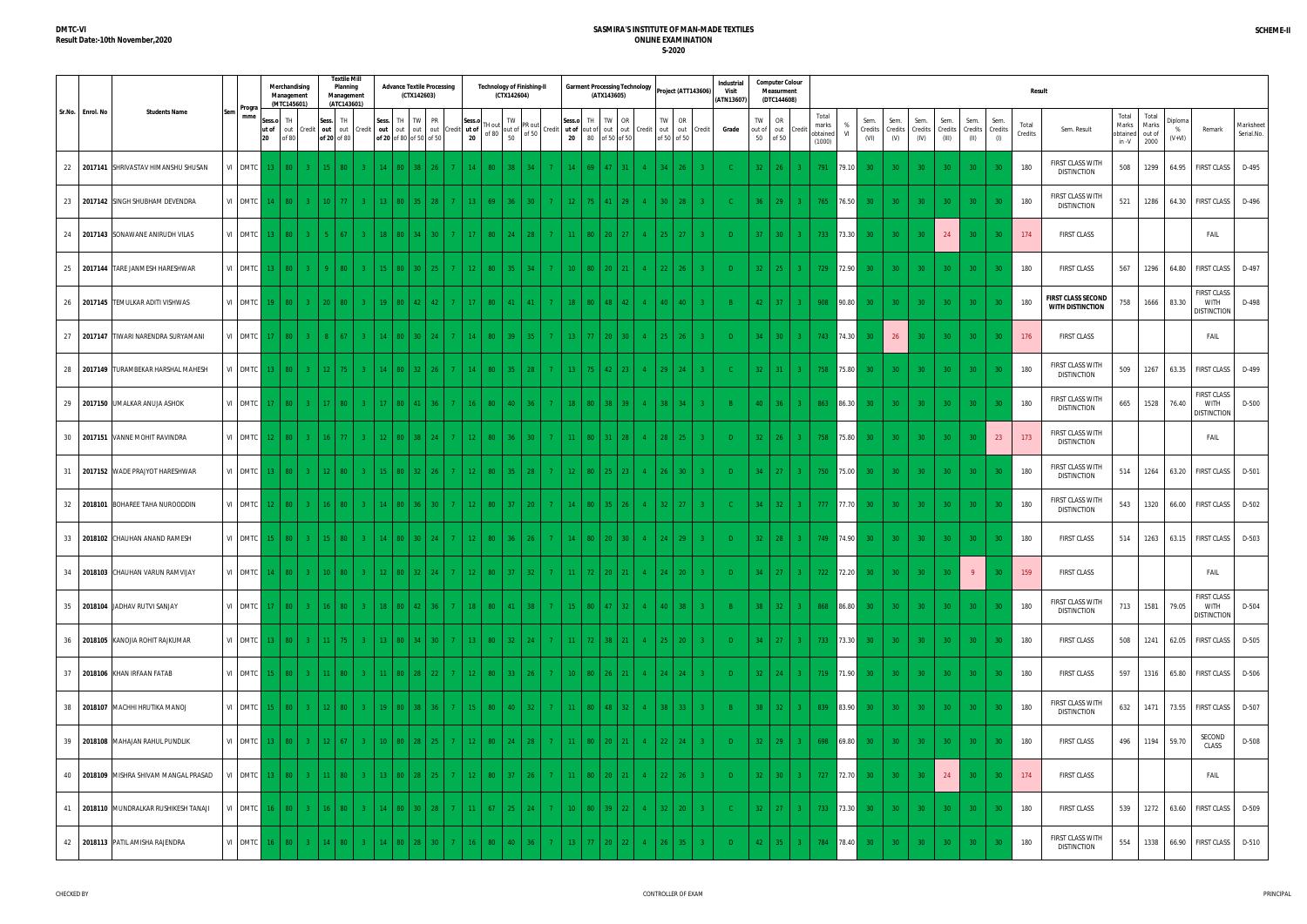**DMTC-VI**
**Result Date:-10th November,2020**

# SASMIRA'S INSTITUTE OF MAN-MADE TEXTILES
## ONLINE EXAMINATION
## S-2020

**SCHEME-II**

| Sr.No. | Enrol. No | Students Name | Sem | Programme | Merchandising Management (MTC145601) | | | Textile Mill Planning Management (ATC143601) | | | Advance Textile Processing (CTX142603) | | | | | Technology of Finishing-II (CTX142604) | | | | | Garment Processing Technology (ATX143605) | | | | | Project (ATT143606) | | | Industrial Visit (ATN13607) | Computer Colour Measurment (DTC144608) | | | Result | | | | | | | | | | | | | | | | |
|---|---|---|---|---|---|---|---|---|---|---|---|---|---|---|---|---|---|---|---|---|---|---|---|---|---|---|---|---|---|---|---|---|---|---|---|---|---|---|---|---|---|---|---|---|---|---|---|---|---|
| | | | | | Sess.out of 20 | TH out of 80 | Credit | Sess. out of 20 | TH out of 80 | Credit | Sess. out of 20 | TH out of 80 | TW out of 50 | PR out of 50 | Credit | Sess.out of 20 | TH out of 80 | TW out of 50 | PR out of 50 | Credit | Sess.out of 20 | TH out of 80 | TW out of 50 | OR out of 50 | Credit | TW out of 50 | OR out of 50 | Credit | Grade | TW out of 50 | OR out of 50 | Credit | Total marks obtained (1000) | % VI | Sem. Credits (VI) | Sem. Credits (V) | Sem. Credits (IV) | Sem. Credits (III) | Sem. Credits (II) | Sem. Credits (I) | Total Credits | Sem. Result | Total Marks obtained in -V | Total Marks out of 2000 | Diploma % (V+VI) | Remark | Marksheet Serial.No. |
| 22 | 2017141 | SHRIVASTAV HIMANSHU SHUSAN | VI | DMTC | 13 | 80 | 3 | 15 | 80 | 3 | 14 | 80 | 38 | 26 | 7 | 14 | 80 | 38 | 34 | 7 | 14 | 69 | 47 | 31 | 4 | 34 | 26 | 3 | C | 32 | 26 | 3 | 791 | 79.10 | 30 | 30 | 30 | 30 | 30 | 30 | 180 | FIRST CLASS WITH DISTINCTION | 508 | 1299 | 64.95 | FIRST CLASS | D-495 |
| 23 | 2017142 | SINGH SHUBHAM DEVENDRA | VI | DMTC | 14 | 80 | 3 | 10 | 77 | 3 | 13 | 80 | 35 | 28 | 7 | 13 | 69 | 36 | 30 | 7 | 12 | 75 | 41 | 29 | 4 | 30 | 28 | 3 | C | 36 | 29 | 3 | 765 | 76.50 | 30 | 30 | 30 | 30 | 30 | 30 | 180 | FIRST CLASS WITH DISTINCTION | 521 | 1286 | 64.30 | FIRST CLASS | D-496 |
| 24 | 2017143 | SONAWANE ANIRUDH VILAS | VI | DMTC | 13 | 80 | 3 | 5 | 67 | 3 | 18 | 80 | 34 | 30 | 7 | 17 | 80 | 24 | 28 | 7 | 11 | 80 | 20 | 27 | 4 | 25 | 27 | 3 | D | 37 | 30 | 3 | 733 | 73.30 | 30 | 30 | 30 | 24 | 30 | 30 | 174 | FIRST CLASS | | | | FAIL | |
| 25 | 2017144 | TARE JANMESH HARESHWAR | VI | DMTC | 13 | 80 | 3 | 9 | 80 | 3 | 15 | 80 | 30 | 25 | 7 | 12 | 80 | 35 | 34 | 7 | 10 | 80 | 20 | 21 | 4 | 22 | 26 | 3 | D | 32 | 25 | 3 | 729 | 72.90 | 30 | 30 | 30 | 30 | 30 | 30 | 180 | FIRST CLASS | 567 | 1296 | 64.80 | FIRST CLASS | D-497 |
| 26 | 2017145 | TEMULKAR ADITI VISHWAS | VI | DMTC | 19 | 80 | 3 | 20 | 80 | 3 | 19 | 80 | 42 | 42 | 7 | 17 | 80 | 41 | 41 | 7 | 18 | 80 | 48 | 42 | 4 | 40 | 40 | 3 | B | 42 | 37 | 3 | 908 | 90.80 | 30 | 30 | 30 | 30 | 30 | 30 | 180 | **FIRST CLASS SECOND WITH DISTINCTION** | 758 | 1666 | 83.30 | FIRST CLASS WITH DISTINCTION | D-498 |
| 27 | 2017147 | TIWARI NARENDRA SURYAMANI | VI | DMTC | 17 | 80 | 3 | 8 | 67 | 3 | 14 | 80 | 30 | 24 | 7 | 14 | 80 | 39 | 35 | 7 | 13 | 77 | 20 | 30 | 4 | 25 | 26 | 3 | D | 34 | 30 | 3 | 743 | 74.30 | 30 | 26 | 30 | 30 | 30 | 30 | 176 | FIRST CLASS | | | | FAIL | |
| 28 | 2017149 | TURAMBEKAR HARSHAL MAHESH | VI | DMTC | 13 | 80 | 3 | 12 | 75 | 3 | 14 | 80 | 32 | 26 | 7 | 14 | 80 | 35 | 28 | 7 | 13 | 75 | 42 | 23 | 4 | 29 | 24 | 3 | C | 32 | 31 | 3 | 758 | 75.80 | 30 | 30 | 30 | 30 | 30 | 30 | 180 | FIRST CLASS WITH DISTINCTION | 509 | 1267 | 63.35 | FIRST CLASS | D-499 |
| 29 | 2017150 | UMALKAR ANUJA ASHOK | VI | DMTC | 17 | 80 | 3 | 17 | 80 | 3 | 17 | 80 | 41 | 36 | 7 | 16 | 80 | 40 | 36 | 7 | 18 | 80 | 38 | 39 | 4 | 38 | 34 | 3 | B | 40 | 36 | 3 | 863 | 86.30 | 30 | 30 | 30 | 30 | 30 | 30 | 180 | FIRST CLASS WITH DISTINCTION | 665 | 1528 | 76.40 | FIRST CLASS WITH DISTINCTION | D-500 |
| 30 | 2017151 | VANNE MOHIT RAVINDRA | VI | DMTC | 12 | 80 | 3 | 16 | 77 | 3 | 12 | 80 | 38 | 24 | 7 | 12 | 80 | 36 | 30 | 7 | 11 | 80 | 31 | 28 | 4 | 28 | 25 | 3 | D | 32 | 26 | 3 | 758 | 75.80 | 30 | 30 | 30 | 30 | 30 | 23 | 173 | FIRST CLASS WITH DISTINCTION | | | | FAIL | |
| 31 | 2017152 | WADE PRAJYOT HARESHWAR | VI | DMTC | 13 | 80 | 3 | 12 | 80 | 3 | 15 | 80 | 32 | 26 | 7 | 12 | 80 | 35 | 28 | 7 | 12 | 80 | 25 | 23 | 4 | 26 | 30 | 3 | D | 34 | 27 | 3 | 750 | 75.00 | 30 | 30 | 30 | 30 | 30 | 30 | 180 | FIRST CLASS WITH DISTINCTION | 514 | 1264 | 63.20 | FIRST CLASS | D-501 |
| 32 | 2018101 | BOHAREE TAHA NUROODDIN | VI | DMTC | 12 | 80 | 3 | 16 | 80 | 3 | 14 | 80 | 36 | 30 | 7 | 12 | 80 | 37 | 20 | 7 | 14 | 80 | 35 | 26 | 4 | 32 | 27 | 3 | C | 34 | 32 | 3 | 777 | 77.70 | 30 | 30 | 30 | 30 | 30 | 30 | 180 | FIRST CLASS WITH DISTINCTION | 543 | 1320 | 66.00 | FIRST CLASS | D-502 |
| 33 | 2018102 | CHAUHAN ANAND RAMESH | VI | DMTC | 15 | 80 | 3 | 15 | 80 | 3 | 14 | 80 | 30 | 24 | 7 | 12 | 80 | 36 | 26 | 7 | 14 | 80 | 20 | 30 | 4 | 24 | 29 | 3 | D | 32 | 28 | 3 | 749 | 74.90 | 30 | 30 | 30 | 30 | 30 | 30 | 180 | FIRST CLASS | 514 | 1263 | 63.15 | FIRST CLASS | D-503 |
| 34 | 2018103 | CHAUHAN VARUN RAMVIJAY | VI | DMTC | 14 | 80 | 3 | 10 | 80 | 3 | 12 | 80 | 32 | 24 | 7 | 12 | 80 | 37 | 32 | 7 | 11 | 72 | 20 | 21 | 4 | 24 | 20 | 3 | D | 34 | 27 | 3 | 722 | 72.20 | 30 | 30 | 30 | 30 | 9 | 30 | 159 | FIRST CLASS | | | | FAIL | |
| 35 | 2018104 | JADHAV RUTVI SANJAY | VI | DMTC | 17 | 80 | 3 | 16 | 80 | 3 | 18 | 80 | 42 | 36 | 7 | 18 | 80 | 41 | 38 | 7 | 15 | 80 | 47 | 32 | 4 | 40 | 38 | 3 | B | 38 | 32 | 3 | 868 | 86.80 | 30 | 30 | 30 | 30 | 30 | 30 | 180 | FIRST CLASS WITH DISTINCTION | 713 | 1581 | 79.05 | FIRST CLASS WITH DISTINCTION | D-504 |
| 36 | 2018105 | KANOJIA ROHIT RAJKUMAR | VI | DMTC | 13 | 80 | 3 | 11 | 75 | 3 | 13 | 80 | 34 | 30 | 7 | 13 | 80 | 32 | 24 | 7 | 11 | 72 | 38 | 21 | 4 | 25 | 20 | 3 | D | 34 | 27 | 3 | 733 | 73.30 | 30 | 30 | 30 | 30 | 30 | 30 | 180 | FIRST CLASS | 508 | 1241 | 62.05 | FIRST CLASS | D-505 |
| 37 | 2018106 | KHAN IRFAAN FATAB | VI | DMTC | 15 | 80 | 3 | 11 | 80 | 3 | 11 | 80 | 28 | 22 | 7 | 12 | 80 | 33 | 26 | 7 | 10 | 80 | 26 | 21 | 4 | 24 | 24 | 3 | D | 32 | 24 | 3 | 719 | 71.90 | 30 | 30 | 30 | 30 | 30 | 30 | 180 | FIRST CLASS | 597 | 1316 | 65.80 | FIRST CLASS | D-506 |
| 38 | 2018107 | MACHHI HRUTIKA MANOJ | VI | DMTC | 15 | 80 | 3 | 12 | 80 | 3 | 19 | 80 | 38 | 36 | 7 | 15 | 80 | 40 | 32 | 7 | 11 | 80 | 48 | 32 | 4 | 38 | 33 | 3 | B | 38 | 32 | 3 | 839 | 83.90 | 30 | 30 | 30 | 30 | 30 | 30 | 180 | FIRST CLASS WITH DISTINCTION | 632 | 1471 | 73.55 | FIRST CLASS | D-507 |
| 39 | 2018108 | MAHAJAN RAHUL PUNDLIK | VI | DMTC | 13 | 80 | 3 | 12 | 67 | 3 | 10 | 80 | 28 | 25 | 7 | 12 | 80 | 24 | 28 | 7 | 11 | 80 | 20 | 21 | 4 | 22 | 24 | 3 | D | 32 | 29 | 3 | 698 | 69.80 | 30 | 30 | 30 | 30 | 30 | 30 | 180 | FIRST CLASS | 496 | 1194 | 59.70 | SECOND CLASS | D-508 |
| 40 | 2018109 | MISHRA SHIVAM MANGAL PRASAD | VI | DMTC | 13 | 80 | 3 | 11 | 80 | 3 | 13 | 80 | 28 | 25 | 7 | 12 | 80 | 37 | 26 | 7 | 11 | 80 | 20 | 21 | 4 | 22 | 26 | 3 | D | 32 | 30 | 3 | 727 | 72.70 | 30 | 30 | 30 | 24 | 30 | 30 | 174 | FIRST CLASS | | | | FAIL | |
| 41 | 2018110 | MUNDRALKAR RUSHIKESH TANAJI | VI | DMTC | 16 | 80 | 3 | 16 | 80 | 3 | 14 | 80 | 30 | 28 | 7 | 11 | 67 | 25 | 24 | 7 | 10 | 80 | 39 | 22 | 4 | 32 | 20 | 3 | C | 32 | 27 | 3 | 733 | 73.30 | 30 | 30 | 30 | 30 | 30 | 30 | 180 | FIRST CLASS | 539 | 1272 | 63.60 | FIRST CLASS | D-509 |
| 42 | 2018113 | PATIL AMISHA RAJENDRA | VI | DMTC | 16 | 80 | 3 | 14 | 80 | 3 | 14 | 80 | 28 | 30 | 7 | 16 | 80 | 40 | 36 | 7 | 13 | 77 | 20 | 22 | 4 | 26 | 35 | 3 | D | 42 | 35 | 3 | 784 | 78.40 | 30 | 30 | 30 | 30 | 30 | 30 | 180 | FIRST CLASS WITH DISTINCTION | 554 | 1338 | 66.90 | FIRST CLASS | D-510 |

CHECKED BY &nbsp;&nbsp;&nbsp;&nbsp; CONTROLLER OF EXAM &nbsp;&nbsp;&nbsp;&nbsp; PRINCIPAL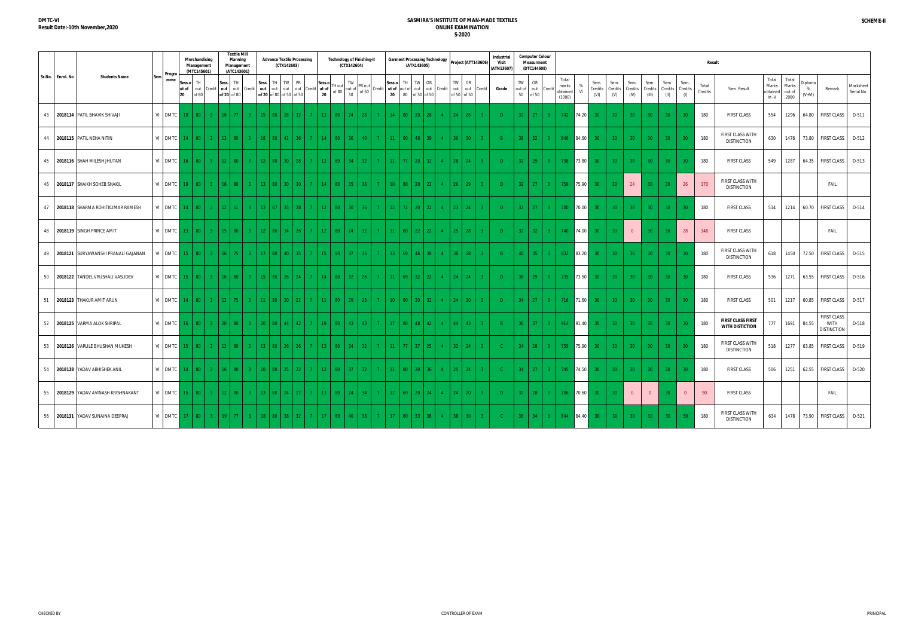**DMTC-VI**
**Result Date:-10th November,2020**

# SASMIRA'S INSTITUTE OF MAN-MADE TEXTILES
## ONLINE EXAMINATION
## S-2020

**SCHEME-II**

| Sr.No. | Enrol. No | Students Name | Sem | Programme | Merchandising Management (MTC145601) | | | Textile Mill Planning Management (ATC143601) | | | Advance Textile Processing (CTX142603) | | | | | Technology of Finishing-II (CTX142604) | | | | | Garment Processing Technology (ATX143605) | | | | | Project (ATT143606) | | | Industrial Visit (ATN13607) | Computer Colour Measurment (DTC144608) | | | Result | | | | | | | | | | | | | | | | |
|---|---|---|---|---|---|---|---|---|---|---|---|---|---|---|---|---|---|---|---|---|---|---|---|---|---|---|---|---|---|---|---|---|---|---|---|---|---|---|---|---|---|---|---|---|---|---|---|---|---|
| | | | | | Sess.out of 20 | TH out of 80 | Credit | Sess. out of 20 | TH out of 80 | Credit | Sess. out of 20 | TH out of 80 | TW out of 50 | PR out of 50 | Credit | Sess.out of 20 | TH out of 80 | TW out of 50 | PR out of 50 | Credit | Sess.out of 20 | TH out of 80 | TW out of 50 | OR out of 50 | Credit | TW out of 50 | OR out of 50 | Credit | Grade | TW out of 50 | OR out of 50 | Credit | Total marks obtained (1000) | % VI | Sem. Credits (VI) | Sem. Credits (V) | Sem. Credits (IV) | Sem. Credits (III) | Sem. Credits (II) | Sem. Credits (I) | Total Credits | Sem. Result | Total Marks obtained in -V | Total Marks out of 2000 | Diploma % (V+VI) | Remark | Marksheet Serial.No. |
| 43 | 2018114 | PATIL BHAVIK SHIVAJI | VI | DMTC | 18 | 80 | 3 | 16 | 77 | 3 | 15 | 80 | 28 | 32 | 7 | 13 | 80 | 24 | 28 | 7 | 14 | 80 | 20 | 28 | 4 | 24 | 26 | 3 | D | 32 | 27 | 3 | 742 | 74.20 | 30 | 30 | 30 | 30 | 30 | 30 | 180 | FIRST CLASS | 554 | 1296 | 64.80 | FIRST CLASS | D-511 |
| 44 | 2018115 | PATIL NEHA NITIN | VI | DMTC | 14 | 80 | 3 | 13 | 80 | 3 | 18 | 80 | 41 | 36 | 7 | 14 | 80 | 36 | 40 | 7 | 11 | 80 | 48 | 39 | 4 | 36 | 30 | 3 | B | 38 | 32 | 3 | 846 | 84.60 | 30 | 30 | 30 | 30 | 30 | 30 | 180 | FIRST CLASS WITH DISTINCTION | 630 | 1476 | 73.80 | FIRST CLASS | D-512 |
| 45 | 2018116 | SHAH MILESH JHUTAN | VI | DMTC | 16 | 80 | 3 | 12 | 80 | 3 | 12 | 80 | 30 | 28 | 7 | 12 | 69 | 34 | 32 | 7 | 11 | 77 | 20 | 32 | 4 | 28 | 24 | 3 | D | 32 | 29 | 3 | 738 | 73.80 | 30 | 30 | 30 | 30 | 30 | 30 | 180 | FIRST CLASS | 549 | 1287 | 64.35 | FIRST CLASS | D-513 |
| 46 | 2018117 | SHAIKH SOHEB SHAKIL | VI | DMTC | 19 | 80 | 3 | 16 | 80 | 3 | 13 | 80 | 30 | 30 | 7 | 14 | 80 | 35 | 36 | 7 | 10 | 80 | 20 | 22 | 4 | 26 | 29 | 3 | D | 32 | 27 | 3 | 759 | 75.90 | 30 | 30 | 24 | 30 | 30 | 26 | 170 | FIRST CLASS WITH DISTINCTION | | | | FAIL | |
| 47 | 2018118 | SHARMA ROHITKUMAR RAMESH | VI | DMTC | 14 | 80 | 3 | 12 | 61 | 3 | 13 | 67 | 35 | 28 | 7 | 12 | 80 | 30 | 36 | 7 | 12 | 72 | 20 | 22 | 4 | 23 | 24 | 3 | D | 32 | 27 | 3 | 700 | 70.00 | 30 | 30 | 30 | 30 | 30 | 30 | 180 | FIRST CLASS | 514 | 1214 | 60.70 | FIRST CLASS | D-514 |
| 48 | 2018119 | SINGH PRINCE AMIT | VI | DMTC | 13 | 80 | 3 | 15 | 80 | 3 | 12 | 80 | 34 | 26 | 7 | 12 | 80 | 24 | 32 | 7 | 11 | 80 | 22 | 22 | 4 | 25 | 28 | 3 | D | 32 | 32 | 3 | 740 | 74.00 | 30 | 30 | 0 | 30 | 30 | 28 | 148 | FIRST CLASS | | | | FAIL | |
| 49 | 2018121 | SURYAWANSHI PRANALI GAJANAN | VI | DMTC | 15 | 80 | 3 | 16 | 75 | 3 | 17 | 80 | 40 | 35 | 7 | 15 | 80 | 37 | 35 | 7 | 13 | 69 | 46 | 38 | 4 | 38 | 28 | 3 | B | 40 | 35 | 3 | 832 | 83.20 | 30 | 30 | 30 | 30 | 30 | 30 | 180 | FIRST CLASS WITH DISTINCTION | 618 | 1450 | 72.50 | FIRST CLASS | D-515 |
| 50 | 2018122 | TANDEL VRUSHALI VASUDEV | VI | DMTC | 15 | 80 | 3 | 16 | 80 | 3 | 15 | 80 | 26 | 24 | 7 | 14 | 80 | 32 | 26 | 7 | 11 | 69 | 32 | 22 | 4 | 24 | 24 | 3 | D | 36 | 29 | 3 | 735 | 73.50 | 30 | 30 | 30 | 30 | 30 | 30 | 180 | FIRST CLASS | 536 | 1271 | 63.55 | FIRST CLASS | D-516 |
| 51 | 2018123 | THAKUR AMIT ARUN | VI | DMTC | 14 | 80 | 3 | 12 | 75 | 3 | 11 | 80 | 30 | 22 | 7 | 11 | 80 | 29 | 25 | 7 | 10 | 80 | 20 | 32 | 4 | 24 | 20 | 3 | D | 34 | 27 | 3 | 716 | 71.60 | 30 | 30 | 30 | 30 | 30 | 30 | 180 | FIRST CLASS | 501 | 1217 | 60.85 | FIRST CLASS | D-517 |
| 52 | 2018125 | VARMA ALOK SHRIPAL | VI | DMTC | 16 | 80 | 3 | 20 | 80 | 3 | 20 | 80 | 44 | 42 | 7 | 19 | 80 | 43 | 43 | 7 | 17 | 80 | 48 | 42 | 4 | 44 | 43 | 3 | B | 36 | 37 | 3 | 914 | 91.40 | 30 | 30 | 30 | 30 | 30 | 30 | 180 | **FIRST CLASS FIRST WITH DISTICTION** | 777 | 1691 | 84.55 | FIRST CLASS WITH DISTINCTION | D-518 |
| 53 | 2018126 | VARULE BHUSHAN MUKESH | VI | DMTC | 15 | 80 | 3 | 12 | 80 | 3 | 13 | 80 | 26 | 26 | 7 | 13 | 80 | 34 | 32 | 7 | 11 | 77 | 37 | 25 | 4 | 32 | 24 | 3 | C | 34 | 28 | 3 | 759 | 75.90 | 30 | 30 | 30 | 30 | 30 | 30 | 180 | FIRST CLASS WITH DISTINCTION | 518 | 1277 | 63.85 | FIRST CLASS | D-519 |
| 54 | 2018128 | YADAV ABHISHEK ANIL | VI | DMTC | 14 | 80 | 3 | 16 | 80 | 3 | 10 | 80 | 25 | 22 | 7 | 12 | 80 | 37 | 32 | 7 | 11 | 80 | 20 | 36 | 4 | 25 | 24 | 3 | C | 34 | 27 | 3 | 745 | 74.50 | 30 | 30 | 30 | 30 | 30 | 30 | 180 | FIRST CLASS | 506 | 1251 | 62.55 | FIRST CLASS | D-520 |
| 55 | 2018129 | YADAV AVINASH KRISHNAKANT | VI | DMTC | 15 | 80 | 3 | 12 | 80 | 3 | 13 | 80 | 24 | 22 | 7 | 13 | 80 | 24 | 34 | 7 | 12 | 69 | 20 | 24 | 4 | 24 | 20 | 3 | D | 32 | 28 | 3 | 706 | 70.60 | 30 | 30 | 0 | 0 | 30 | 0 | 90 | FIRST CLASS | | | | FAIL | |
| 56 | 2018131 | YADAV SUNAINA DEEPRAJ | VI | DMTC | 17 | 80 | 3 | 19 | 77 | 3 | 18 | 80 | 38 | 32 | 7 | 17 | 80 | 40 | 38 | 7 | 17 | 80 | 33 | 38 | 4 | 38 | 30 | 3 | C | 38 | 34 | 3 | 844 | 84.40 | 30 | 30 | 30 | 30 | 30 | 30 | 180 | FIRST CLASS WITH DISTINCTION | 634 | 1478 | 73.90 | FIRST CLASS | D-521 |

CHECKED BY

CONTROLLER OF EXAM

PRINCIPAL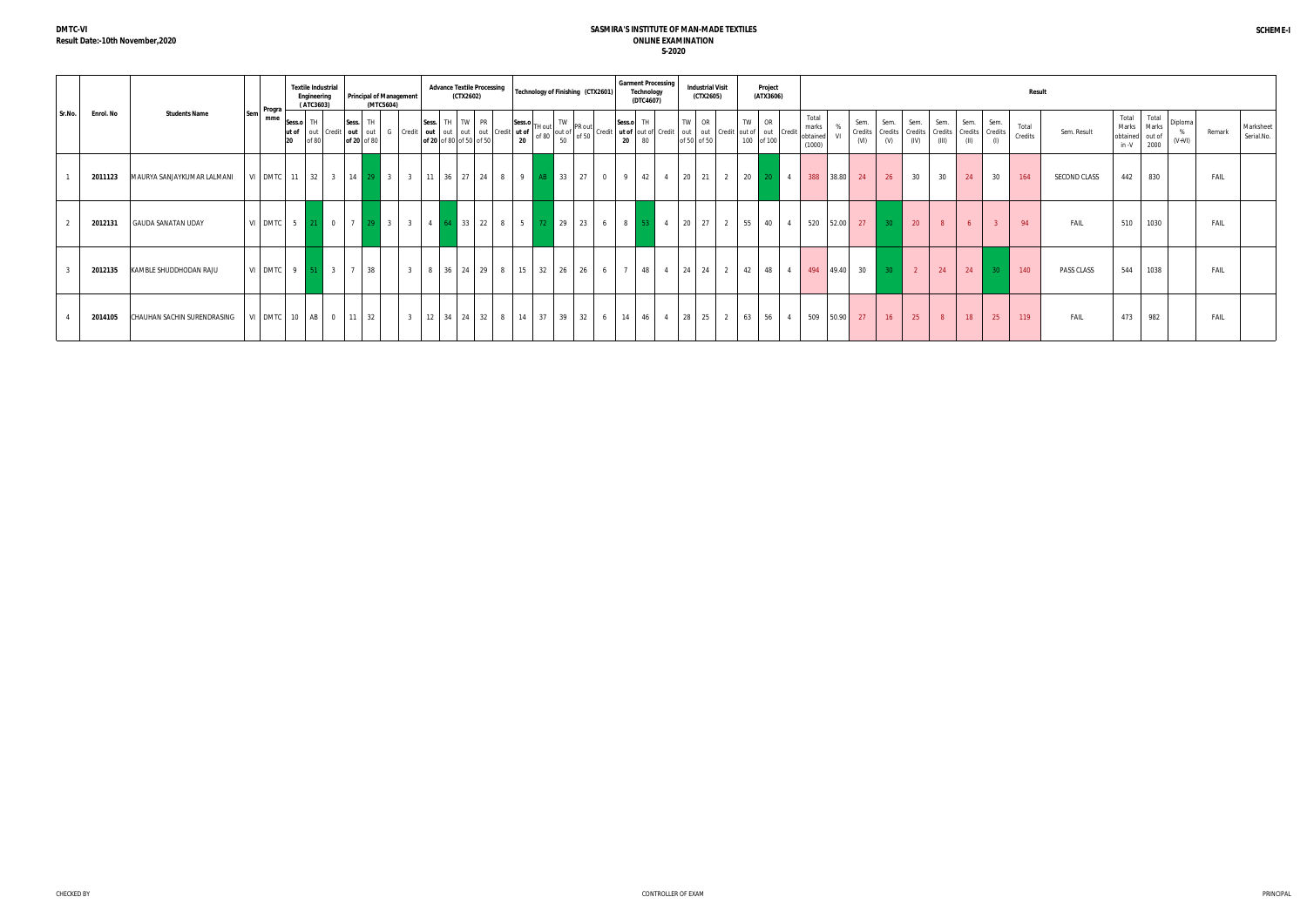DMTC-VI
Result Date:-10th November,2020

# SASMIRA'S INSTITUTE OF MAN-MADE TEXTILES
## ONLINE EXAMINATION
## S-2020

SCHEME-I

| Sr.No. | Enrol. No | Students Name | Sem | Programme | Textile Industrial Engineering (ATC3603) | | | Principal of Management (MTC5604) | | | | Advance Textile Processing (CTX2602) | | | | | Technology of Finishing (CTX2601) | | | | | Garment Processing Technology (DTC4607) | | | Industrial Visit (CTX2605) | | | Project (ATX3606) | | | Result | | | | | | | | | | | | | | | |
|---|---|---|---|---|---|---|---|---|---|---|---|---|---|---|---|---|---|---|---|---|---|---|---|---|---|---|---|---|---|---|---|---|---|---|---|---|---|---|---|---|---|---|---|---|---|---|
| | | | | | Sess.out of 20 | TH out of 80 | Credit | Sess. out of 20 | TH out of 80 | G | Credit | Sess. out of 20 | TH out of 80 | TW out of 50 | PR out of 50 | Credit | Sess.out of 20 | TH out of 80 | TW out of 50 | PR out of 50 | Credit | Sess.out of 20 | TH out of 80 | Credit | TW out of 50 | OR out of 50 | Credit | TW out of 100 | OR out of 100 | Credit | Total marks obtained (1000) | % VI | Sem. Credits (VI) | Sem. Credits (V) | Sem. Credits (IV) | Sem. Credits (III) | Sem. Credits (II) | Sem. Credits (I) | Total Credits | Sem. Result | Total Marks obtained in -V | Total Marks out of 2000 | Diploma % (V+VI) | Remark | Marksheet Serial.No. |
| 1 | 2011123 | MAURYA SANJAYKUMAR LALMANI | VI | DMTC | 11 | 32 | 3 | 14 | 29 | | 3 | 11 | 36 | 27 | 24 | 8 | 9 | AB | 33 | 27 | 0 | 9 | 42 | 4 | 20 | 21 | 2 | 20 | 20 | 4 | 388 | 38.80 | 24 | 26 | 30 | 30 | 24 | 30 | 164 | SECOND CLASS | 442 | 830 | | FAIL | |
| 2 | 2012131 | GAUDA SANATAN UDAY | VI | DMTC | 5 | 21 | 0 | 7 | 29 | | 3 | 4 | 64 | 33 | 22 | 8 | 5 | 72 | 29 | 23 | 6 | 8 | 53 | 4 | 20 | 27 | 2 | 55 | 40 | 4 | 520 | 52.00 | 27 | 30 | 20 | 8 | 6 | 3 | 94 | FAIL | 510 | 1030 | | FAIL | |
| 3 | 2012135 | KAMBLE SHUDDHODAN RAJU | VI | DMTC | 9 | 51 | 3 | 7 | 38 | | 3 | 8 | 36 | 24 | 29 | 8 | 15 | 32 | 26 | 26 | 6 | 7 | 48 | 4 | 24 | 24 | 2 | 42 | 48 | 4 | 494 | 49.40 | 30 | 30 | 2 | 24 | 24 | 30 | 140 | PASS CLASS | 544 | 1038 | | FAIL | |
| 4 | 2014105 | CHAUHAN SACHIN SURENDRASING | VI | DMTC | 10 | AB | 0 | 11 | 32 | | 3 | 12 | 34 | 24 | 32 | 8 | 14 | 37 | 39 | 32 | 6 | 14 | 46 | 4 | 28 | 25 | 2 | 63 | 56 | 4 | 509 | 50.90 | 27 | 16 | 25 | 8 | 18 | 25 | 119 | FAIL | 473 | 982 | | FAIL | |

CHECKED BY | CONTROLLER OF EXAM | PRINCIPAL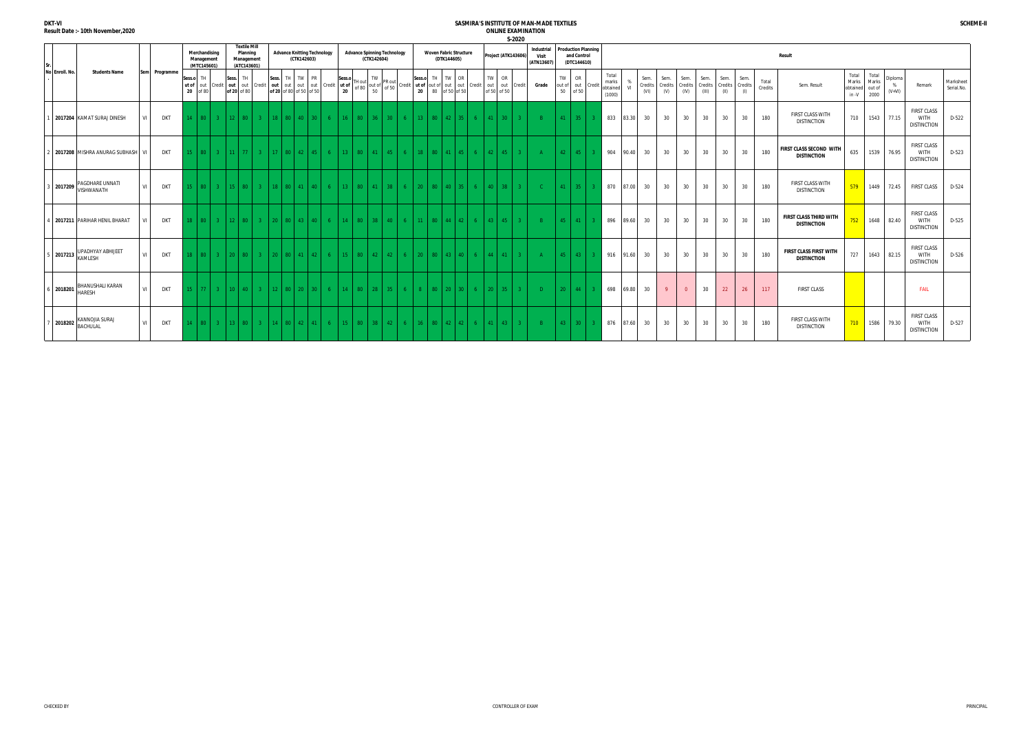**DKT-VI**
**Result Date :- 10th November,2020**

# SASMIRA'S INSTITUTE OF MAN-MADE TEXTILES
## ONLINE EXAMINATION
### S-2020

**SCHEME-II**

| Sr. No. | Enroll. No. | Students Name | Sem | Programme | Merchandising Management (MTC145601) | | | Textile Mill Planning Management (ATC143601) | | | Advance Knitting Technology (CTK142603) | | | | | Advance Spinning Technology (CTK142604) | | | | | Woven Fabric Structure (DTK144605) | | | | | Project (ATK143606) | | | Industrial Visit (ATN13607) | Production Planning and Control (DTC144610) | | | Result | | | | | | | | | | | | | | |
|---|---|---|---|---|---|---|---|---|---|---|---|---|---|---|---|---|---|---|---|---|---|---|---|---|---|---|---|---|---|---|---|---|---|---|---|---|---|---|---|---|---|---|---|---|---|---|---|
| | | | | | Sess.out of 20 | TH out of 80 | Credit | Sess. out of 20 | TH out of 80 | Credit | Sess. out of 20 | TH out of 80 | TW out of 50 | PR out of 50 | Credit | Sess.out of 20 | TH out of 80 | TW out of 50 | PR out of 50 | Credit | Sess.out of 20 | TH out of 80 | TW out of 50 | OR out of 50 | Credit | TW out of 50 | OR out of 50 | Credit | Grade | TW out of 50 | OR out of 50 | Credit | Total marks obtained (1000) | % VI | Sem. Credits (VI) | Sem. Credits (V) | Sem. Credits (IV) | Sem. Credits (III) | Sem. Credits (II) | Sem. Credits (I) | Total Credits | Sem. Result | Total Marks obtained in -V | Total Marks out of 2000 | Diploma % (V+VI) | Remark | Marksheet Serial.No. |
| 1 | 2017204 | KAMAT SURAJ DINESH | VI | DKT | 14 | 80 | 3 | 12 | 80 | 3 | 18 | 80 | 40 | 30 | 6 | 16 | 80 | 36 | 30 | 6 | 13 | 80 | 42 | 35 | 6 | 41 | 30 | 3 | B | 41 | 35 | 3 | 833 | 83.30 | 30 | 30 | 30 | 30 | 30 | 30 | 180 | FIRST CLASS WITH DISTINCTION | 710 | 1543 | 77.15 | FIRST CLASS WITH DISTINCTION | D-522 |
| 2 | 2017208 | MISHRA ANURAG SUBHASH | VI | DKT | 15 | 80 | 3 | 11 | 77 | 3 | 17 | 80 | 42 | 45 | 6 | 13 | 80 | 41 | 45 | 6 | 18 | 80 | 41 | 45 | 6 | 42 | 45 | 3 | A | 42 | 45 | 3 | 904 | 90.40 | 30 | 30 | 30 | 30 | 30 | 30 | 180 | **FIRST CLASS SECOND WITH DISTINCTION** | 635 | 1539 | 76.95 | FIRST CLASS WITH DISTINCTION | D-523 |
| 3 | 2017209 | PAGDHARE UNNATI VISHWANATH | VI | DKT | 15 | 80 | 3 | 15 | 80 | 3 | 18 | 80 | 41 | 40 | 6 | 13 | 80 | 41 | 38 | 6 | 20 | 80 | 40 | 35 | 6 | 40 | 38 | 3 | C | 41 | 35 | 3 | 870 | 87.00 | 30 | 30 | 30 | 30 | 30 | 30 | 180 | FIRST CLASS WITH DISTINCTION | 579 | 1449 | 72.45 | FIRST CLASS | D-524 |
| 4 | 2017211 | PARIHAR HENIL BHARAT | VI | DKT | 18 | 80 | 3 | 12 | 80 | 3 | 20 | 80 | 43 | 40 | 6 | 14 | 80 | 38 | 40 | 6 | 11 | 80 | 44 | 42 | 6 | 43 | 45 | 3 | B | 45 | 41 | 3 | 896 | 89.60 | 30 | 30 | 30 | 30 | 30 | 30 | 180 | **FIRST CLASS THIRD WITH DISTINCTION** | 752 | 1648 | 82.40 | FIRST CLASS WITH DISTINCTION | D-525 |
| 5 | 2017213 | UPADHYAY ABHIJEET KAMLESH | VI | DKT | 18 | 80 | 3 | 20 | 80 | 3 | 20 | 80 | 41 | 42 | 6 | 15 | 80 | 42 | 42 | 6 | 20 | 80 | 43 | 40 | 6 | 44 | 41 | 3 | A | 45 | 43 | 3 | 916 | 91.60 | 30 | 30 | 30 | 30 | 30 | 30 | 180 | **FIRST CLASS FIRST WITH DISTINCTION** | 727 | 1643 | 82.15 | FIRST CLASS WITH DISTINCTION | D-526 |
| 6 | 2018201 | BHANUSHALI KARAN HARESH | VI | DKT | 15 | 77 | 3 | 10 | 40 | 3 | 12 | 80 | 20 | 30 | 6 | 14 | 80 | 28 | 35 | 6 | 8 | 80 | 20 | 30 | 6 | 20 | 35 | 3 | D | 20 | 44 | 3 | 698 | 69.80 | 30 | 9 | 0 | 30 | 22 | 26 | 117 | FIRST CLASS | | | | FAIL | |
| 7 | 2018202 | KANNOJIA SURAJ BACHULAL | VI | DKT | 14 | 80 | 3 | 13 | 80 | 3 | 14 | 80 | 42 | 41 | 6 | 15 | 80 | 38 | 42 | 6 | 16 | 80 | 42 | 42 | 6 | 41 | 43 | 3 | B | 43 | 30 | 3 | 876 | 87.60 | 30 | 30 | 30 | 30 | 30 | 30 | 180 | FIRST CLASS WITH DISTINCTION | 710 | 1586 | 79.30 | FIRST CLASS WITH DISTINCTION | D-527 |

CHECKED BY

CONTROLLER OF EXAM

PRINCIPAL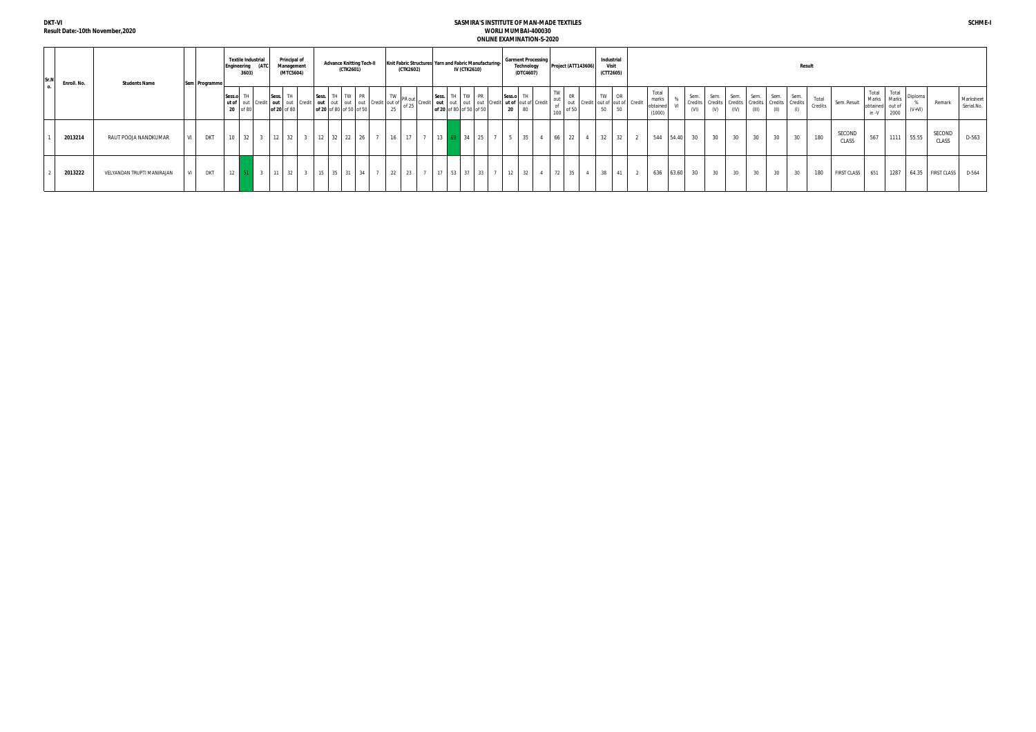**DKT-VI**

**Result Date:-10th November,2020**

**SASMIRA'S INSTITUTE OF MAN-MADE TEXTILES**
**WORLI MUMBAI-400030**
**ONLINE EXAMINATION-S-2020**

**SCHME-I**

| Sr.No. | Enroll. No. | Students Name | Sem | Programme | Textile Industrial Engineering (ATC 3603) | | | Principal of Management (MTC5604) | | | Advance Knitting Tech-II (CTK2601) | | | | | Knit Fabric Structures (CTK2602) | | | Yarn and Fabric Manufacturing-IV (CTK2610) | | | | | Garment Processing Technology (DTC4607) | | | Project (ATT143606) | | | Industrial Visit (CTT2605) | | | Result | | | | | | | | | | | | | | |
|---|---|---|---|---|---|---|---|---|---|---|---|---|---|---|---|---|---|---|---|---|---|---|---|---|---|---|---|---|---|---|---|---|---|---|---|---|---|---|---|---|---|---|---|---|---|---|---|
| | | | | | Sess.out of 20 | TH out of 80 | Credit | Sess. out of 20 | TH out of 80 | Credit | Sess. out of 20 | TH out of 80 | TW out of 50 | PR out of 50 | Credit | TW out of 25 | PR out of 25 | Credit | Sess. out of 20 | TH out of 80 | TW out of 50 | PR out of 50 | Credit | Sess.out of 20 | TH out of 80 | Credit | TW out of 100 | OR out of 50 | Credit | TW out of 50 | OR out of 50 | Credit | Total marks obtained (1000) | % VI | Sem. Credits (VI) | Sem. Credits (V) | Sem. Credits (IV) | Sem. Credits (III) | Sem. Credits (II) | Sem. Credits (I) | Total Credits | Sem. Result | Total Marks obtained in -V | Total Marks out of 2000 | Diploma % (V+VI) | Remark | Marksheet Serial.No. |
| 1 | 2013214 | RAUT POOJA NANDKUMAR | VI | DKT | 10 | 32 | 3 | 12 | 32 | 3 | 12 | 32 | 22 | 26 | 7 | 16 | 17 | 7 | 13 | 69 | 34 | 25 | 7 | 5 | 35 | 4 | 66 | 22 | 4 | 32 | 32 | 2 | 544 | 54.40 | 30 | 30 | 30 | 30 | 30 | 30 | 180 | SECOND CLASS | 567 | 1111 | 55.55 | SECOND CLASS | D-563 |
| 2 | 2013222 | VELYANDAN TRUPTI MANIRAJAN | VI | DKT | 12 | 51 | 3 | 11 | 32 | 3 | 15 | 35 | 31 | 34 | 7 | 22 | 23 | 7 | 17 | 53 | 37 | 33 | 7 | 12 | 32 | 4 | 72 | 35 | 4 | 38 | 41 | 2 | 636 | 63.60 | 30 | 30 | 30 | 30 | 30 | 30 | 180 | FIRST CLASS | 651 | 1287 | 64.35 | FIRST CLASS | D-564 |